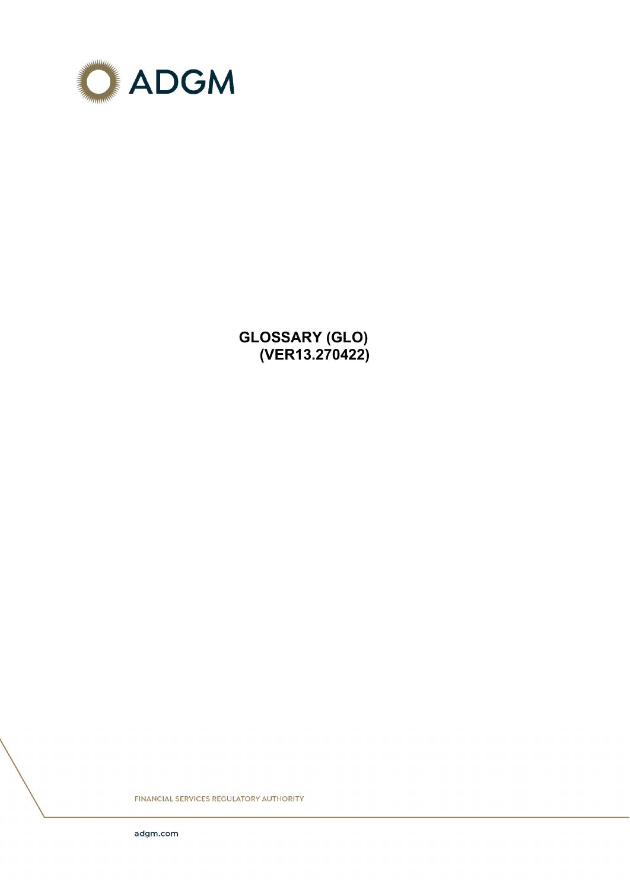ADGM

# GLOSSARY (GLO)
# (VER13.270422)

FINANCIAL SERVICES REGULATORY AUTHORITY

adgm.com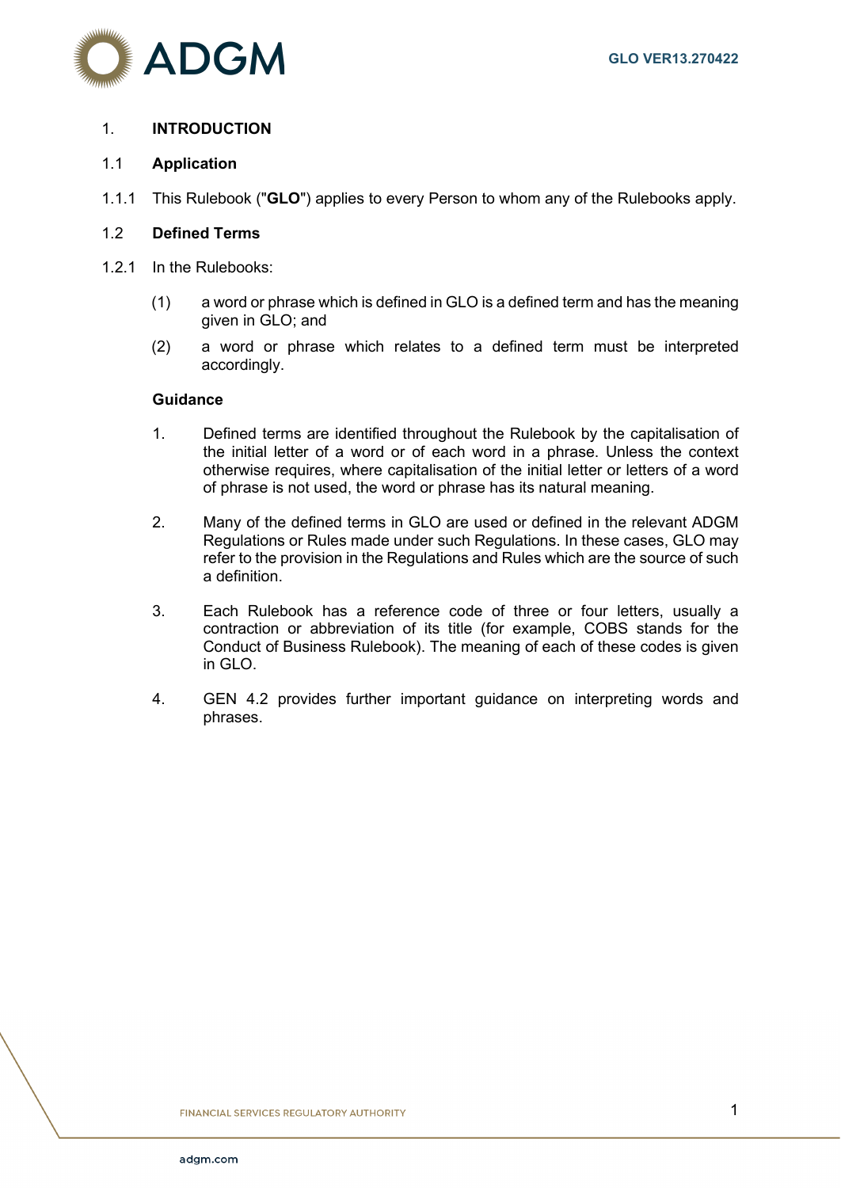# 1. INTRODUCTION

## 1.1 Application

1.1.1 This Rulebook ("**GLO**") applies to every Person to whom any of the Rulebooks apply.

## 1.2 Defined Terms

1.2.1 In the Rulebooks:

(1) a word or phrase which is defined in GLO is a defined term and has the meaning given in GLO; and

(2) a word or phrase which relates to a defined term must be interpreted accordingly.

**Guidance**

1. Defined terms are identified throughout the Rulebook by the capitalisation of the initial letter of a word or of each word in a phrase. Unless the context otherwise requires, where capitalisation of the initial letter or letters of a word of phrase is not used, the word or phrase has its natural meaning.

2. Many of the defined terms in GLO are used or defined in the relevant ADGM Regulations or Rules made under such Regulations. In these cases, GLO may refer to the provision in the Regulations and Rules which are the source of such a definition.

3. Each Rulebook has a reference code of three or four letters, usually a contraction or abbreviation of its title (for example, COBS stands for the Conduct of Business Rulebook). The meaning of each of these codes is given in GLO.

4. GEN 4.2 provides further important guidance on interpreting words and phrases.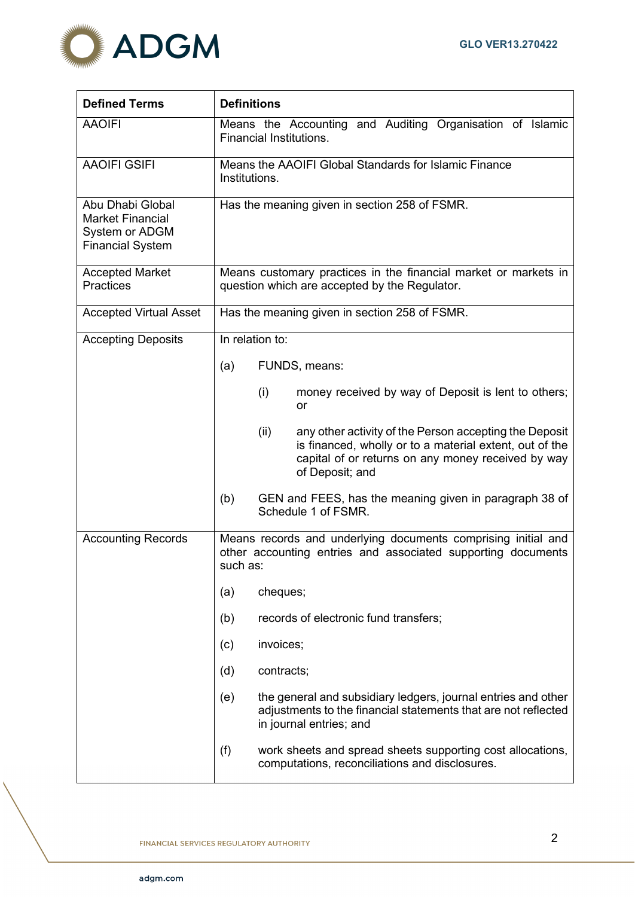| Defined Terms | Definitions |
|---|---|
| AAOIFI | Means the Accounting and Auditing Organisation of Islamic Financial Institutions. |
| AAOIFI GSIFI | Means the AAOIFI Global Standards for Islamic Finance Institutions. |
| Abu Dhabi Global Market Financial System or ADGM Financial System | Has the meaning given in section 258 of FSMR. |
| Accepted Market Practices | Means customary practices in the financial market or markets in question which are accepted by the Regulator. |
| Accepted Virtual Asset | Has the meaning given in section 258 of FSMR. |
| Accepting Deposits | In relation to:<br><br>(a) FUNDS, means:<br><br>(i) money received by way of Deposit is lent to others; or<br><br>(ii) any other activity of the Person accepting the Deposit is financed, wholly or to a material extent, out of the capital of or returns on any money received by way of Deposit; and<br><br>(b) GEN and FEES, has the meaning given in paragraph 38 of Schedule 1 of FSMR. |
| Accounting Records | Means records and underlying documents comprising initial and other accounting entries and associated supporting documents such as:<br><br>(a) cheques;<br><br>(b) records of electronic fund transfers;<br><br>(c) invoices;<br><br>(d) contracts;<br><br>(e) the general and subsidiary ledgers, journal entries and other adjustments to the financial statements that are not reflected in journal entries; and<br><br>(f) work sheets and spread sheets supporting cost allocations, computations, reconciliations and disclosures. |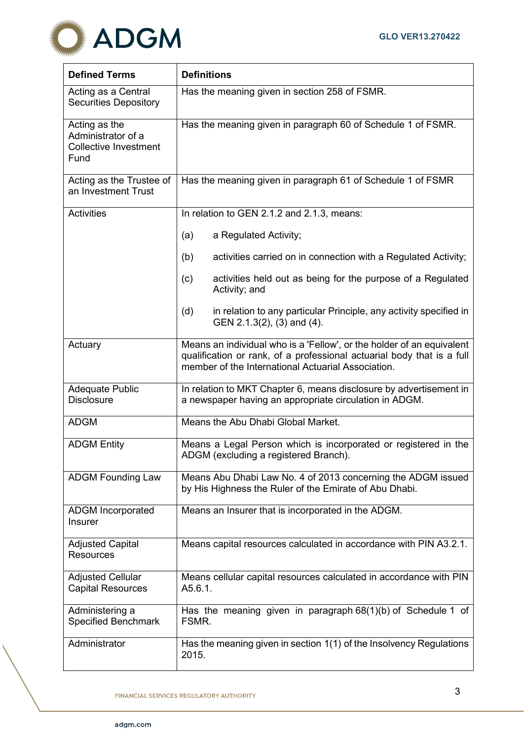| Defined Terms | Definitions |
|---|---|
| Acting as a Central Securities Depository | Has the meaning given in section 258 of FSMR. |
| Acting as the Administrator of a Collective Investment Fund | Has the meaning given in paragraph 60 of Schedule 1 of FSMR. |
| Acting as the Trustee of an Investment Trust | Has the meaning given in paragraph 61 of Schedule 1 of FSMR |
| Activities | In relation to GEN 2.1.2 and 2.1.3, means:<br><br>(a) a Regulated Activity;<br><br>(b) activities carried on in connection with a Regulated Activity;<br><br>(c) activities held out as being for the purpose of a Regulated Activity; and<br><br>(d) in relation to any particular Principle, any activity specified in GEN 2.1.3(2), (3) and (4). |
| Actuary | Means an individual who is a 'Fellow', or the holder of an equivalent qualification or rank, of a professional actuarial body that is a full member of the International Actuarial Association. |
| Adequate Public Disclosure | In relation to MKT Chapter 6, means disclosure by advertisement in a newspaper having an appropriate circulation in ADGM. |
| ADGM | Means the Abu Dhabi Global Market. |
| ADGM Entity | Means a Legal Person which is incorporated or registered in the ADGM (excluding a registered Branch). |
| ADGM Founding Law | Means Abu Dhabi Law No. 4 of 2013 concerning the ADGM issued by His Highness the Ruler of the Emirate of Abu Dhabi. |
| ADGM Incorporated Insurer | Means an Insurer that is incorporated in the ADGM. |
| Adjusted Capital Resources | Means capital resources calculated in accordance with PIN A3.2.1. |
| Adjusted Cellular Capital Resources | Means cellular capital resources calculated in accordance with PIN A5.6.1. |
| Administering a Specified Benchmark | Has the meaning given in paragraph 68(1)(b) of Schedule 1 of FSMR. |
| Administrator | Has the meaning given in section 1(1) of the Insolvency Regulations 2015. |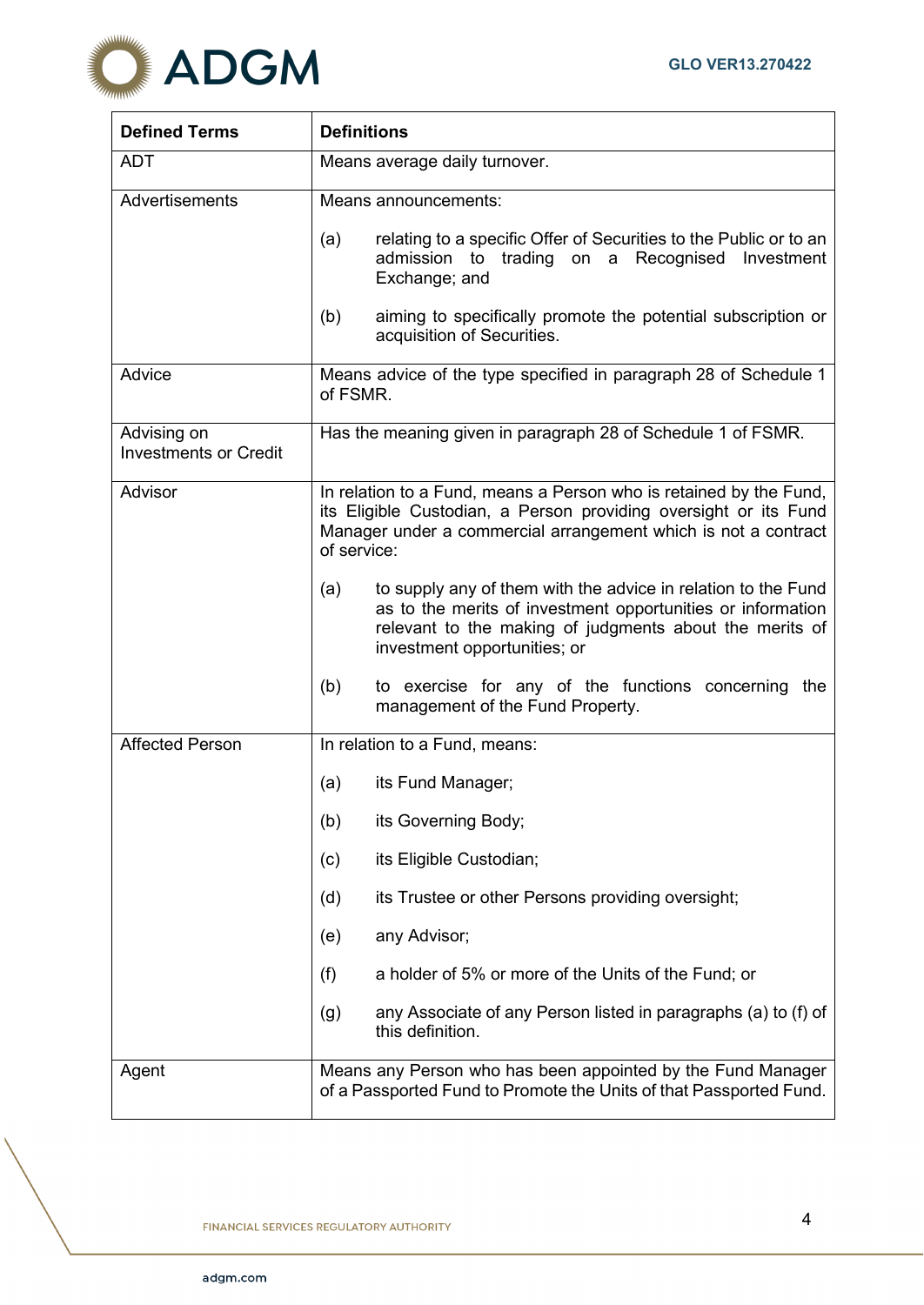| Defined Terms | Definitions |
|---|---|
| ADT | Means average daily turnover. |
| Advertisements | Means announcements:<br><br>(a) relating to a specific Offer of Securities to the Public or to an admission to trading on a Recognised Investment Exchange; and<br><br>(b) aiming to specifically promote the potential subscription or acquisition of Securities. |
| Advice | Means advice of the type specified in paragraph 28 of Schedule 1 of FSMR. |
| Advising on Investments or Credit | Has the meaning given in paragraph 28 of Schedule 1 of FSMR. |
| Advisor | In relation to a Fund, means a Person who is retained by the Fund, its Eligible Custodian, a Person providing oversight or its Fund Manager under a commercial arrangement which is not a contract of service:<br><br>(a) to supply any of them with the advice in relation to the Fund as to the merits of investment opportunities or information relevant to the making of judgments about the merits of investment opportunities; or<br><br>(b) to exercise for any of the functions concerning the management of the Fund Property. |
| Affected Person | In relation to a Fund, means:<br><br>(a) its Fund Manager;<br><br>(b) its Governing Body;<br><br>(c) its Eligible Custodian;<br><br>(d) its Trustee or other Persons providing oversight;<br><br>(e) any Advisor;<br><br>(f) a holder of 5% or more of the Units of the Fund; or<br><br>(g) any Associate of any Person listed in paragraphs (a) to (f) of this definition. |
| Agent | Means any Person who has been appointed by the Fund Manager of a Passported Fund to Promote the Units of that Passported Fund. |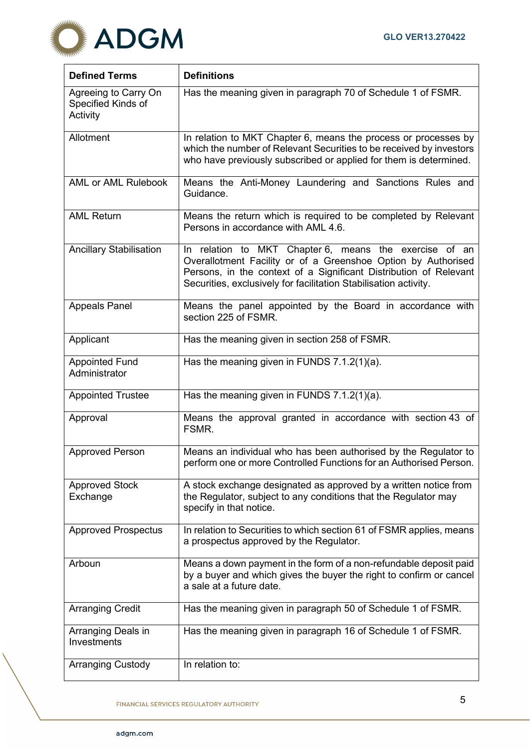| Defined Terms | Definitions |
|---|---|
| Agreeing to Carry On Specified Kinds of Activity | Has the meaning given in paragraph 70 of Schedule 1 of FSMR. |
| Allotment | In relation to MKT Chapter 6, means the process or processes by which the number of Relevant Securities to be received by investors who have previously subscribed or applied for them is determined. |
| AML or AML Rulebook | Means the Anti-Money Laundering and Sanctions Rules and Guidance. |
| AML Return | Means the return which is required to be completed by Relevant Persons in accordance with AML 4.6. |
| Ancillary Stabilisation | In relation to MKT Chapter 6, means the exercise of an Overallotment Facility or of a Greenshoe Option by Authorised Persons, in the context of a Significant Distribution of Relevant Securities, exclusively for facilitation Stabilisation activity. |
| Appeals Panel | Means the panel appointed by the Board in accordance with section 225 of FSMR. |
| Applicant | Has the meaning given in section 258 of FSMR. |
| Appointed Fund Administrator | Has the meaning given in FUNDS 7.1.2(1)(a). |
| Appointed Trustee | Has the meaning given in FUNDS 7.1.2(1)(a). |
| Approval | Means the approval granted in accordance with section 43 of FSMR. |
| Approved Person | Means an individual who has been authorised by the Regulator to perform one or more Controlled Functions for an Authorised Person. |
| Approved Stock Exchange | A stock exchange designated as approved by a written notice from the Regulator, subject to any conditions that the Regulator may specify in that notice. |
| Approved Prospectus | In relation to Securities to which section 61 of FSMR applies, means a prospectus approved by the Regulator. |
| Arboun | Means a down payment in the form of a non-refundable deposit paid by a buyer and which gives the buyer the right to confirm or cancel a sale at a future date. |
| Arranging Credit | Has the meaning given in paragraph 50 of Schedule 1 of FSMR. |
| Arranging Deals in Investments | Has the meaning given in paragraph 16 of Schedule 1 of FSMR. |
| Arranging Custody | In relation to: |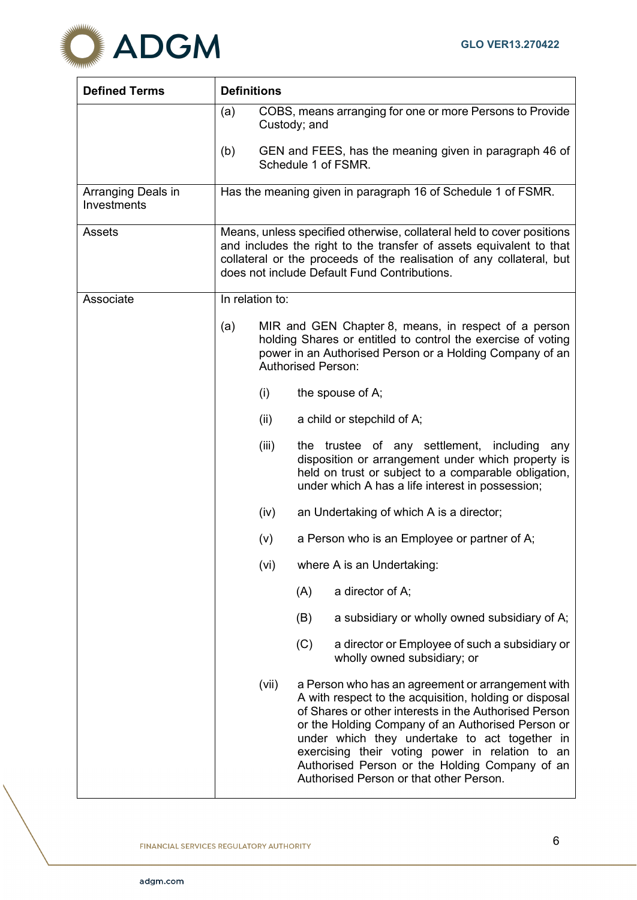| Defined Terms | Definitions |
|---|---|
| | (a) COBS, means arranging for one or more Persons to Provide Custody; and<br><br>(b) GEN and FEES, has the meaning given in paragraph 46 of Schedule 1 of FSMR. |
| Arranging Deals in Investments | Has the meaning given in paragraph 16 of Schedule 1 of FSMR. |
| Assets | Means, unless specified otherwise, collateral held to cover positions and includes the right to the transfer of assets equivalent to that collateral or the proceeds of the realisation of any collateral, but does not include Default Fund Contributions. |
| Associate | In relation to:<br><br>(a) MIR and GEN Chapter 8, means, in respect of a person holding Shares or entitled to control the exercise of voting power in an Authorised Person or a Holding Company of an Authorised Person:<br><br>(i) the spouse of A;<br><br>(ii) a child or stepchild of A;<br><br>(iii) the trustee of any settlement, including any disposition or arrangement under which property is held on trust or subject to a comparable obligation, under which A has a life interest in possession;<br><br>(iv) an Undertaking of which A is a director;<br><br>(v) a Person who is an Employee or partner of A;<br><br>(vi) where A is an Undertaking:<br><br>(A) a director of A;<br><br>(B) a subsidiary or wholly owned subsidiary of A;<br><br>(C) a director or Employee of such a subsidiary or wholly owned subsidiary; or<br><br>(vii) a Person who has an agreement or arrangement with A with respect to the acquisition, holding or disposal of Shares or other interests in the Authorised Person or the Holding Company of an Authorised Person or under which they undertake to act together in exercising their voting power in relation to an Authorised Person or the Holding Company of an Authorised Person or that other Person. |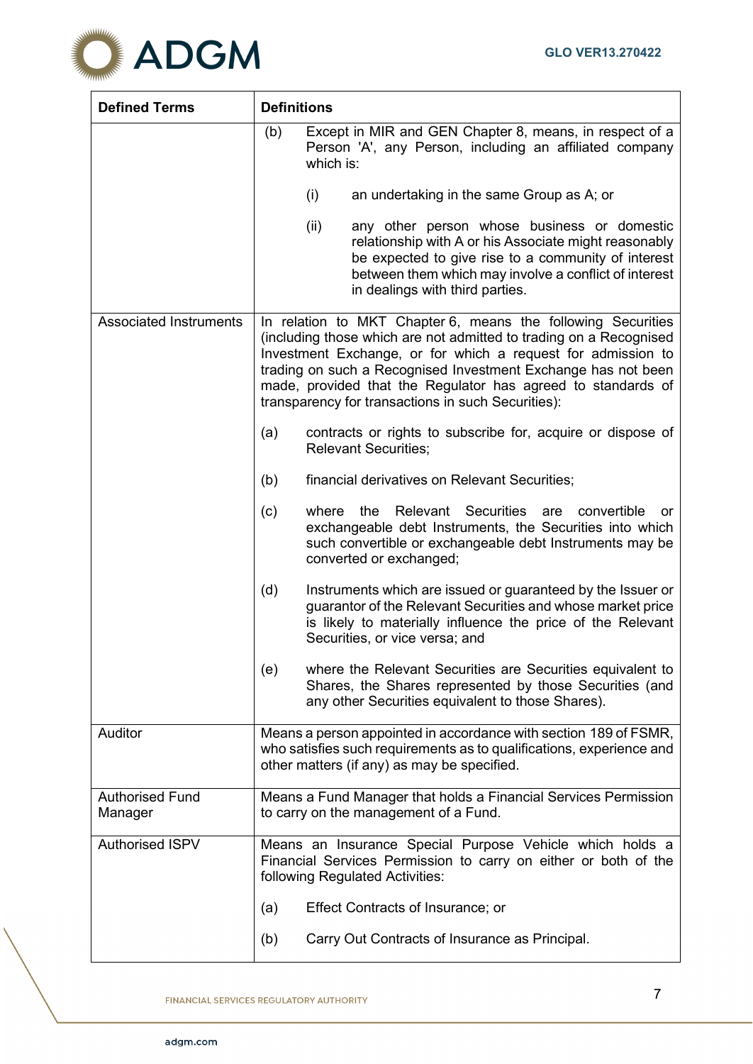| Defined Terms | Definitions |
|---|---|
| | (b) Except in MIR and GEN Chapter 8, means, in respect of a Person 'A', any Person, including an affiliated company which is:<br><br>(i) an undertaking in the same Group as A; or<br><br>(ii) any other person whose business or domestic relationship with A or his Associate might reasonably be expected to give rise to a community of interest between them which may involve a conflict of interest in dealings with third parties. |
| Associated Instruments | In relation to MKT Chapter 6, means the following Securities (including those which are not admitted to trading on a Recognised Investment Exchange, or for which a request for admission to trading on such a Recognised Investment Exchange has not been made, provided that the Regulator has agreed to standards of transparency for transactions in such Securities):<br><br>(a) contracts or rights to subscribe for, acquire or dispose of Relevant Securities;<br><br>(b) financial derivatives on Relevant Securities;<br><br>(c) where the Relevant Securities are convertible or exchangeable debt Instruments, the Securities into which such convertible or exchangeable debt Instruments may be converted or exchanged;<br><br>(d) Instruments which are issued or guaranteed by the Issuer or guarantor of the Relevant Securities and whose market price is likely to materially influence the price of the Relevant Securities, or vice versa; and<br><br>(e) where the Relevant Securities are Securities equivalent to Shares, the Shares represented by those Securities (and any other Securities equivalent to those Shares). |
| Auditor | Means a person appointed in accordance with section 189 of FSMR, who satisfies such requirements as to qualifications, experience and other matters (if any) as may be specified. |
| Authorised Fund Manager | Means a Fund Manager that holds a Financial Services Permission to carry on the management of a Fund. |
| Authorised ISPV | Means an Insurance Special Purpose Vehicle which holds a Financial Services Permission to carry on either or both of the following Regulated Activities:<br><br>(a) Effect Contracts of Insurance; or<br><br>(b) Carry Out Contracts of Insurance as Principal. |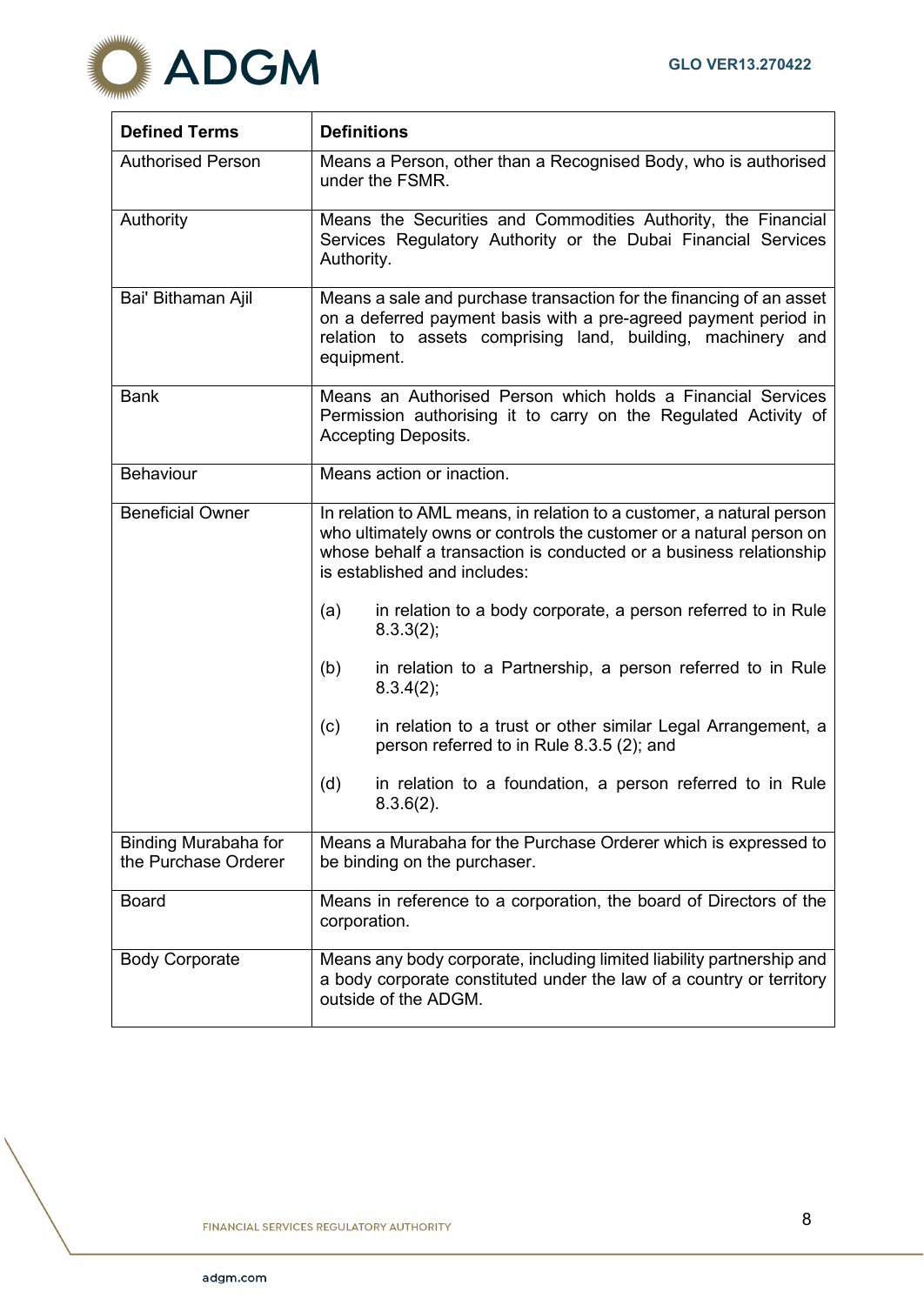| Defined Terms | Definitions |
|---|---|
| Authorised Person | Means a Person, other than a Recognised Body, who is authorised under the FSMR. |
| Authority | Means the Securities and Commodities Authority, the Financial Services Regulatory Authority or the Dubai Financial Services Authority. |
| Bai' Bithaman Ajil | Means a sale and purchase transaction for the financing of an asset on a deferred payment basis with a pre-agreed payment period in relation to assets comprising land, building, machinery and equipment. |
| Bank | Means an Authorised Person which holds a Financial Services Permission authorising it to carry on the Regulated Activity of Accepting Deposits. |
| Behaviour | Means action or inaction. |
| Beneficial Owner | In relation to AML means, in relation to a customer, a natural person who ultimately owns or controls the customer or a natural person on whose behalf a transaction is conducted or a business relationship is established and includes:<br><br>(a) in relation to a body corporate, a person referred to in Rule 8.3.3(2);<br><br>(b) in relation to a Partnership, a person referred to in Rule 8.3.4(2);<br><br>(c) in relation to a trust or other similar Legal Arrangement, a person referred to in Rule 8.3.5 (2); and<br><br>(d) in relation to a foundation, a person referred to in Rule 8.3.6(2). |
| Binding Murabaha for the Purchase Orderer | Means a Murabaha for the Purchase Orderer which is expressed to be binding on the purchaser. |
| Board | Means in reference to a corporation, the board of Directors of the corporation. |
| Body Corporate | Means any body corporate, including limited liability partnership and a body corporate constituted under the law of a country or territory outside of the ADGM. |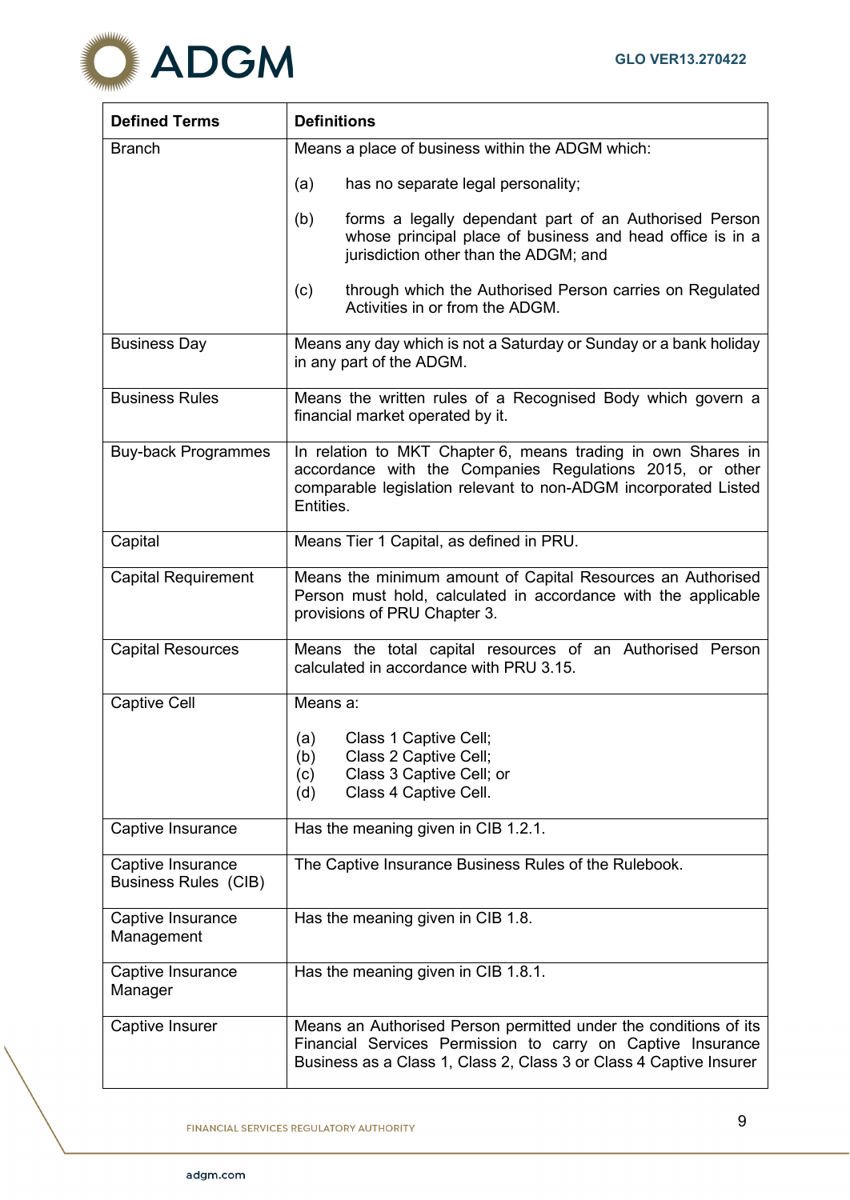| Defined Terms | Definitions |
|---|---|
| Branch | Means a place of business within the ADGM which:<br><br>(a) has no separate legal personality;<br><br>(b) forms a legally dependant part of an Authorised Person whose principal place of business and head office is in a jurisdiction other than the ADGM; and<br><br>(c) through which the Authorised Person carries on Regulated Activities in or from the ADGM. |
| Business Day | Means any day which is not a Saturday or Sunday or a bank holiday in any part of the ADGM. |
| Business Rules | Means the written rules of a Recognised Body which govern a financial market operated by it. |
| Buy-back Programmes | In relation to MKT Chapter 6, means trading in own Shares in accordance with the Companies Regulations 2015, or other comparable legislation relevant to non-ADGM incorporated Listed Entities. |
| Capital | Means Tier 1 Capital, as defined in PRU. |
| Capital Requirement | Means the minimum amount of Capital Resources an Authorised Person must hold, calculated in accordance with the applicable provisions of PRU Chapter 3. |
| Capital Resources | Means the total capital resources of an Authorised Person calculated in accordance with PRU 3.15. |
| Captive Cell | Means a:<br><br>(a) Class 1 Captive Cell;<br>(b) Class 2 Captive Cell;<br>(c) Class 3 Captive Cell; or<br>(d) Class 4 Captive Cell. |
| Captive Insurance | Has the meaning given in CIB 1.2.1. |
| Captive Insurance Business Rules (CIB) | The Captive Insurance Business Rules of the Rulebook. |
| Captive Insurance Management | Has the meaning given in CIB 1.8. |
| Captive Insurance Manager | Has the meaning given in CIB 1.8.1. |
| Captive Insurer | Means an Authorised Person permitted under the conditions of its Financial Services Permission to carry on Captive Insurance Business as a Class 1, Class 2, Class 3 or Class 4 Captive Insurer |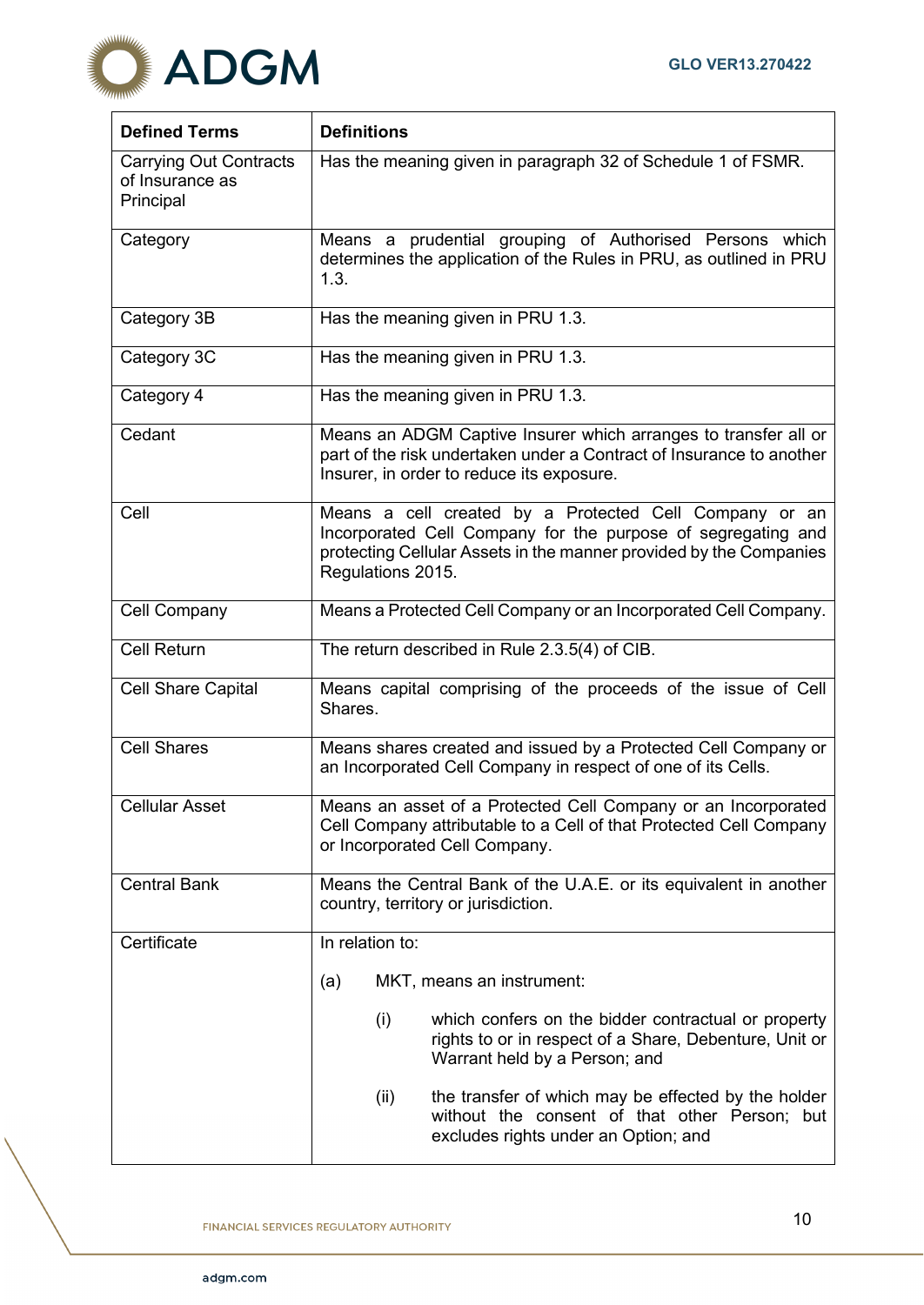| Defined Terms | Definitions |
|---|---|
| Carrying Out Contracts of Insurance as Principal | Has the meaning given in paragraph 32 of Schedule 1 of FSMR. |
| Category | Means a prudential grouping of Authorised Persons which determines the application of the Rules in PRU, as outlined in PRU 1.3. |
| Category 3B | Has the meaning given in PRU 1.3. |
| Category 3C | Has the meaning given in PRU 1.3. |
| Category 4 | Has the meaning given in PRU 1.3. |
| Cedant | Means an ADGM Captive Insurer which arranges to transfer all or part of the risk undertaken under a Contract of Insurance to another Insurer, in order to reduce its exposure. |
| Cell | Means a cell created by a Protected Cell Company or an Incorporated Cell Company for the purpose of segregating and protecting Cellular Assets in the manner provided by the Companies Regulations 2015. |
| Cell Company | Means a Protected Cell Company or an Incorporated Cell Company. |
| Cell Return | The return described in Rule 2.3.5(4) of CIB. |
| Cell Share Capital | Means capital comprising of the proceeds of the issue of Cell Shares. |
| Cell Shares | Means shares created and issued by a Protected Cell Company or an Incorporated Cell Company in respect of one of its Cells. |
| Cellular Asset | Means an asset of a Protected Cell Company or an Incorporated Cell Company attributable to a Cell of that Protected Cell Company or Incorporated Cell Company. |
| Central Bank | Means the Central Bank of the U.A.E. or its equivalent in another country, territory or jurisdiction. |
| Certificate | In relation to:<br><br>(a) MKT, means an instrument:<br><br>(i) which confers on the bidder contractual or property rights to or in respect of a Share, Debenture, Unit or Warrant held by a Person; and<br><br>(ii) the transfer of which may be effected by the holder without the consent of that other Person; but excludes rights under an Option; and |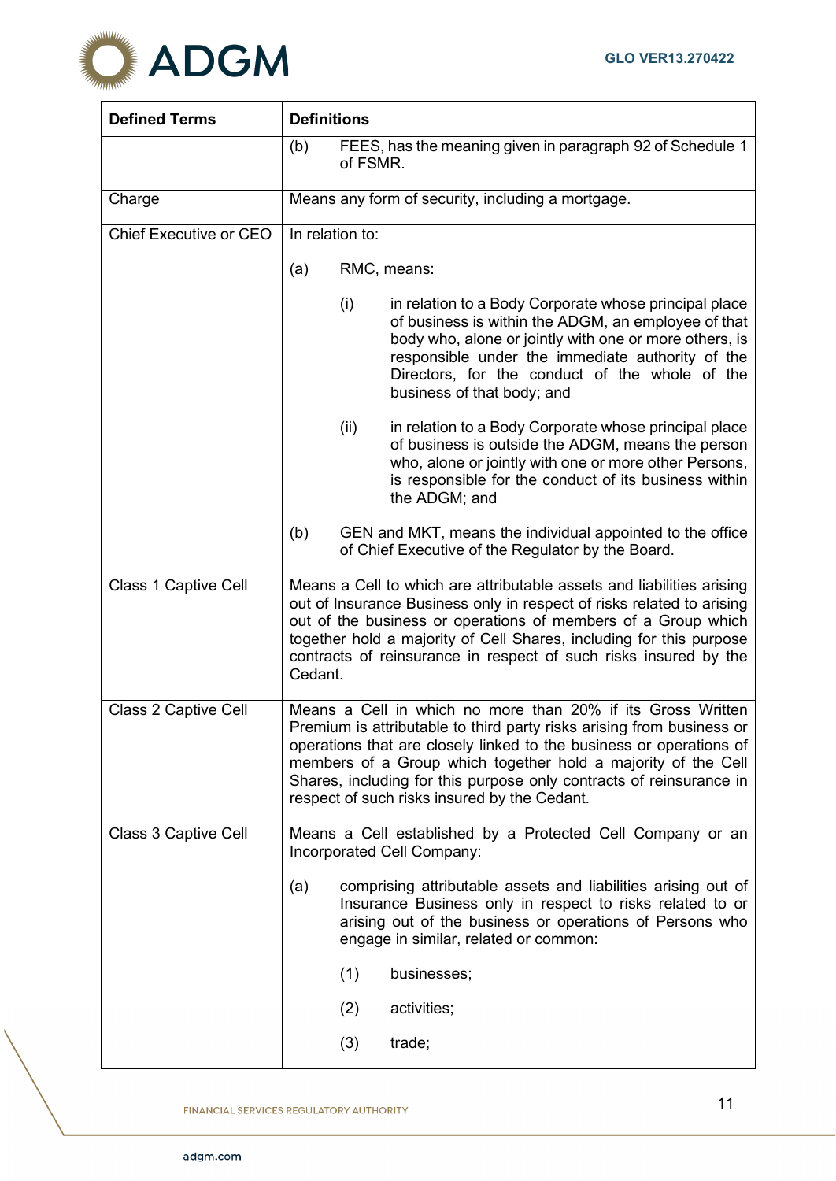| Defined Terms | Definitions |
|---|---|
| | (b) FEES, has the meaning given in paragraph 92 of Schedule 1 of FSMR. |
| Charge | Means any form of security, including a mortgage. |
| Chief Executive or CEO | In relation to:<br><br>(a) RMC, means:<br><br>(i) in relation to a Body Corporate whose principal place of business is within the ADGM, an employee of that body who, alone or jointly with one or more others, is responsible under the immediate authority of the Directors, for the conduct of the whole of the business of that body; and<br><br>(ii) in relation to a Body Corporate whose principal place of business is outside the ADGM, means the person who, alone or jointly with one or more other Persons, is responsible for the conduct of its business within the ADGM; and<br><br>(b) GEN and MKT, means the individual appointed to the office of Chief Executive of the Regulator by the Board. |
| Class 1 Captive Cell | Means a Cell to which are attributable assets and liabilities arising out of Insurance Business only in respect of risks related to arising out of the business or operations of members of a Group which together hold a majority of Cell Shares, including for this purpose contracts of reinsurance in respect of such risks insured by the Cedant. |
| Class 2 Captive Cell | Means a Cell in which no more than 20% if its Gross Written Premium is attributable to third party risks arising from business or operations that are closely linked to the business or operations of members of a Group which together hold a majority of the Cell Shares, including for this purpose only contracts of reinsurance in respect of such risks insured by the Cedant. |
| Class 3 Captive Cell | Means a Cell established by a Protected Cell Company or an Incorporated Cell Company:<br><br>(a) comprising attributable assets and liabilities arising out of Insurance Business only in respect to risks related to or arising out of the business or operations of Persons who engage in similar, related or common:<br><br>(1) businesses;<br><br>(2) activities;<br><br>(3) trade; |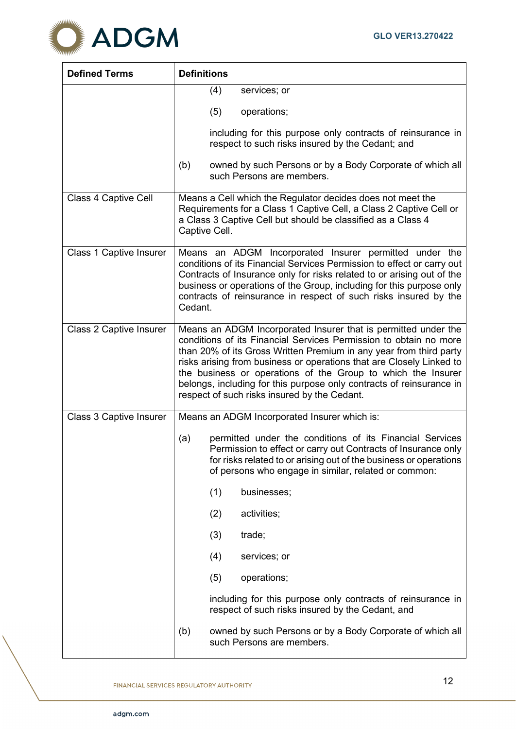| Defined Terms | Definitions |
|---|---|
| | (4) services; or<br><br>(5) operations;<br><br>including for this purpose only contracts of reinsurance in respect to such risks insured by the Cedant; and<br><br>(b) owned by such Persons or by a Body Corporate of which all such Persons are members. |
| Class 4 Captive Cell | Means a Cell which the Regulator decides does not meet the Requirements for a Class 1 Captive Cell, a Class 2 Captive Cell or a Class 3 Captive Cell but should be classified as a Class 4 Captive Cell. |
| Class 1 Captive Insurer | Means an ADGM Incorporated Insurer permitted under the conditions of its Financial Services Permission to effect or carry out Contracts of Insurance only for risks related to or arising out of the business or operations of the Group, including for this purpose only contracts of reinsurance in respect of such risks insured by the Cedant. |
| Class 2 Captive Insurer | Means an ADGM Incorporated Insurer that is permitted under the conditions of its Financial Services Permission to obtain no more than 20% of its Gross Written Premium in any year from third party risks arising from business or operations that are Closely Linked to the business or operations of the Group to which the Insurer belongs, including for this purpose only contracts of reinsurance in respect of such risks insured by the Cedant. |
| Class 3 Captive Insurer | Means an ADGM Incorporated Insurer which is:<br><br>(a) permitted under the conditions of its Financial Services Permission to effect or carry out Contracts of Insurance only for risks related to or arising out of the business or operations of persons who engage in similar, related or common:<br><br>(1) businesses;<br><br>(2) activities;<br><br>(3) trade;<br><br>(4) services; or<br><br>(5) operations;<br><br>including for this purpose only contracts of reinsurance in respect of such risks insured by the Cedant, and<br><br>(b) owned by such Persons or by a Body Corporate of which all such Persons are members. |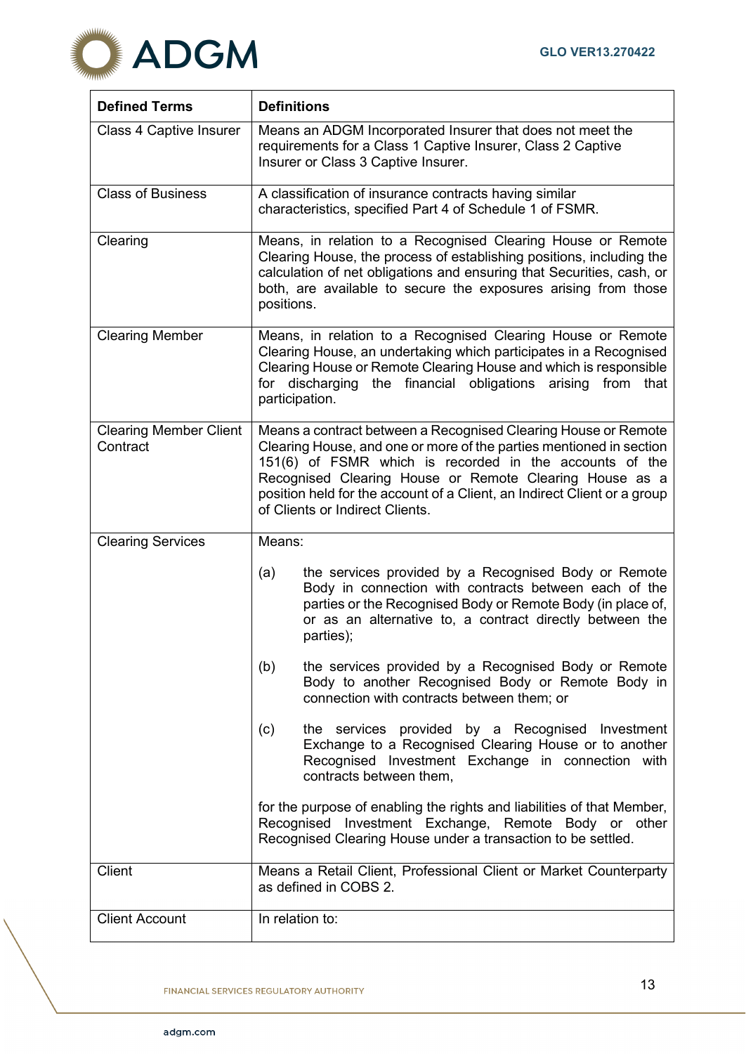| Defined Terms | Definitions |
|---|---|
| Class 4 Captive Insurer | Means an ADGM Incorporated Insurer that does not meet the requirements for a Class 1 Captive Insurer, Class 2 Captive Insurer or Class 3 Captive Insurer. |
| Class of Business | A classification of insurance contracts having similar characteristics, specified Part 4 of Schedule 1 of FSMR. |
| Clearing | Means, in relation to a Recognised Clearing House or Remote Clearing House, the process of establishing positions, including the calculation of net obligations and ensuring that Securities, cash, or both, are available to secure the exposures arising from those positions. |
| Clearing Member | Means, in relation to a Recognised Clearing House or Remote Clearing House, an undertaking which participates in a Recognised Clearing House or Remote Clearing House and which is responsible for discharging the financial obligations arising from that participation. |
| Clearing Member Client Contract | Means a contract between a Recognised Clearing House or Remote Clearing House, and one or more of the parties mentioned in section 151(6) of FSMR which is recorded in the accounts of the Recognised Clearing House or Remote Clearing House as a position held for the account of a Client, an Indirect Client or a group of Clients or Indirect Clients. |
| Clearing Services | Means:<br><br>(a) the services provided by a Recognised Body or Remote Body in connection with contracts between each of the parties or the Recognised Body or Remote Body (in place of, or as an alternative to, a contract directly between the parties);<br><br>(b) the services provided by a Recognised Body or Remote Body to another Recognised Body or Remote Body in connection with contracts between them; or<br><br>(c) the services provided by a Recognised Investment Exchange to a Recognised Clearing House or to another Recognised Investment Exchange in connection with contracts between them,<br><br>for the purpose of enabling the rights and liabilities of that Member, Recognised Investment Exchange, Remote Body or other Recognised Clearing House under a transaction to be settled. |
| Client | Means a Retail Client, Professional Client or Market Counterparty as defined in COBS 2. |
| Client Account | In relation to: |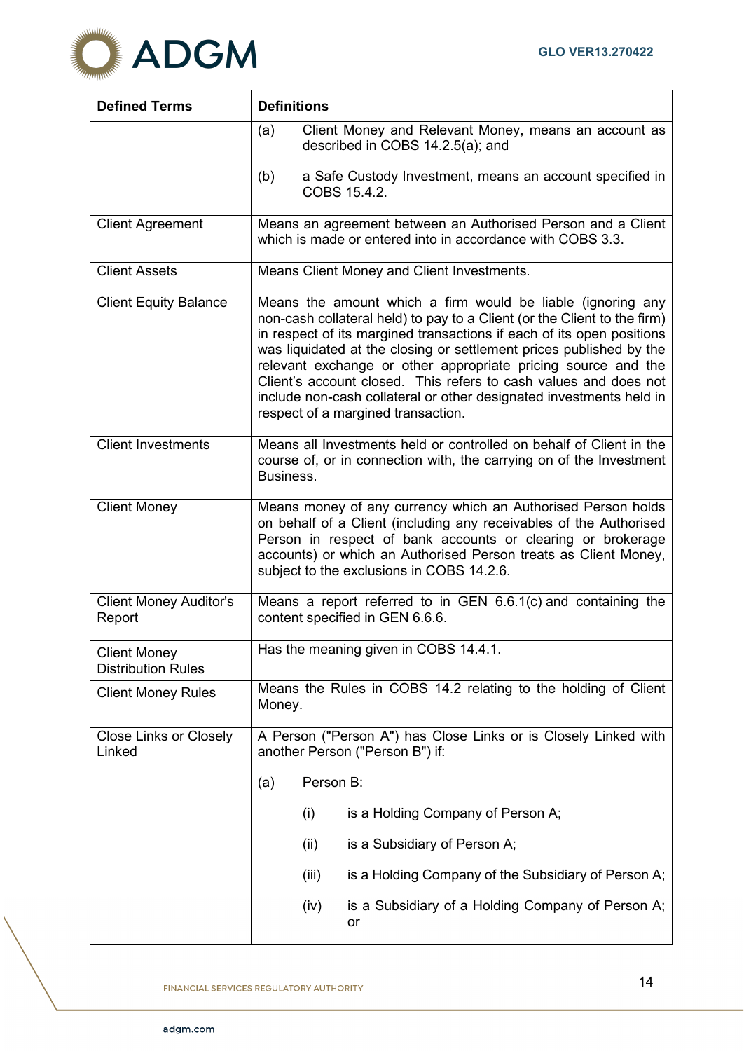| Defined Terms | Definitions |
|---|---|
| | (a) Client Money and Relevant Money, means an account as described in COBS 14.2.5(a); and<br><br>(b) a Safe Custody Investment, means an account specified in COBS 15.4.2. |
| Client Agreement | Means an agreement between an Authorised Person and a Client which is made or entered into in accordance with COBS 3.3. |
| Client Assets | Means Client Money and Client Investments. |
| Client Equity Balance | Means the amount which a firm would be liable (ignoring any non-cash collateral held) to pay to a Client (or the Client to the firm) in respect of its margined transactions if each of its open positions was liquidated at the closing or settlement prices published by the relevant exchange or other appropriate pricing source and the Client's account closed. This refers to cash values and does not include non-cash collateral or other designated investments held in respect of a margined transaction. |
| Client Investments | Means all Investments held or controlled on behalf of Client in the course of, or in connection with, the carrying on of the Investment Business. |
| Client Money | Means money of any currency which an Authorised Person holds on behalf of a Client (including any receivables of the Authorised Person in respect of bank accounts or clearing or brokerage accounts) or which an Authorised Person treats as Client Money, subject to the exclusions in COBS 14.2.6. |
| Client Money Auditor's Report | Means a report referred to in GEN 6.6.1(c) and containing the content specified in GEN 6.6.6. |
| Client Money Distribution Rules | Has the meaning given in COBS 14.4.1. |
| Client Money Rules | Means the Rules in COBS 14.2 relating to the holding of Client Money. |
| Close Links or Closely Linked | A Person ("Person A") has Close Links or is Closely Linked with another Person ("Person B") if:<br><br>(a) Person B:<br><br>(i) is a Holding Company of Person A;<br><br>(ii) is a Subsidiary of Person A;<br><br>(iii) is a Holding Company of the Subsidiary of Person A;<br><br>(iv) is a Subsidiary of a Holding Company of Person A; or |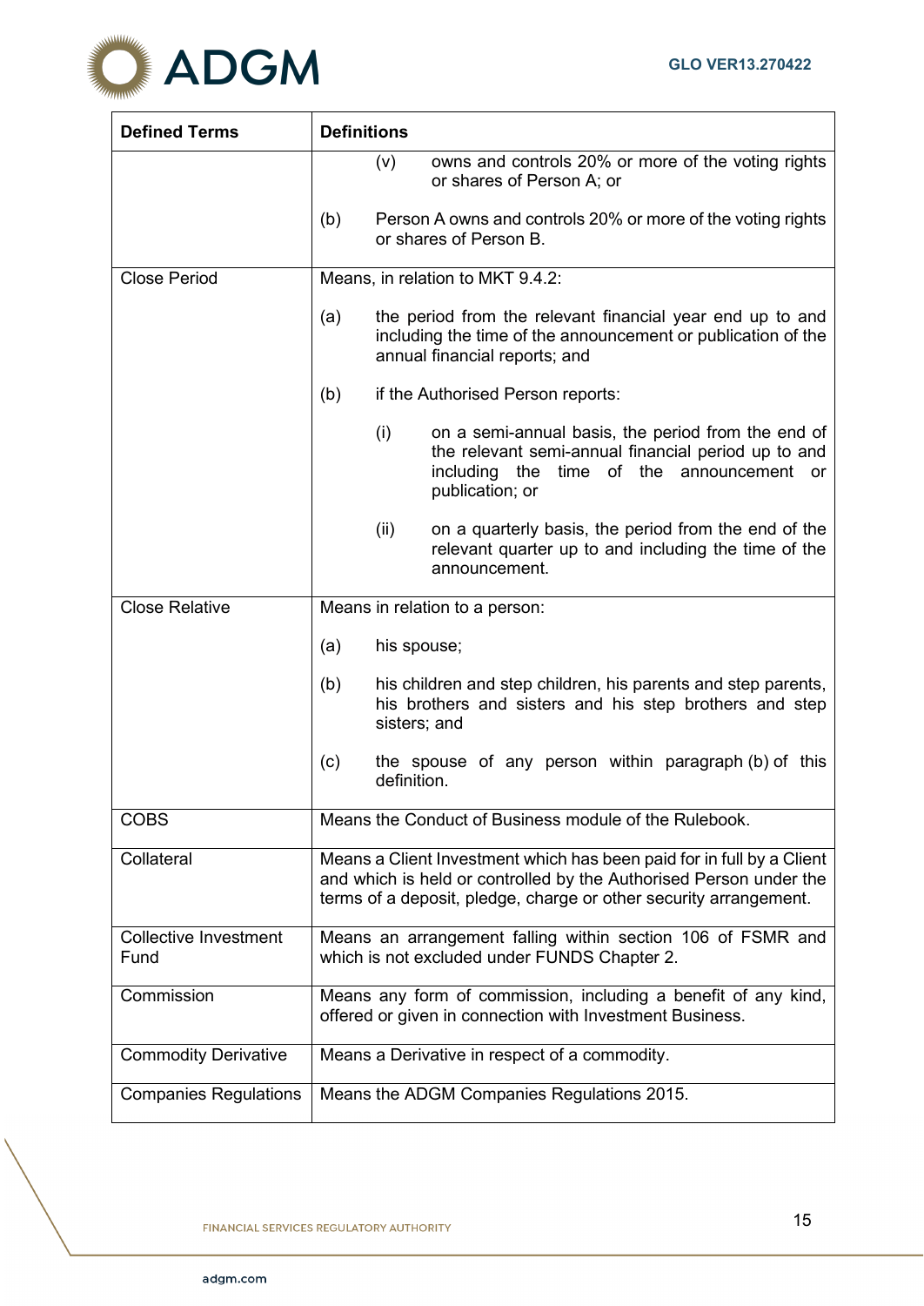| Defined Terms | Definitions |
|---|---|
| | (v) owns and controls 20% or more of the voting rights or shares of Person A; or<br><br>(b) Person A owns and controls 20% or more of the voting rights or shares of Person B. |
| Close Period | Means, in relation to MKT 9.4.2:<br><br>(a) the period from the relevant financial year end up to and including the time of the announcement or publication of the annual financial reports; and<br><br>(b) if the Authorised Person reports:<br><br>(i) on a semi-annual basis, the period from the end of the relevant semi-annual financial period up to and including the time of the announcement or publication; or<br><br>(ii) on a quarterly basis, the period from the end of the relevant quarter up to and including the time of the announcement. |
| Close Relative | Means in relation to a person:<br><br>(a) his spouse;<br><br>(b) his children and step children, his parents and step parents, his brothers and sisters and his step brothers and step sisters; and<br><br>(c) the spouse of any person within paragraph (b) of this definition. |
| COBS | Means the Conduct of Business module of the Rulebook. |
| Collateral | Means a Client Investment which has been paid for in full by a Client and which is held or controlled by the Authorised Person under the terms of a deposit, pledge, charge or other security arrangement. |
| Collective Investment Fund | Means an arrangement falling within section 106 of FSMR and which is not excluded under FUNDS Chapter 2. |
| Commission | Means any form of commission, including a benefit of any kind, offered or given in connection with Investment Business. |
| Commodity Derivative | Means a Derivative in respect of a commodity. |
| Companies Regulations | Means the ADGM Companies Regulations 2015. |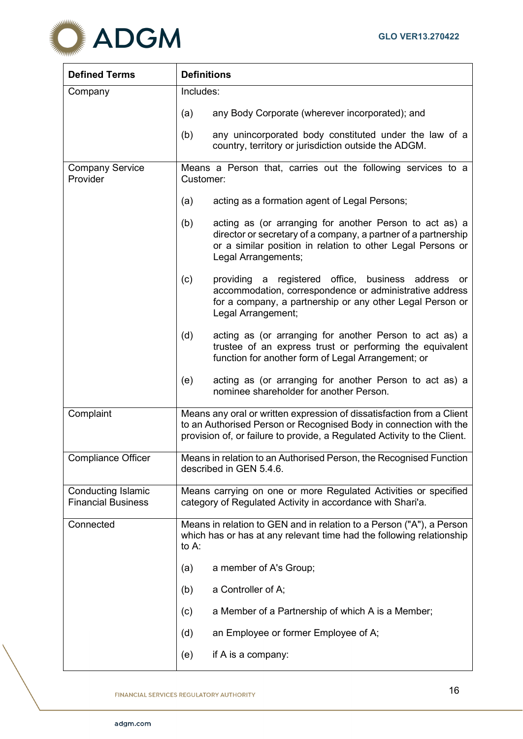| Defined Terms | Definitions |
|---|---|
| Company | Includes:<br><br>(a) any Body Corporate (wherever incorporated); and<br><br>(b) any unincorporated body constituted under the law of a country, territory or jurisdiction outside the ADGM. |
| Company Service Provider | Means a Person that, carries out the following services to a Customer:<br><br>(a) acting as a formation agent of Legal Persons;<br><br>(b) acting as (or arranging for another Person to act as) a director or secretary of a company, a partner of a partnership or a similar position in relation to other Legal Persons or Legal Arrangements;<br><br>(c) providing a registered office, business address or accommodation, correspondence or administrative address for a company, a partnership or any other Legal Person or Legal Arrangement;<br><br>(d) acting as (or arranging for another Person to act as) a trustee of an express trust or performing the equivalent function for another form of Legal Arrangement; or<br><br>(e) acting as (or arranging for another Person to act as) a nominee shareholder for another Person. |
| Complaint | Means any oral or written expression of dissatisfaction from a Client to an Authorised Person or Recognised Body in connection with the provision of, or failure to provide, a Regulated Activity to the Client. |
| Compliance Officer | Means in relation to an Authorised Person, the Recognised Function described in GEN 5.4.6. |
| Conducting Islamic Financial Business | Means carrying on one or more Regulated Activities or specified category of Regulated Activity in accordance with Shari'a. |
| Connected | Means in relation to GEN and in relation to a Person ("A"), a Person which has or has at any relevant time had the following relationship to A:<br><br>(a) a member of A's Group;<br><br>(b) a Controller of A;<br><br>(c) a Member of a Partnership of which A is a Member;<br><br>(d) an Employee or former Employee of A;<br><br>(e) if A is a company: |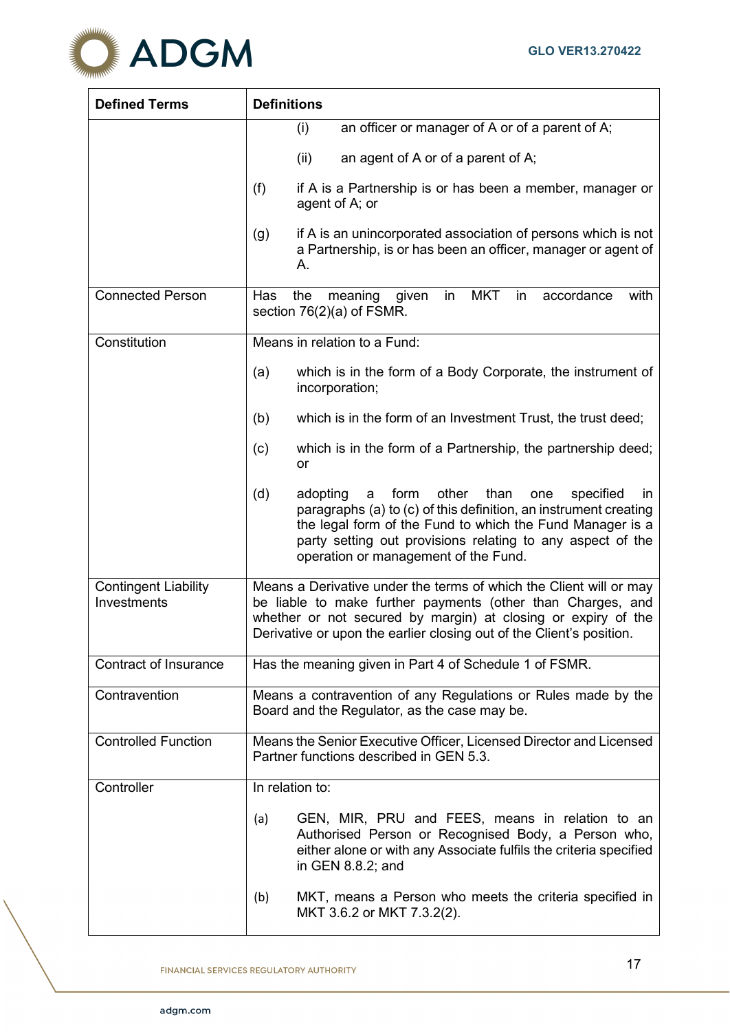| Defined Terms | Definitions |
|---|---|
| | (i) an officer or manager of A or of a parent of A;<br><br>(ii) an agent of A or of a parent of A;<br><br>(f) if A is a Partnership is or has been a member, manager or agent of A; or<br><br>(g) if A is an unincorporated association of persons which is not a Partnership, is or has been an officer, manager or agent of A. |
| Connected Person | Has the meaning given in MKT in accordance with section 76(2)(a) of FSMR. |
| Constitution | Means in relation to a Fund:<br><br>(a) which is in the form of a Body Corporate, the instrument of incorporation;<br><br>(b) which is in the form of an Investment Trust, the trust deed;<br><br>(c) which is in the form of a Partnership, the partnership deed; or<br><br>(d) adopting a form other than one specified in paragraphs (a) to (c) of this definition, an instrument creating the legal form of the Fund to which the Fund Manager is a party setting out provisions relating to any aspect of the operation or management of the Fund. |
| Contingent Liability Investments | Means a Derivative under the terms of which the Client will or may be liable to make further payments (other than Charges, and whether or not secured by margin) at closing or expiry of the Derivative or upon the earlier closing out of the Client's position. |
| Contract of Insurance | Has the meaning given in Part 4 of Schedule 1 of FSMR. |
| Contravention | Means a contravention of any Regulations or Rules made by the Board and the Regulator, as the case may be. |
| Controlled Function | Means the Senior Executive Officer, Licensed Director and Licensed Partner functions described in GEN 5.3. |
| Controller | In relation to:<br><br>(a) GEN, MIR, PRU and FEES, means in relation to an Authorised Person or Recognised Body, a Person who, either alone or with any Associate fulfils the criteria specified in GEN 8.8.2; and<br><br>(b) MKT, means a Person who meets the criteria specified in MKT 3.6.2 or MKT 7.3.2(2). |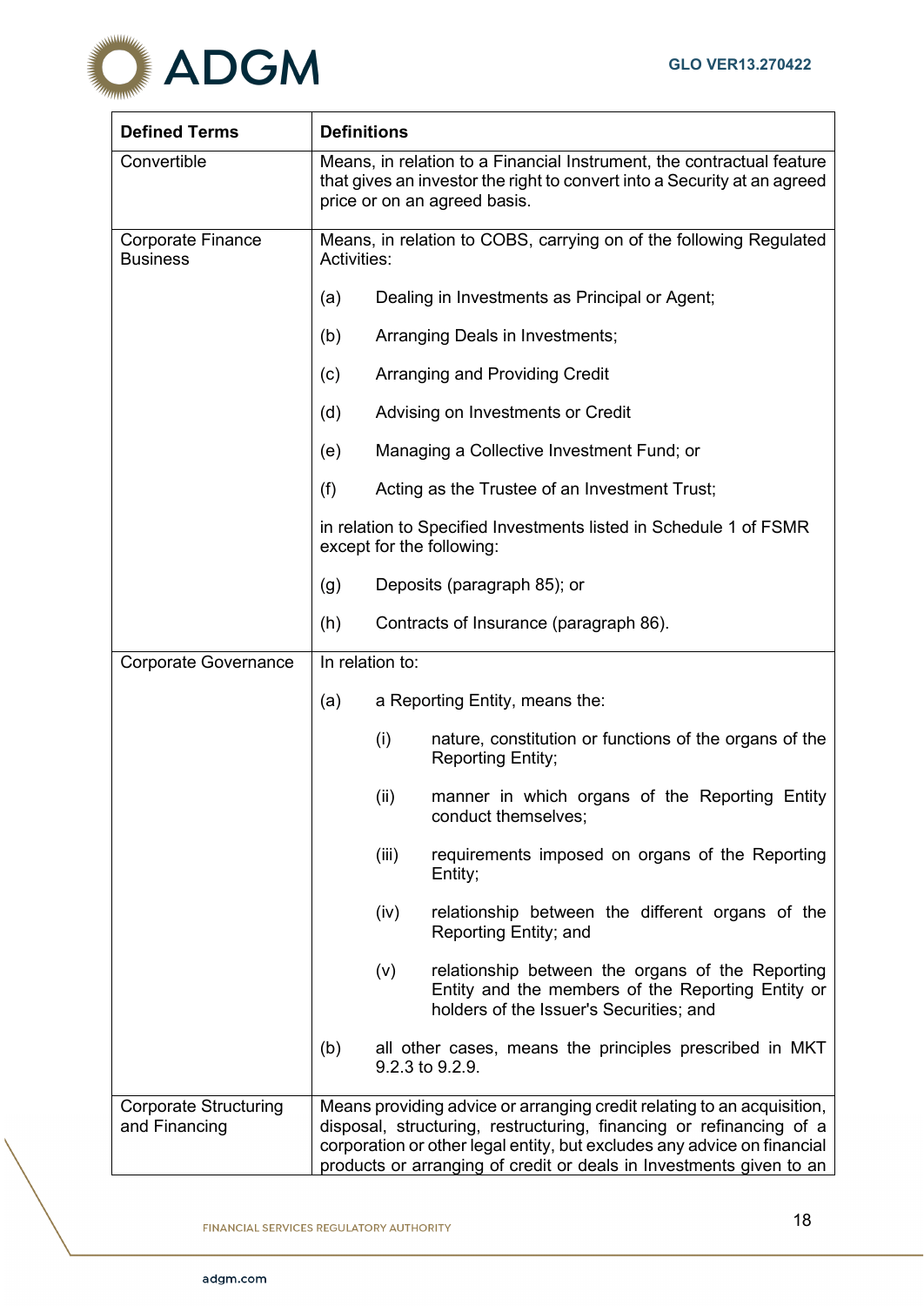| Defined Terms | Definitions |
|---|---|
| Convertible | Means, in relation to a Financial Instrument, the contractual feature that gives an investor the right to convert into a Security at an agreed price or on an agreed basis. |
| Corporate Finance Business | Means, in relation to COBS, carrying on of the following Regulated Activities:<br><br>(a) Dealing in Investments as Principal or Agent;<br><br>(b) Arranging Deals in Investments;<br><br>(c) Arranging and Providing Credit<br><br>(d) Advising on Investments or Credit<br><br>(e) Managing a Collective Investment Fund; or<br><br>(f) Acting as the Trustee of an Investment Trust;<br><br>in relation to Specified Investments listed in Schedule 1 of FSMR except for the following:<br><br>(g) Deposits (paragraph 85); or<br><br>(h) Contracts of Insurance (paragraph 86). |
| Corporate Governance | In relation to:<br><br>(a) a Reporting Entity, means the:<br><br>(i) nature, constitution or functions of the organs of the Reporting Entity;<br><br>(ii) manner in which organs of the Reporting Entity conduct themselves;<br><br>(iii) requirements imposed on organs of the Reporting Entity;<br><br>(iv) relationship between the different organs of the Reporting Entity; and<br><br>(v) relationship between the organs of the Reporting Entity and the members of the Reporting Entity or holders of the Issuer's Securities; and<br><br>(b) all other cases, means the principles prescribed in MKT 9.2.3 to 9.2.9. |
| Corporate Structuring and Financing | Means providing advice or arranging credit relating to an acquisition, disposal, structuring, restructuring, financing or refinancing of a corporation or other legal entity, but excludes any advice on financial products or arranging of credit or deals in Investments given to an |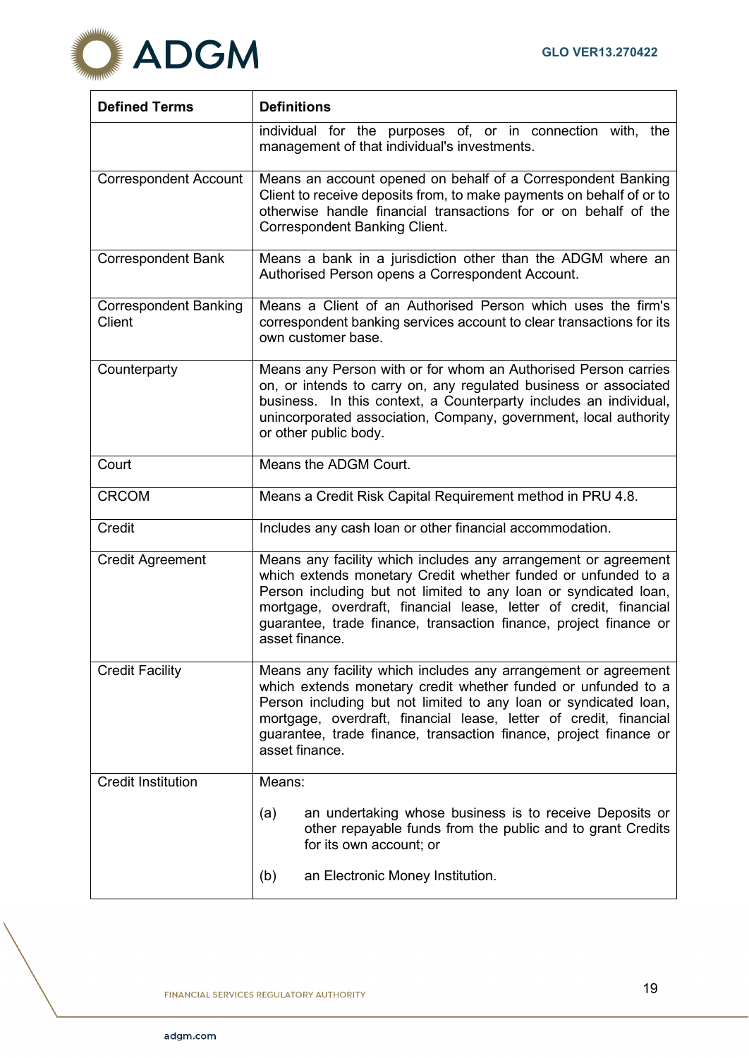| Defined Terms | Definitions |
|---|---|
| | individual for the purposes of, or in connection with, the management of that individual's investments. |
| Correspondent Account | Means an account opened on behalf of a Correspondent Banking Client to receive deposits from, to make payments on behalf of or to otherwise handle financial transactions for or on behalf of the Correspondent Banking Client. |
| Correspondent Bank | Means a bank in a jurisdiction other than the ADGM where an Authorised Person opens a Correspondent Account. |
| Correspondent Banking Client | Means a Client of an Authorised Person which uses the firm's correspondent banking services account to clear transactions for its own customer base. |
| Counterparty | Means any Person with or for whom an Authorised Person carries on, or intends to carry on, any regulated business or associated business. In this context, a Counterparty includes an individual, unincorporated association, Company, government, local authority or other public body. |
| Court | Means the ADGM Court. |
| CRCOM | Means a Credit Risk Capital Requirement method in PRU 4.8. |
| Credit | Includes any cash loan or other financial accommodation. |
| Credit Agreement | Means any facility which includes any arrangement or agreement which extends monetary Credit whether funded or unfunded to a Person including but not limited to any loan or syndicated loan, mortgage, overdraft, financial lease, letter of credit, financial guarantee, trade finance, transaction finance, project finance or asset finance. |
| Credit Facility | Means any facility which includes any arrangement or agreement which extends monetary credit whether funded or unfunded to a Person including but not limited to any loan or syndicated loan, mortgage, overdraft, financial lease, letter of credit, financial guarantee, trade finance, transaction finance, project finance or asset finance. |
| Credit Institution | Means:<br><br>(a) an undertaking whose business is to receive Deposits or other repayable funds from the public and to grant Credits for its own account; or<br><br>(b) an Electronic Money Institution. |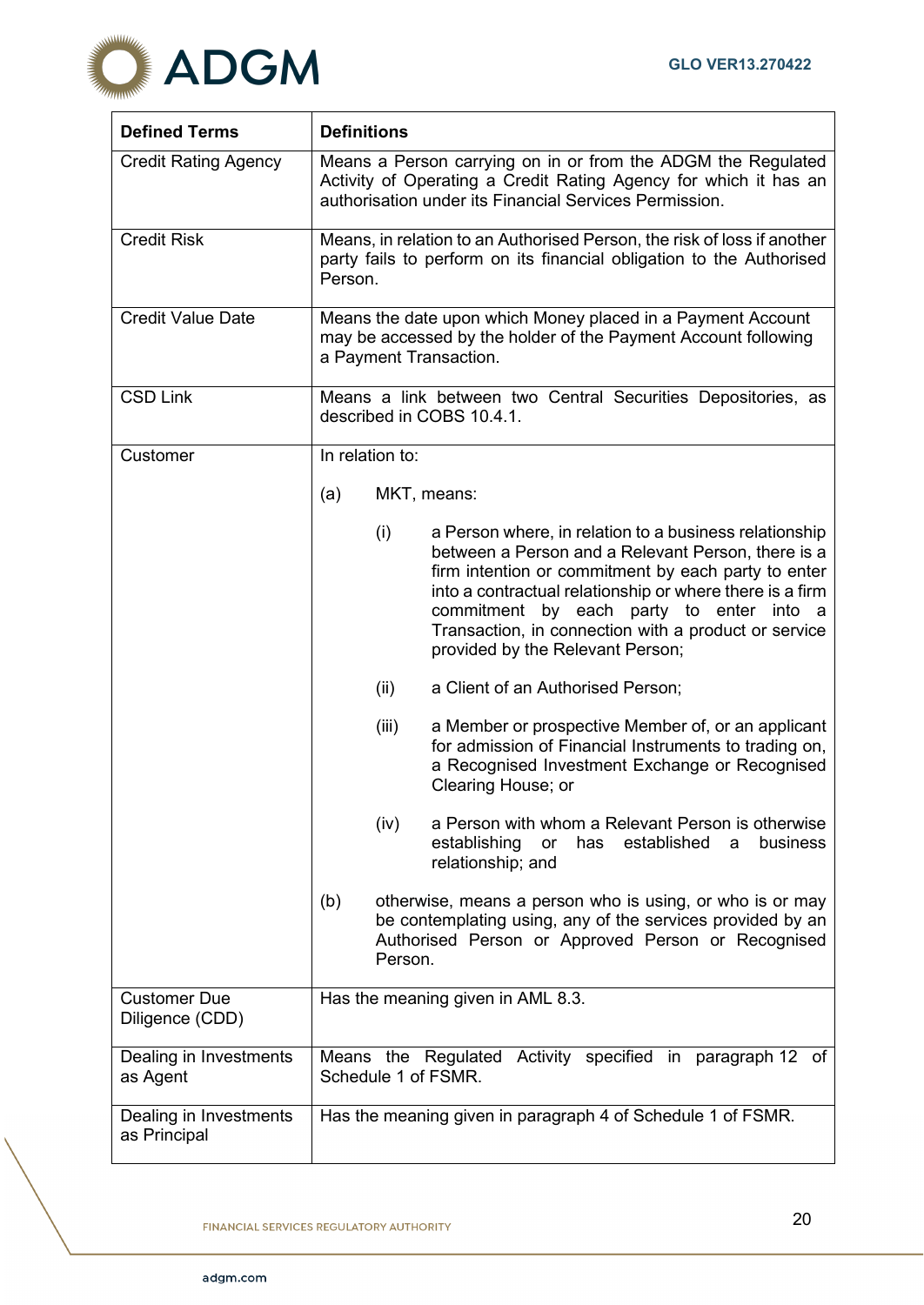| Defined Terms | Definitions |
|---|---|
| Credit Rating Agency | Means a Person carrying on in or from the ADGM the Regulated Activity of Operating a Credit Rating Agency for which it has an authorisation under its Financial Services Permission. |
| Credit Risk | Means, in relation to an Authorised Person, the risk of loss if another party fails to perform on its financial obligation to the Authorised Person. |
| Credit Value Date | Means the date upon which Money placed in a Payment Account may be accessed by the holder of the Payment Account following a Payment Transaction. |
| CSD Link | Means a link between two Central Securities Depositories, as described in COBS 10.4.1. |
| Customer | In relation to:<br><br>(a) MKT, means:<br><br>(i) a Person where, in relation to a business relationship between a Person and a Relevant Person, there is a firm intention or commitment by each party to enter into a contractual relationship or where there is a firm commitment by each party to enter into a Transaction, in connection with a product or service provided by the Relevant Person;<br><br>(ii) a Client of an Authorised Person;<br><br>(iii) a Member or prospective Member of, or an applicant for admission of Financial Instruments to trading on, a Recognised Investment Exchange or Recognised Clearing House; or<br><br>(iv) a Person with whom a Relevant Person is otherwise establishing or has established a business relationship; and<br><br>(b) otherwise, means a person who is using, or who is or may be contemplating using, any of the services provided by an Authorised Person or Approved Person or Recognised Person. |
| Customer Due Diligence (CDD) | Has the meaning given in AML 8.3. |
| Dealing in Investments as Agent | Means the Regulated Activity specified in paragraph 12 of Schedule 1 of FSMR. |
| Dealing in Investments as Principal | Has the meaning given in paragraph 4 of Schedule 1 of FSMR. |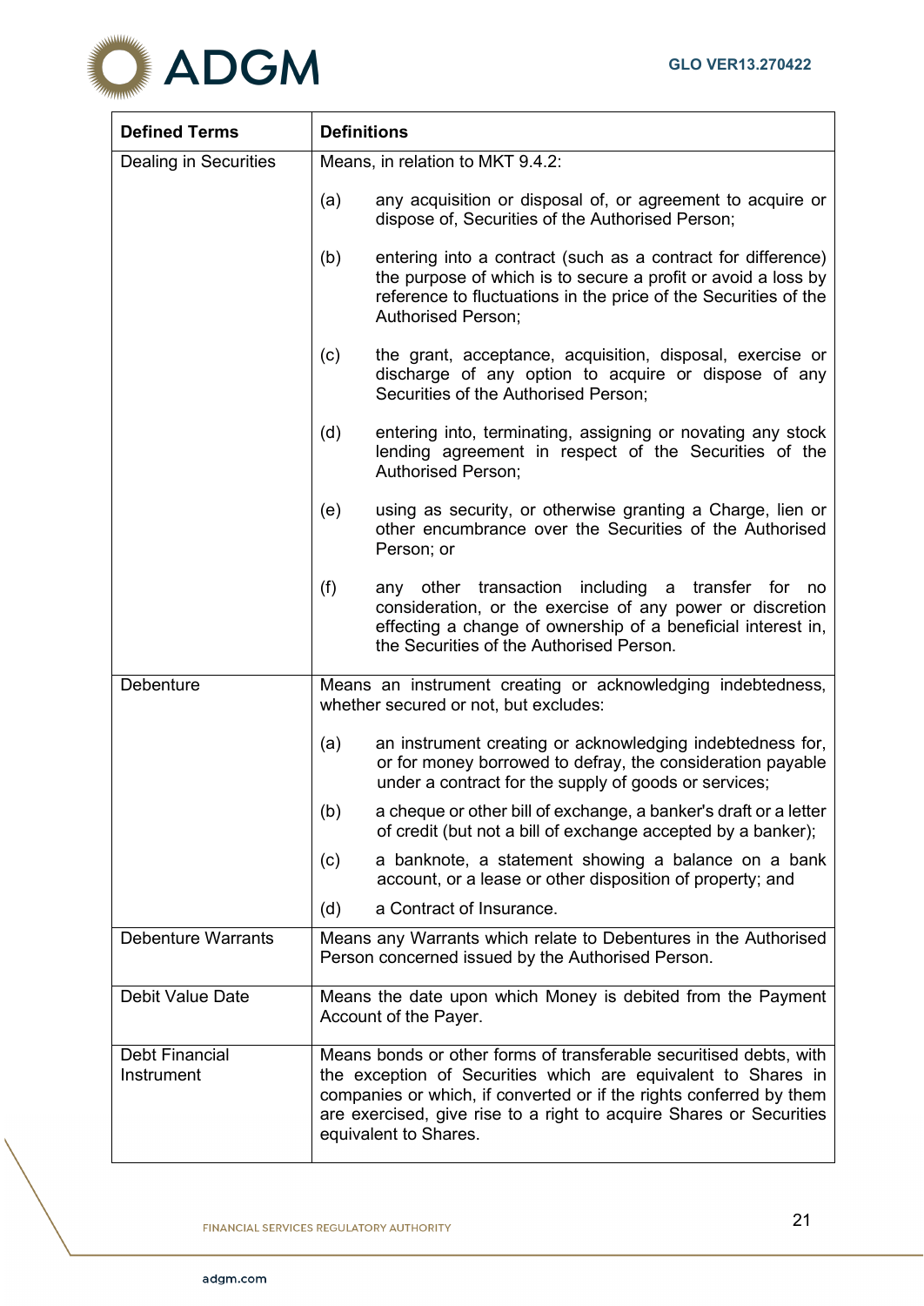| Defined Terms | Definitions |
|---|---|
| Dealing in Securities | Means, in relation to MKT 9.4.2:<br><br>(a) any acquisition or disposal of, or agreement to acquire or dispose of, Securities of the Authorised Person;<br><br>(b) entering into a contract (such as a contract for difference) the purpose of which is to secure a profit or avoid a loss by reference to fluctuations in the price of the Securities of the Authorised Person;<br><br>(c) the grant, acceptance, acquisition, disposal, exercise or discharge of any option to acquire or dispose of any Securities of the Authorised Person;<br><br>(d) entering into, terminating, assigning or novating any stock lending agreement in respect of the Securities of the Authorised Person;<br><br>(e) using as security, or otherwise granting a Charge, lien or other encumbrance over the Securities of the Authorised Person; or<br><br>(f) any other transaction including a transfer for no consideration, or the exercise of any power or discretion effecting a change of ownership of a beneficial interest in, the Securities of the Authorised Person. |
| Debenture | Means an instrument creating or acknowledging indebtedness, whether secured or not, but excludes:<br><br>(a) an instrument creating or acknowledging indebtedness for, or for money borrowed to defray, the consideration payable under a contract for the supply of goods or services;<br><br>(b) a cheque or other bill of exchange, a banker's draft or a letter of credit (but not a bill of exchange accepted by a banker);<br><br>(c) a banknote, a statement showing a balance on a bank account, or a lease or other disposition of property; and<br><br>(d) a Contract of Insurance. |
| Debenture Warrants | Means any Warrants which relate to Debentures in the Authorised Person concerned issued by the Authorised Person. |
| Debit Value Date | Means the date upon which Money is debited from the Payment Account of the Payer. |
| Debt Financial Instrument | Means bonds or other forms of transferable securitised debts, with the exception of Securities which are equivalent to Shares in companies or which, if converted or if the rights conferred by them are exercised, give rise to a right to acquire Shares or Securities equivalent to Shares. |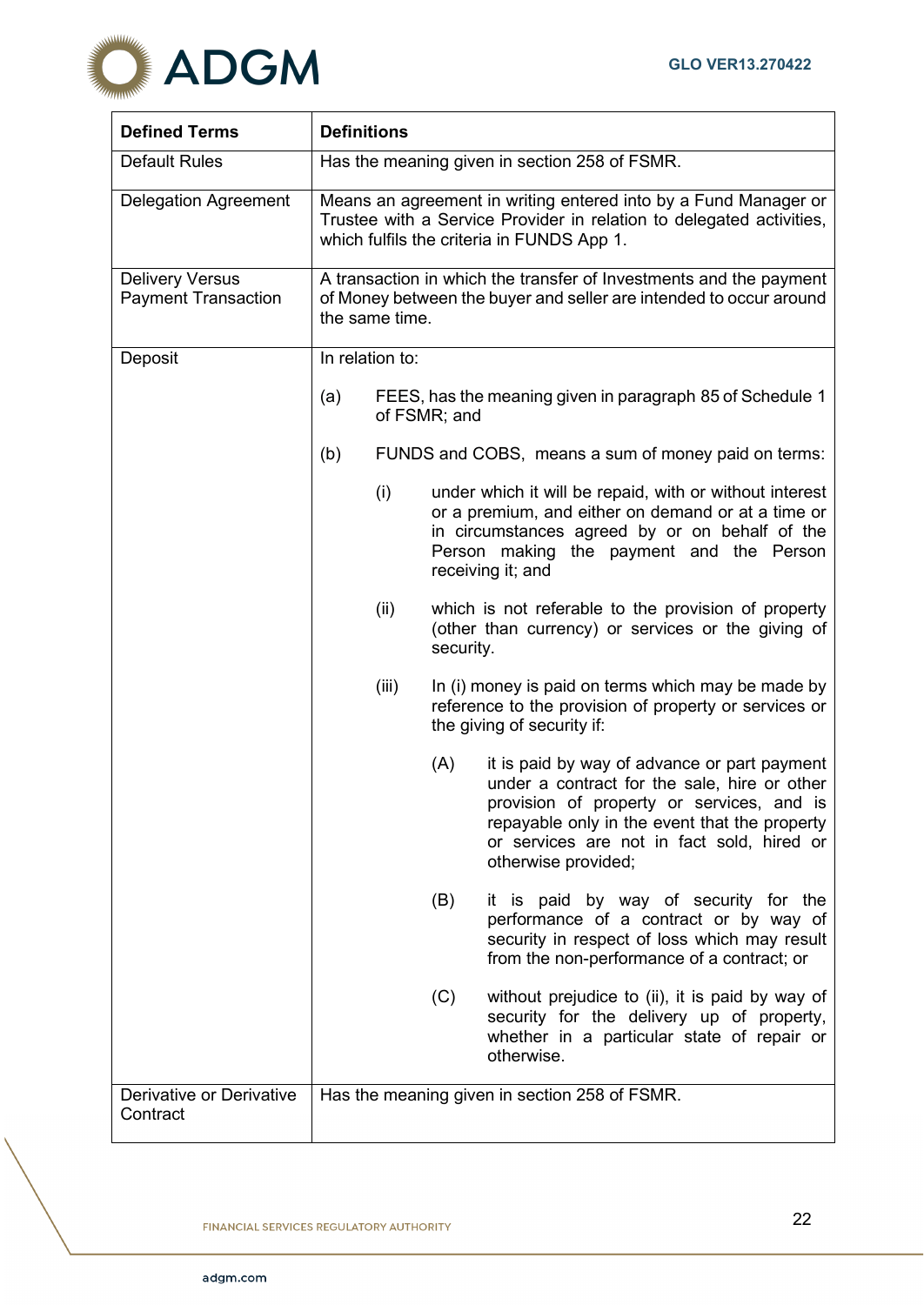| Defined Terms | Definitions |
|---|---|
| Default Rules | Has the meaning given in section 258 of FSMR. |
| Delegation Agreement | Means an agreement in writing entered into by a Fund Manager or Trustee with a Service Provider in relation to delegated activities, which fulfils the criteria in FUNDS App 1. |
| Delivery Versus Payment Transaction | A transaction in which the transfer of Investments and the payment of Money between the buyer and seller are intended to occur around the same time. |
| Deposit | In relation to:<br><br>(a) FEES, has the meaning given in paragraph 85 of Schedule 1 of FSMR; and<br><br>(b) FUNDS and COBS, means a sum of money paid on terms:<br><br>(i) under which it will be repaid, with or without interest or a premium, and either on demand or at a time or in circumstances agreed by or on behalf of the Person making the payment and the Person receiving it; and<br><br>(ii) which is not referable to the provision of property (other than currency) or services or the giving of security.<br><br>(iii) In (i) money is paid on terms which may be made by reference to the provision of property or services or the giving of security if:<br><br>(A) it is paid by way of advance or part payment under a contract for the sale, hire or other provision of property or services, and is repayable only in the event that the property or services are not in fact sold, hired or otherwise provided;<br><br>(B) it is paid by way of security for the performance of a contract or by way of security in respect of loss which may result from the non-performance of a contract; or<br><br>(C) without prejudice to (ii), it is paid by way of security for the delivery up of property, whether in a particular state of repair or otherwise. |
| Derivative or Derivative Contract | Has the meaning given in section 258 of FSMR. |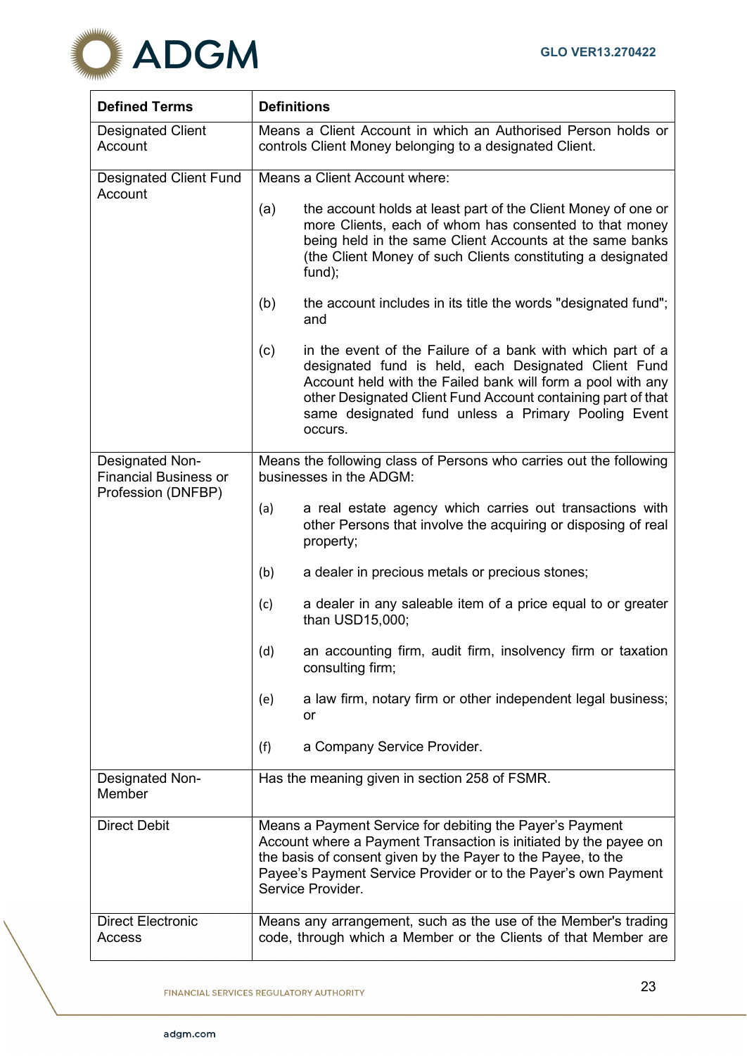| Defined Terms | Definitions |
|---|---|
| Designated Client Account | Means a Client Account in which an Authorised Person holds or controls Client Money belonging to a designated Client. |
| Designated Client Fund Account | Means a Client Account where:<br><br>(a) the account holds at least part of the Client Money of one or more Clients, each of whom has consented to that money being held in the same Client Accounts at the same banks (the Client Money of such Clients constituting a designated fund);<br><br>(b) the account includes in its title the words "designated fund"; and<br><br>(c) in the event of the Failure of a bank with which part of a designated fund is held, each Designated Client Fund Account held with the Failed bank will form a pool with any other Designated Client Fund Account containing part of that same designated fund unless a Primary Pooling Event occurs. |
| Designated Non-Financial Business or Profession (DNFBP) | Means the following class of Persons who carries out the following businesses in the ADGM:<br><br>(a) a real estate agency which carries out transactions with other Persons that involve the acquiring or disposing of real property;<br><br>(b) a dealer in precious metals or precious stones;<br><br>(c) a dealer in any saleable item of a price equal to or greater than USD15,000;<br><br>(d) an accounting firm, audit firm, insolvency firm or taxation consulting firm;<br><br>(e) a law firm, notary firm or other independent legal business; or<br><br>(f) a Company Service Provider. |
| Designated Non-Member | Has the meaning given in section 258 of FSMR. |
| Direct Debit | Means a Payment Service for debiting the Payer's Payment Account where a Payment Transaction is initiated by the payee on the basis of consent given by the Payer to the Payee, to the Payee's Payment Service Provider or to the Payer's own Payment Service Provider. |
| Direct Electronic Access | Means any arrangement, such as the use of the Member's trading code, through which a Member or the Clients of that Member are |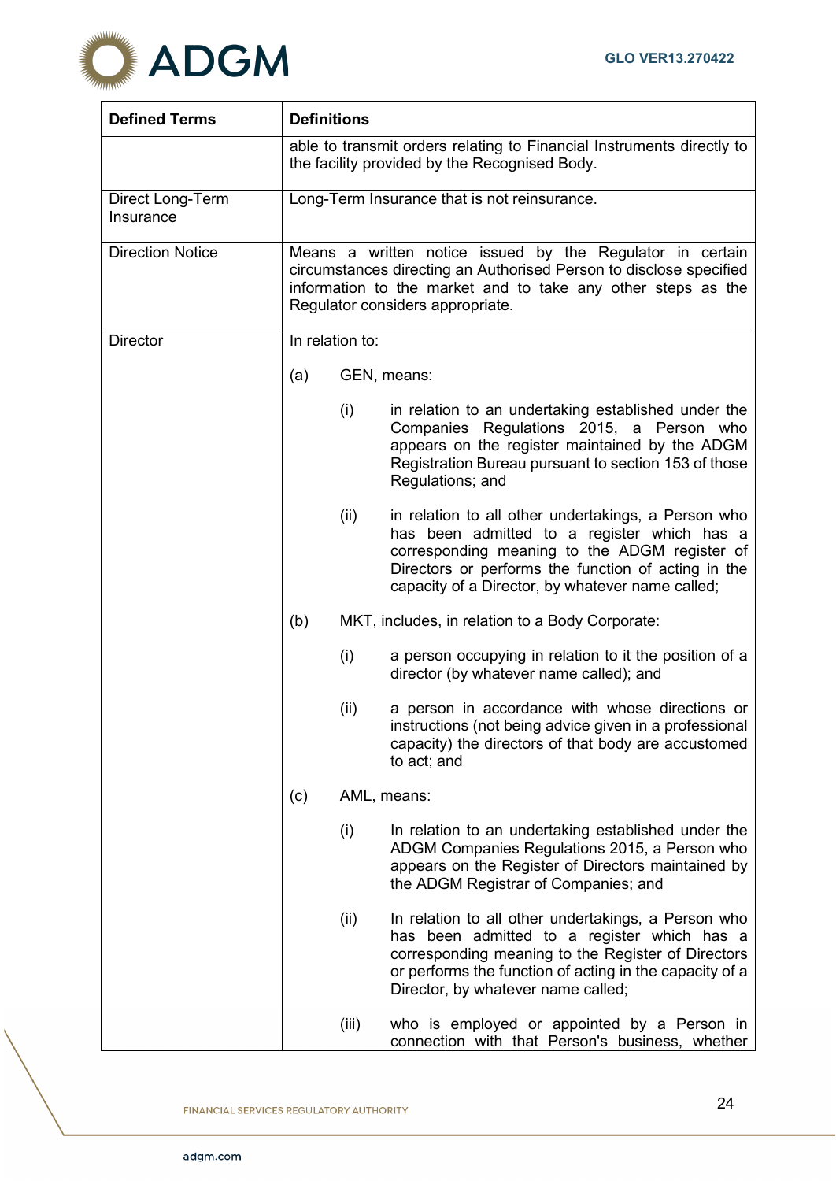| Defined Terms | Definitions |
|---|---|
| | able to transmit orders relating to Financial Instruments directly to the facility provided by the Recognised Body. |
| Direct Long-Term Insurance | Long-Term Insurance that is not reinsurance. |
| Direction Notice | Means a written notice issued by the Regulator in certain circumstances directing an Authorised Person to disclose specified information to the market and to take any other steps as the Regulator considers appropriate. |
| Director | In relation to:<br><br>(a) GEN, means:<br><br>(i) in relation to an undertaking established under the Companies Regulations 2015, a Person who appears on the register maintained by the ADGM Registration Bureau pursuant to section 153 of those Regulations; and<br><br>(ii) in relation to all other undertakings, a Person who has been admitted to a register which has a corresponding meaning to the ADGM register of Directors or performs the function of acting in the capacity of a Director, by whatever name called;<br><br>(b) MKT, includes, in relation to a Body Corporate:<br><br>(i) a person occupying in relation to it the position of a director (by whatever name called); and<br><br>(ii) a person in accordance with whose directions or instructions (not being advice given in a professional capacity) the directors of that body are accustomed to act; and<br><br>(c) AML, means:<br><br>(i) In relation to an undertaking established under the ADGM Companies Regulations 2015, a Person who appears on the Register of Directors maintained by the ADGM Registrar of Companies; and<br><br>(ii) In relation to all other undertakings, a Person who has been admitted to a register which has a corresponding meaning to the Register of Directors or performs the function of acting in the capacity of a Director, by whatever name called;<br><br>(iii) who is employed or appointed by a Person in connection with that Person's business, whether |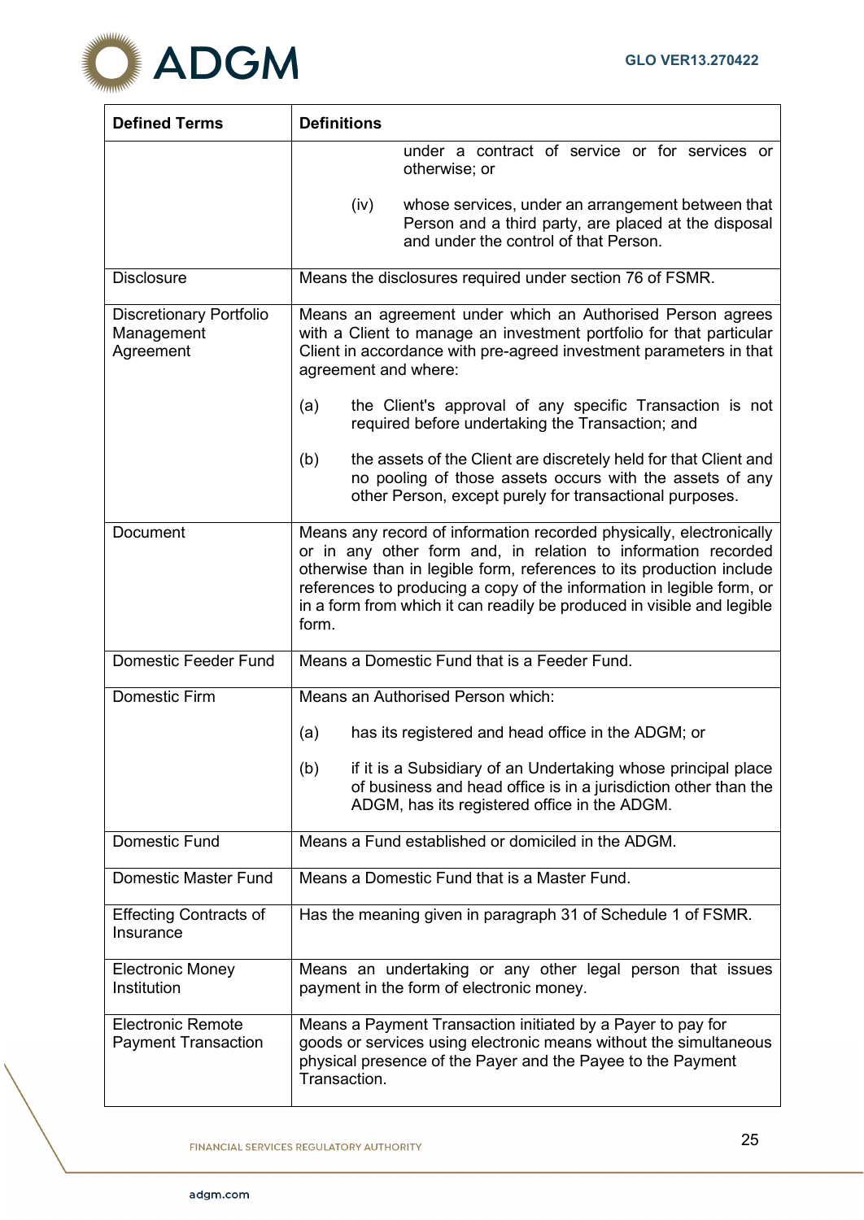| Defined Terms | Definitions |
|---|---|
| | under a contract of service or for services or otherwise; or<br><br>(iv) whose services, under an arrangement between that Person and a third party, are placed at the disposal and under the control of that Person. |
| Disclosure | Means the disclosures required under section 76 of FSMR. |
| Discretionary Portfolio Management Agreement | Means an agreement under which an Authorised Person agrees with a Client to manage an investment portfolio for that particular Client in accordance with pre-agreed investment parameters in that agreement and where:<br><br>(a) the Client's approval of any specific Transaction is not required before undertaking the Transaction; and<br><br>(b) the assets of the Client are discretely held for that Client and no pooling of those assets occurs with the assets of any other Person, except purely for transactional purposes. |
| Document | Means any record of information recorded physically, electronically or in any other form and, in relation to information recorded otherwise than in legible form, references to its production include references to producing a copy of the information in legible form, or in a form from which it can readily be produced in visible and legible form. |
| Domestic Feeder Fund | Means a Domestic Fund that is a Feeder Fund. |
| Domestic Firm | Means an Authorised Person which:<br><br>(a) has its registered and head office in the ADGM; or<br><br>(b) if it is a Subsidiary of an Undertaking whose principal place of business and head office is in a jurisdiction other than the ADGM, has its registered office in the ADGM. |
| Domestic Fund | Means a Fund established or domiciled in the ADGM. |
| Domestic Master Fund | Means a Domestic Fund that is a Master Fund. |
| Effecting Contracts of Insurance | Has the meaning given in paragraph 31 of Schedule 1 of FSMR. |
| Electronic Money Institution | Means an undertaking or any other legal person that issues payment in the form of electronic money. |
| Electronic Remote Payment Transaction | Means a Payment Transaction initiated by a Payer to pay for goods or services using electronic means without the simultaneous physical presence of the Payer and the Payee to the Payment Transaction. |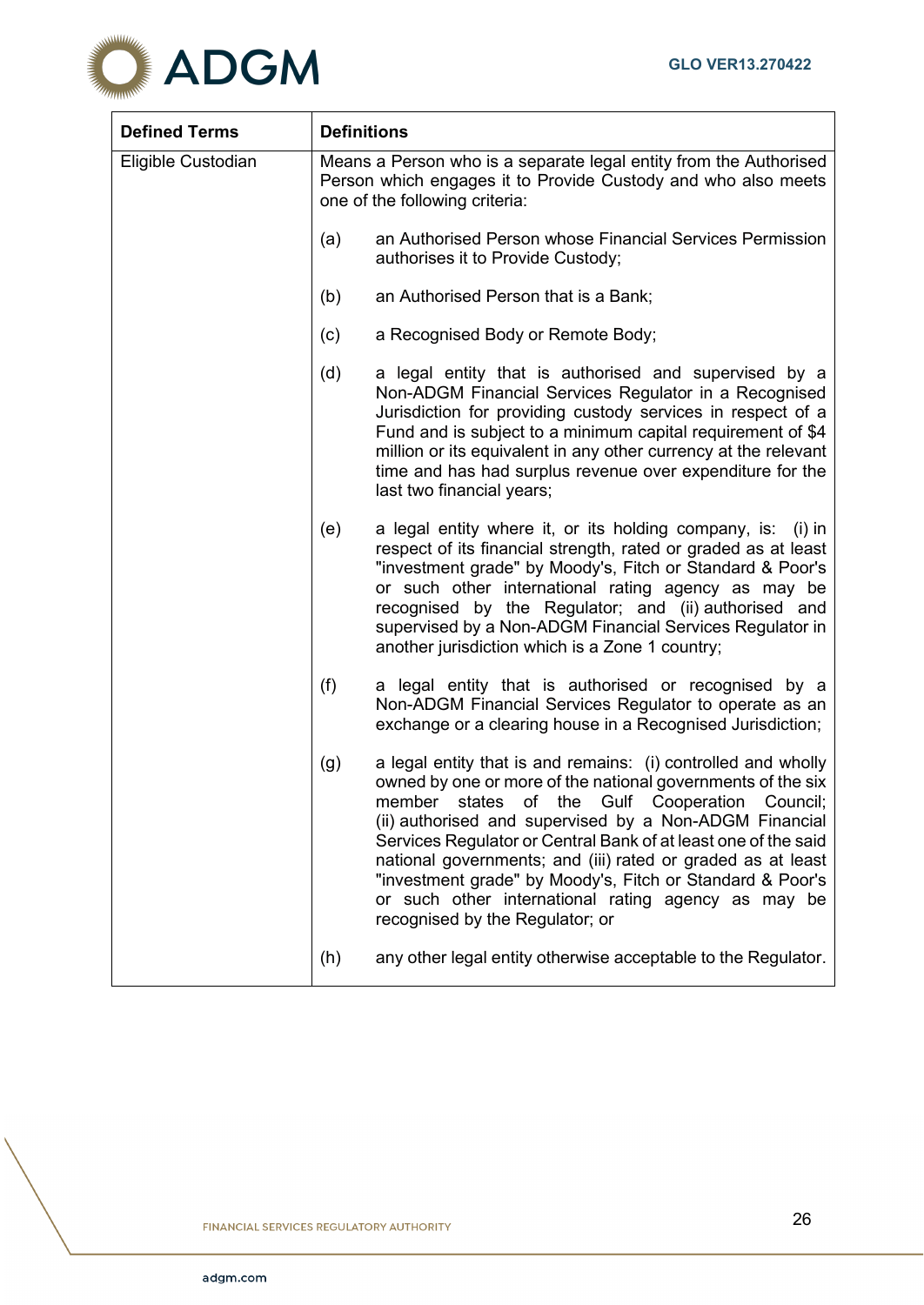| Defined Terms | Definitions |
|---|---|
| Eligible Custodian | Means a Person who is a separate legal entity from the Authorised Person which engages it to Provide Custody and who also meets one of the following criteria:<br><br>(a) an Authorised Person whose Financial Services Permission authorises it to Provide Custody;<br><br>(b) an Authorised Person that is a Bank;<br><br>(c) a Recognised Body or Remote Body;<br><br>(d) a legal entity that is authorised and supervised by a Non-ADGM Financial Services Regulator in a Recognised Jurisdiction for providing custody services in respect of a Fund and is subject to a minimum capital requirement of $4 million or its equivalent in any other currency at the relevant time and has had surplus revenue over expenditure for the last two financial years;<br><br>(e) a legal entity where it, or its holding company, is: (i) in respect of its financial strength, rated or graded as at least "investment grade" by Moody's, Fitch or Standard & Poor's or such other international rating agency as may be recognised by the Regulator; and (ii) authorised and supervised by a Non-ADGM Financial Services Regulator in another jurisdiction which is a Zone 1 country;<br><br>(f) a legal entity that is authorised or recognised by a Non-ADGM Financial Services Regulator to operate as an exchange or a clearing house in a Recognised Jurisdiction;<br><br>(g) a legal entity that is and remains: (i) controlled and wholly owned by one or more of the national governments of the six member states of the Gulf Cooperation Council; (ii) authorised and supervised by a Non-ADGM Financial Services Regulator or Central Bank of at least one of the said national governments; and (iii) rated or graded as at least "investment grade" by Moody's, Fitch or Standard & Poor's or such other international rating agency as may be recognised by the Regulator; or<br><br>(h) any other legal entity otherwise acceptable to the Regulator. |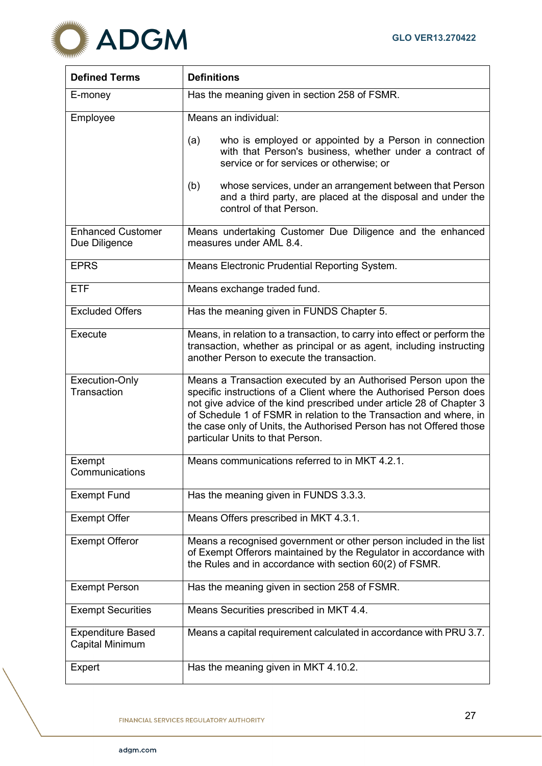| Defined Terms | Definitions |
|---|---|
| E-money | Has the meaning given in section 258 of FSMR. |
| Employee | Means an individual:<br><br>(a) who is employed or appointed by a Person in connection with that Person's business, whether under a contract of service or for services or otherwise; or<br><br>(b) whose services, under an arrangement between that Person and a third party, are placed at the disposal and under the control of that Person. |
| Enhanced Customer Due Diligence | Means undertaking Customer Due Diligence and the enhanced measures under AML 8.4. |
| EPRS | Means Electronic Prudential Reporting System. |
| ETF | Means exchange traded fund. |
| Excluded Offers | Has the meaning given in FUNDS Chapter 5. |
| Execute | Means, in relation to a transaction, to carry into effect or perform the transaction, whether as principal or as agent, including instructing another Person to execute the transaction. |
| Execution-Only Transaction | Means a Transaction executed by an Authorised Person upon the specific instructions of a Client where the Authorised Person does not give advice of the kind prescribed under article 28 of Chapter 3 of Schedule 1 of FSMR in relation to the Transaction and where, in the case only of Units, the Authorised Person has not Offered those particular Units to that Person. |
| Exempt Communications | Means communications referred to in MKT 4.2.1. |
| Exempt Fund | Has the meaning given in FUNDS 3.3.3. |
| Exempt Offer | Means Offers prescribed in MKT 4.3.1. |
| Exempt Offeror | Means a recognised government or other person included in the list of Exempt Offerors maintained by the Regulator in accordance with the Rules and in accordance with section 60(2) of FSMR. |
| Exempt Person | Has the meaning given in section 258 of FSMR. |
| Exempt Securities | Means Securities prescribed in MKT 4.4. |
| Expenditure Based Capital Minimum | Means a capital requirement calculated in accordance with PRU 3.7. |
| Expert | Has the meaning given in MKT 4.10.2. |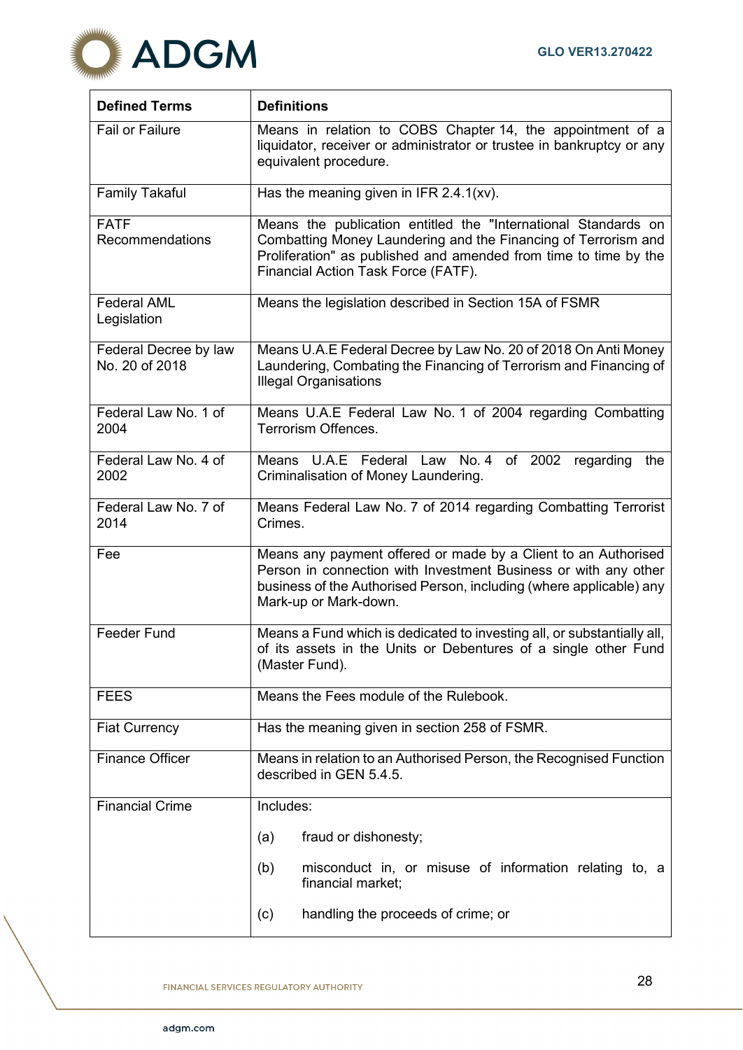| Defined Terms | Definitions |
|---|---|
| Fail or Failure | Means in relation to COBS Chapter 14, the appointment of a liquidator, receiver or administrator or trustee in bankruptcy or any equivalent procedure. |
| Family Takaful | Has the meaning given in IFR 2.4.1(xv). |
| FATF Recommendations | Means the publication entitled the "International Standards on Combatting Money Laundering and the Financing of Terrorism and Proliferation" as published and amended from time to time by the Financial Action Task Force (FATF). |
| Federal AML Legislation | Means the legislation described in Section 15A of FSMR |
| Federal Decree by law No. 20 of 2018 | Means U.A.E Federal Decree by Law No. 20 of 2018 On Anti Money Laundering, Combating the Financing of Terrorism and Financing of Illegal Organisations |
| Federal Law No. 1 of 2004 | Means U.A.E Federal Law No. 1 of 2004 regarding Combatting Terrorism Offences. |
| Federal Law No. 4 of 2002 | Means U.A.E Federal Law No. 4 of 2002 regarding the Criminalisation of Money Laundering. |
| Federal Law No. 7 of 2014 | Means Federal Law No. 7 of 2014 regarding Combatting Terrorist Crimes. |
| Fee | Means any payment offered or made by a Client to an Authorised Person in connection with Investment Business or with any other business of the Authorised Person, including (where applicable) any Mark-up or Mark-down. |
| Feeder Fund | Means a Fund which is dedicated to investing all, or substantially all, of its assets in the Units or Debentures of a single other Fund (Master Fund). |
| FEES | Means the Fees module of the Rulebook. |
| Fiat Currency | Has the meaning given in section 258 of FSMR. |
| Finance Officer | Means in relation to an Authorised Person, the Recognised Function described in GEN 5.4.5. |
| Financial Crime | Includes:<br><br>(a) fraud or dishonesty;<br><br>(b) misconduct in, or misuse of information relating to, a financial market;<br><br>(c) handling the proceeds of crime; or |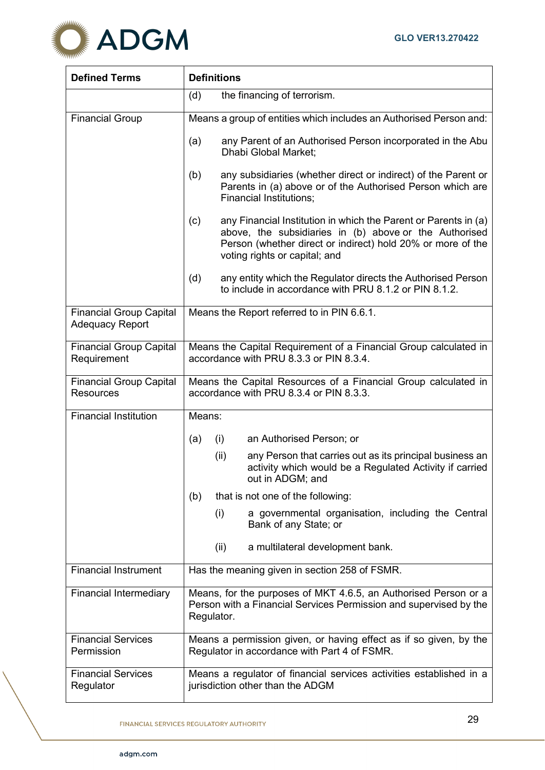| Defined Terms | Definitions |
|---|---|
| | (d) the financing of terrorism. |
| Financial Group | Means a group of entities which includes an Authorised Person and:<br><br>(a) any Parent of an Authorised Person incorporated in the Abu Dhabi Global Market;<br><br>(b) any subsidiaries (whether direct or indirect) of the Parent or Parents in (a) above or of the Authorised Person which are Financial Institutions;<br><br>(c) any Financial Institution in which the Parent or Parents in (a) above, the subsidiaries in (b) above or the Authorised Person (whether direct or indirect) hold 20% or more of the voting rights or capital; and<br><br>(d) any entity which the Regulator directs the Authorised Person to include in accordance with PRU 8.1.2 or PIN 8.1.2. |
| Financial Group Capital Adequacy Report | Means the Report referred to in PIN 6.6.1. |
| Financial Group Capital Requirement | Means the Capital Requirement of a Financial Group calculated in accordance with PRU 8.3.3 or PIN 8.3.4. |
| Financial Group Capital Resources | Means the Capital Resources of a Financial Group calculated in accordance with PRU 8.3.4 or PIN 8.3.3. |
| Financial Institution | Means:<br><br>(a) (i) an Authorised Person; or<br><br>(ii) any Person that carries out as its principal business an activity which would be a Regulated Activity if carried out in ADGM; and<br><br>(b) that is not one of the following:<br><br>(i) a governmental organisation, including the Central Bank of any State; or<br><br>(ii) a multilateral development bank. |
| Financial Instrument | Has the meaning given in section 258 of FSMR. |
| Financial Intermediary | Means, for the purposes of MKT 4.6.5, an Authorised Person or a Person with a Financial Services Permission and supervised by the Regulator. |
| Financial Services Permission | Means a permission given, or having effect as if so given, by the Regulator in accordance with Part 4 of FSMR. |
| Financial Services Regulator | Means a regulator of financial services activities established in a jurisdiction other than the ADGM |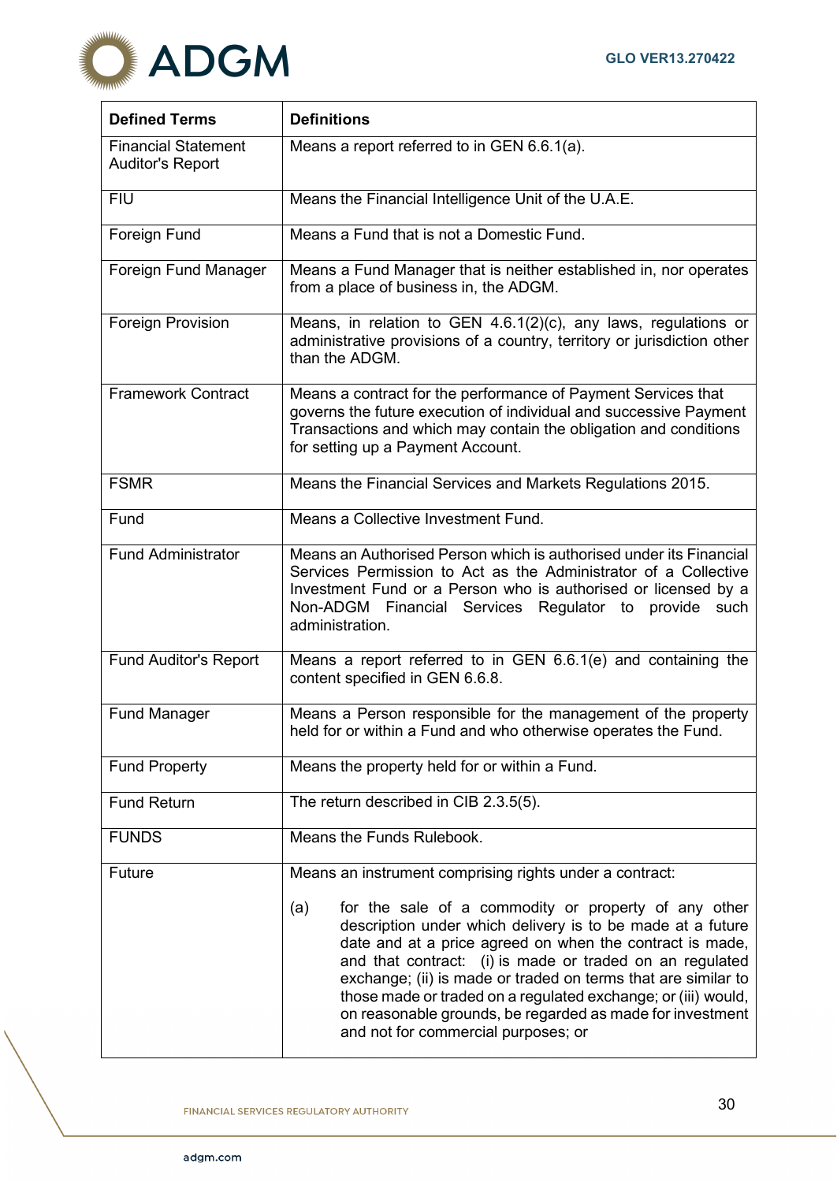| Defined Terms | Definitions |
|---|---|
| Financial Statement Auditor's Report | Means a report referred to in GEN 6.6.1(a). |
| FIU | Means the Financial Intelligence Unit of the U.A.E. |
| Foreign Fund | Means a Fund that is not a Domestic Fund. |
| Foreign Fund Manager | Means a Fund Manager that is neither established in, nor operates from a place of business in, the ADGM. |
| Foreign Provision | Means, in relation to GEN 4.6.1(2)(c), any laws, regulations or administrative provisions of a country, territory or jurisdiction other than the ADGM. |
| Framework Contract | Means a contract for the performance of Payment Services that governs the future execution of individual and successive Payment Transactions and which may contain the obligation and conditions for setting up a Payment Account. |
| FSMR | Means the Financial Services and Markets Regulations 2015. |
| Fund | Means a Collective Investment Fund. |
| Fund Administrator | Means an Authorised Person which is authorised under its Financial Services Permission to Act as the Administrator of a Collective Investment Fund or a Person who is authorised or licensed by a Non-ADGM Financial Services Regulator to provide such administration. |
| Fund Auditor's Report | Means a report referred to in GEN 6.6.1(e) and containing the content specified in GEN 6.6.8. |
| Fund Manager | Means a Person responsible for the management of the property held for or within a Fund and who otherwise operates the Fund. |
| Fund Property | Means the property held for or within a Fund. |
| Fund Return | The return described in CIB 2.3.5(5). |
| FUNDS | Means the Funds Rulebook. |
| Future | Means an instrument comprising rights under a contract:<br><br>(a) for the sale of a commodity or property of any other description under which delivery is to be made at a future date and at a price agreed on when the contract is made, and that contract: (i) is made or traded on an regulated exchange; (ii) is made or traded on terms that are similar to those made or traded on a regulated exchange; or (iii) would, on reasonable grounds, be regarded as made for investment and not for commercial purposes; or |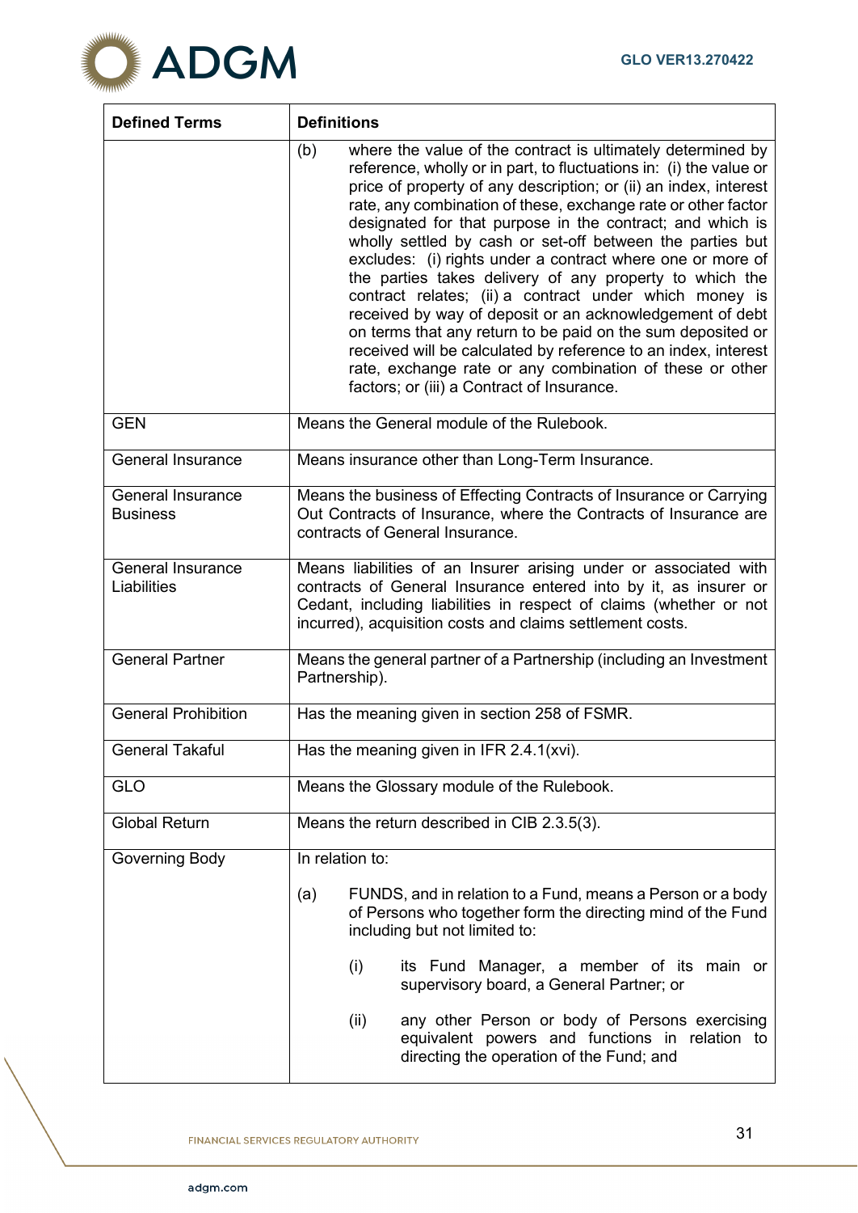| Defined Terms | Definitions |
|---|---|
| | (b) where the value of the contract is ultimately determined by reference, wholly or in part, to fluctuations in: (i) the value or price of property of any description; or (ii) an index, interest rate, any combination of these, exchange rate or other factor designated for that purpose in the contract; and which is wholly settled by cash or set-off between the parties but excludes: (i) rights under a contract where one or more of the parties takes delivery of any property to which the contract relates; (ii) a contract under which money is received by way of deposit or an acknowledgement of debt on terms that any return to be paid on the sum deposited or received will be calculated by reference to an index, interest rate, exchange rate or any combination of these or other factors; or (iii) a Contract of Insurance. |
| GEN | Means the General module of the Rulebook. |
| General Insurance | Means insurance other than Long-Term Insurance. |
| General Insurance Business | Means the business of Effecting Contracts of Insurance or Carrying Out Contracts of Insurance, where the Contracts of Insurance are contracts of General Insurance. |
| General Insurance Liabilities | Means liabilities of an Insurer arising under or associated with contracts of General Insurance entered into by it, as insurer or Cedant, including liabilities in respect of claims (whether or not incurred), acquisition costs and claims settlement costs. |
| General Partner | Means the general partner of a Partnership (including an Investment Partnership). |
| General Prohibition | Has the meaning given in section 258 of FSMR. |
| General Takaful | Has the meaning given in IFR 2.4.1(xvi). |
| GLO | Means the Glossary module of the Rulebook. |
| Global Return | Means the return described in CIB 2.3.5(3). |
| Governing Body | In relation to:<br><br>(a) FUNDS, and in relation to a Fund, means a Person or a body of Persons who together form the directing mind of the Fund including but not limited to:<br><br>(i) its Fund Manager, a member of its main or supervisory board, a General Partner; or<br><br>(ii) any other Person or body of Persons exercising equivalent powers and functions in relation to directing the operation of the Fund; and |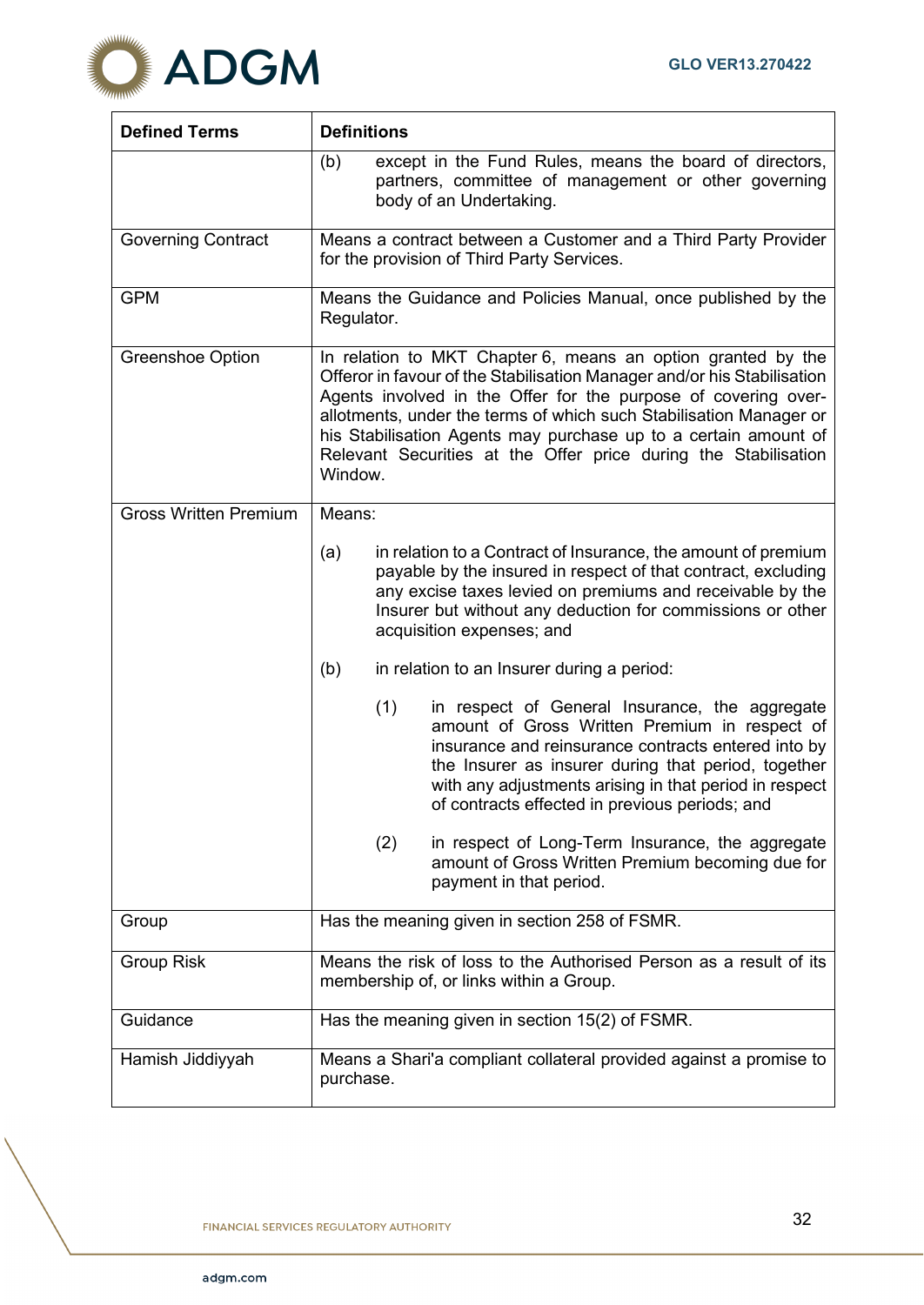| Defined Terms | Definitions |
|---|---|
| | (b) except in the Fund Rules, means the board of directors, partners, committee of management or other governing body of an Undertaking. |
| Governing Contract | Means a contract between a Customer and a Third Party Provider for the provision of Third Party Services. |
| GPM | Means the Guidance and Policies Manual, once published by the Regulator. |
| Greenshoe Option | In relation to MKT Chapter 6, means an option granted by the Offeror in favour of the Stabilisation Manager and/or his Stabilisation Agents involved in the Offer for the purpose of covering over-allotments, under the terms of which such Stabilisation Manager or his Stabilisation Agents may purchase up to a certain amount of Relevant Securities at the Offer price during the Stabilisation Window. |
| Gross Written Premium | Means:<br><br>(a) in relation to a Contract of Insurance, the amount of premium payable by the insured in respect of that contract, excluding any excise taxes levied on premiums and receivable by the Insurer but without any deduction for commissions or other acquisition expenses; and<br><br>(b) in relation to an Insurer during a period:<br><br>(1) in respect of General Insurance, the aggregate amount of Gross Written Premium in respect of insurance and reinsurance contracts entered into by the Insurer as insurer during that period, together with any adjustments arising in that period in respect of contracts effected in previous periods; and<br><br>(2) in respect of Long-Term Insurance, the aggregate amount of Gross Written Premium becoming due for payment in that period. |
| Group | Has the meaning given in section 258 of FSMR. |
| Group Risk | Means the risk of loss to the Authorised Person as a result of its membership of, or links within a Group. |
| Guidance | Has the meaning given in section 15(2) of FSMR. |
| Hamish Jiddiyyah | Means a Shari'a compliant collateral provided against a promise to purchase. |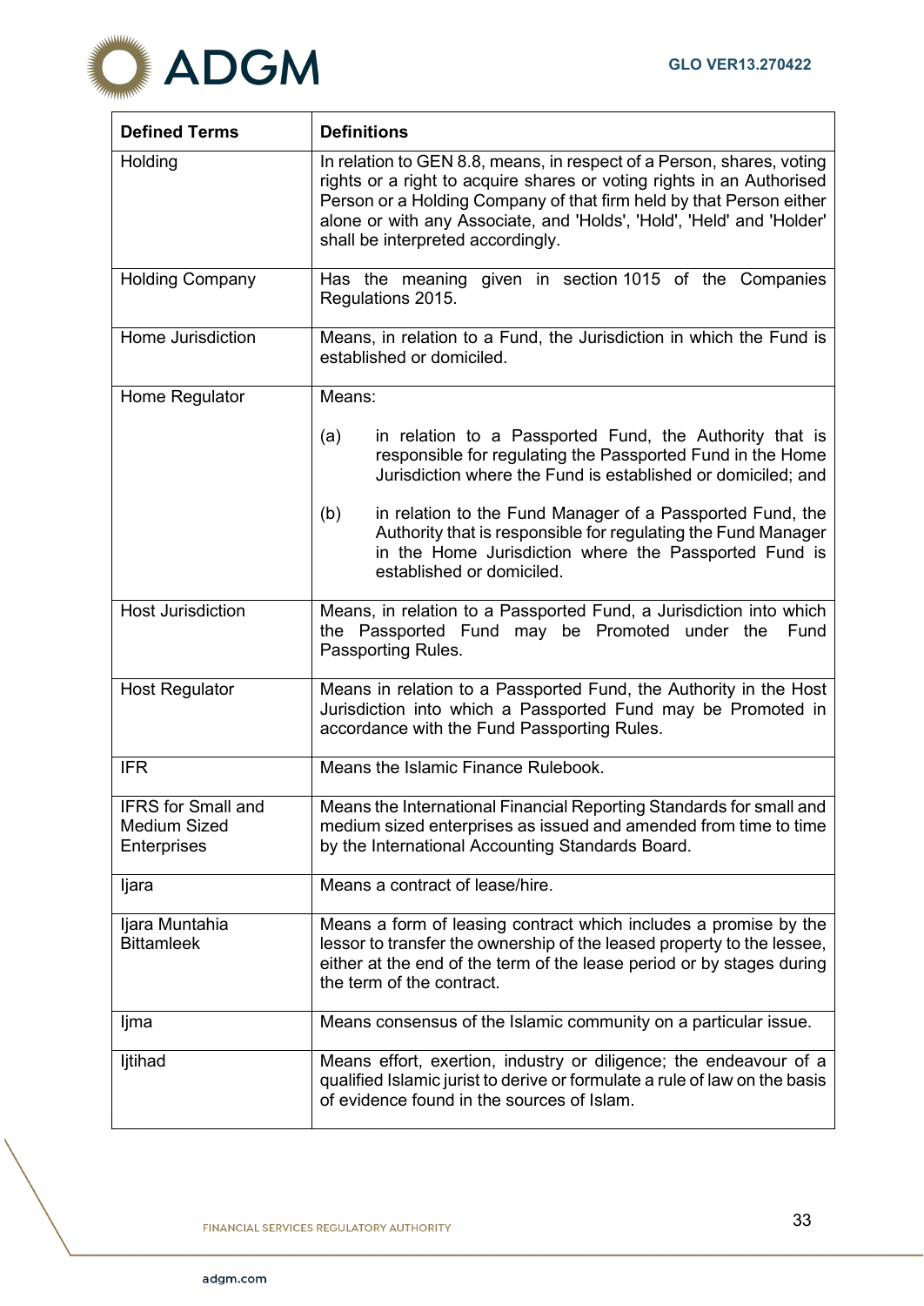| Defined Terms | Definitions |
|---|---|
| Holding | In relation to GEN 8.8, means, in respect of a Person, shares, voting rights or a right to acquire shares or voting rights in an Authorised Person or a Holding Company of that firm held by that Person either alone or with any Associate, and 'Holds', 'Hold', 'Held' and 'Holder' shall be interpreted accordingly. |
| Holding Company | Has the meaning given in section 1015 of the Companies Regulations 2015. |
| Home Jurisdiction | Means, in relation to a Fund, the Jurisdiction in which the Fund is established or domiciled. |
| Home Regulator | Means:<br><br>(a) in relation to a Passported Fund, the Authority that is responsible for regulating the Passported Fund in the Home Jurisdiction where the Fund is established or domiciled; and<br><br>(b) in relation to the Fund Manager of a Passported Fund, the Authority that is responsible for regulating the Fund Manager in the Home Jurisdiction where the Passported Fund is established or domiciled. |
| Host Jurisdiction | Means, in relation to a Passported Fund, a Jurisdiction into which the Passported Fund may be Promoted under the Fund Passporting Rules. |
| Host Regulator | Means in relation to a Passported Fund, the Authority in the Host Jurisdiction into which a Passported Fund may be Promoted in accordance with the Fund Passporting Rules. |
| IFR | Means the Islamic Finance Rulebook. |
| IFRS for Small and Medium Sized Enterprises | Means the International Financial Reporting Standards for small and medium sized enterprises as issued and amended from time to time by the International Accounting Standards Board. |
| Ijara | Means a contract of lease/hire. |
| Ijara Muntahia Bittamleek | Means a form of leasing contract which includes a promise by the lessor to transfer the ownership of the leased property to the lessee, either at the end of the term of the lease period or by stages during the term of the contract. |
| Ijma | Means consensus of the Islamic community on a particular issue. |
| Ijtihad | Means effort, exertion, industry or diligence; the endeavour of a qualified Islamic jurist to derive or formulate a rule of law on the basis of evidence found in the sources of Islam. |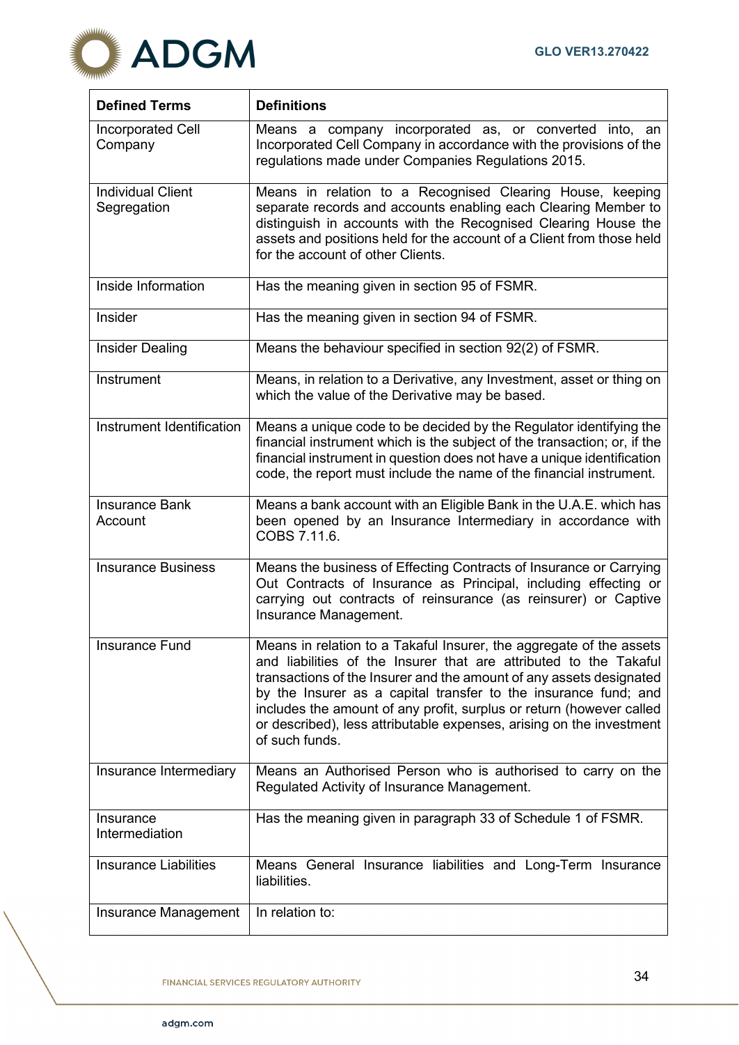| Defined Terms | Definitions |
|---|---|
| Incorporated Cell Company | Means a company incorporated as, or converted into, an Incorporated Cell Company in accordance with the provisions of the regulations made under Companies Regulations 2015. |
| Individual Client Segregation | Means in relation to a Recognised Clearing House, keeping separate records and accounts enabling each Clearing Member to distinguish in accounts with the Recognised Clearing House the assets and positions held for the account of a Client from those held for the account of other Clients. |
| Inside Information | Has the meaning given in section 95 of FSMR. |
| Insider | Has the meaning given in section 94 of FSMR. |
| Insider Dealing | Means the behaviour specified in section 92(2) of FSMR. |
| Instrument | Means, in relation to a Derivative, any Investment, asset or thing on which the value of the Derivative may be based. |
| Instrument Identification | Means a unique code to be decided by the Regulator identifying the financial instrument which is the subject of the transaction; or, if the financial instrument in question does not have a unique identification code, the report must include the name of the financial instrument. |
| Insurance Bank Account | Means a bank account with an Eligible Bank in the U.A.E. which has been opened by an Insurance Intermediary in accordance with COBS 7.11.6. |
| Insurance Business | Means the business of Effecting Contracts of Insurance or Carrying Out Contracts of Insurance as Principal, including effecting or carrying out contracts of reinsurance (as reinsurer) or Captive Insurance Management. |
| Insurance Fund | Means in relation to a Takaful Insurer, the aggregate of the assets and liabilities of the Insurer that are attributed to the Takaful transactions of the Insurer and the amount of any assets designated by the Insurer as a capital transfer to the insurance fund; and includes the amount of any profit, surplus or return (however called or described), less attributable expenses, arising on the investment of such funds. |
| Insurance Intermediary | Means an Authorised Person who is authorised to carry on the Regulated Activity of Insurance Management. |
| Insurance Intermediation | Has the meaning given in paragraph 33 of Schedule 1 of FSMR. |
| Insurance Liabilities | Means General Insurance liabilities and Long-Term Insurance liabilities. |
| Insurance Management | In relation to: |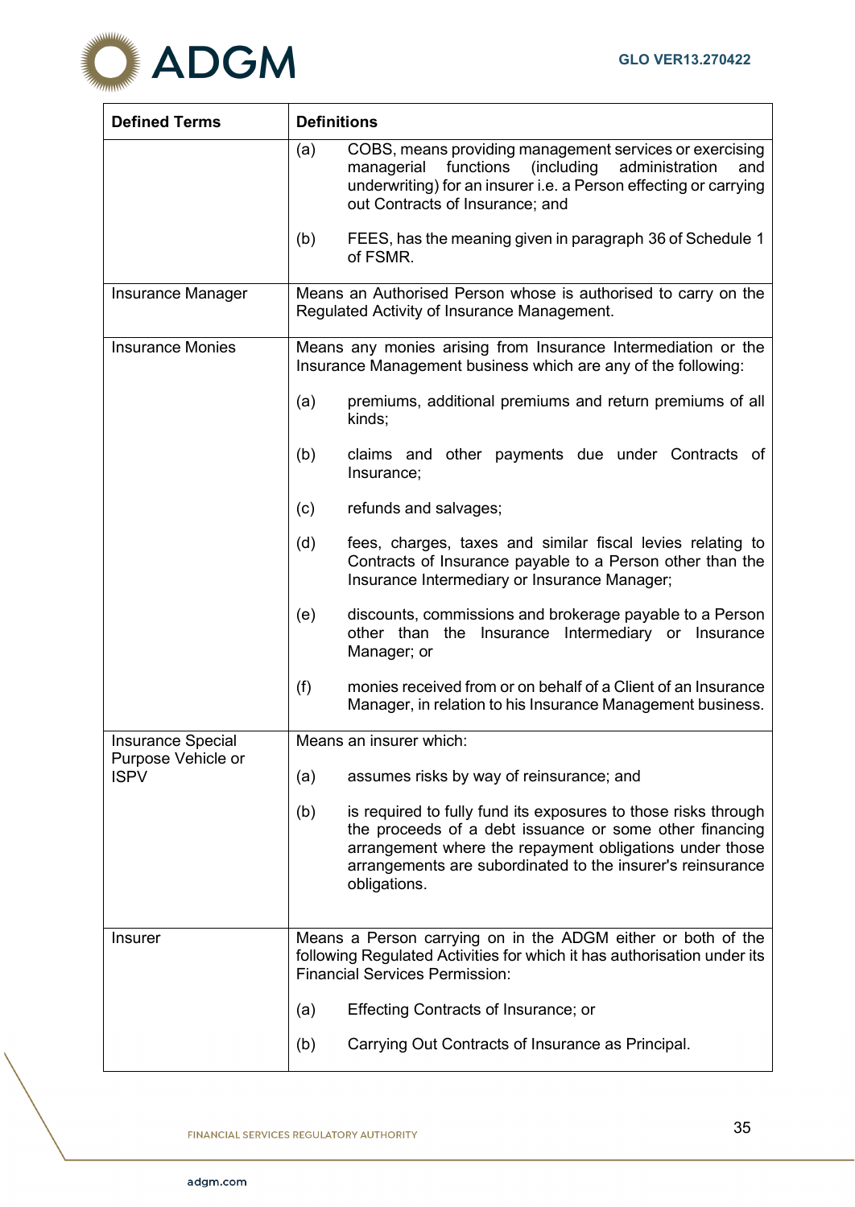| Defined Terms | Definitions |
|---|---|
| | (a) COBS, means providing management services or exercising managerial functions (including administration and underwriting) for an insurer i.e. a Person effecting or carrying out Contracts of Insurance; and<br><br>(b) FEES, has the meaning given in paragraph 36 of Schedule 1 of FSMR. |
| Insurance Manager | Means an Authorised Person whose is authorised to carry on the Regulated Activity of Insurance Management. |
| Insurance Monies | Means any monies arising from Insurance Intermediation or the Insurance Management business which are any of the following:<br><br>(a) premiums, additional premiums and return premiums of all kinds;<br><br>(b) claims and other payments due under Contracts of Insurance;<br><br>(c) refunds and salvages;<br><br>(d) fees, charges, taxes and similar fiscal levies relating to Contracts of Insurance payable to a Person other than the Insurance Intermediary or Insurance Manager;<br><br>(e) discounts, commissions and brokerage payable to a Person other than the Insurance Intermediary or Insurance Manager; or<br><br>(f) monies received from or on behalf of a Client of an Insurance Manager, in relation to his Insurance Management business. |
| Insurance Special Purpose Vehicle or ISPV | Means an insurer which:<br><br>(a) assumes risks by way of reinsurance; and<br><br>(b) is required to fully fund its exposures to those risks through the proceeds of a debt issuance or some other financing arrangement where the repayment obligations under those arrangements are subordinated to the insurer's reinsurance obligations. |
| Insurer | Means a Person carrying on in the ADGM either or both of the following Regulated Activities for which it has authorisation under its Financial Services Permission:<br><br>(a) Effecting Contracts of Insurance; or<br><br>(b) Carrying Out Contracts of Insurance as Principal. |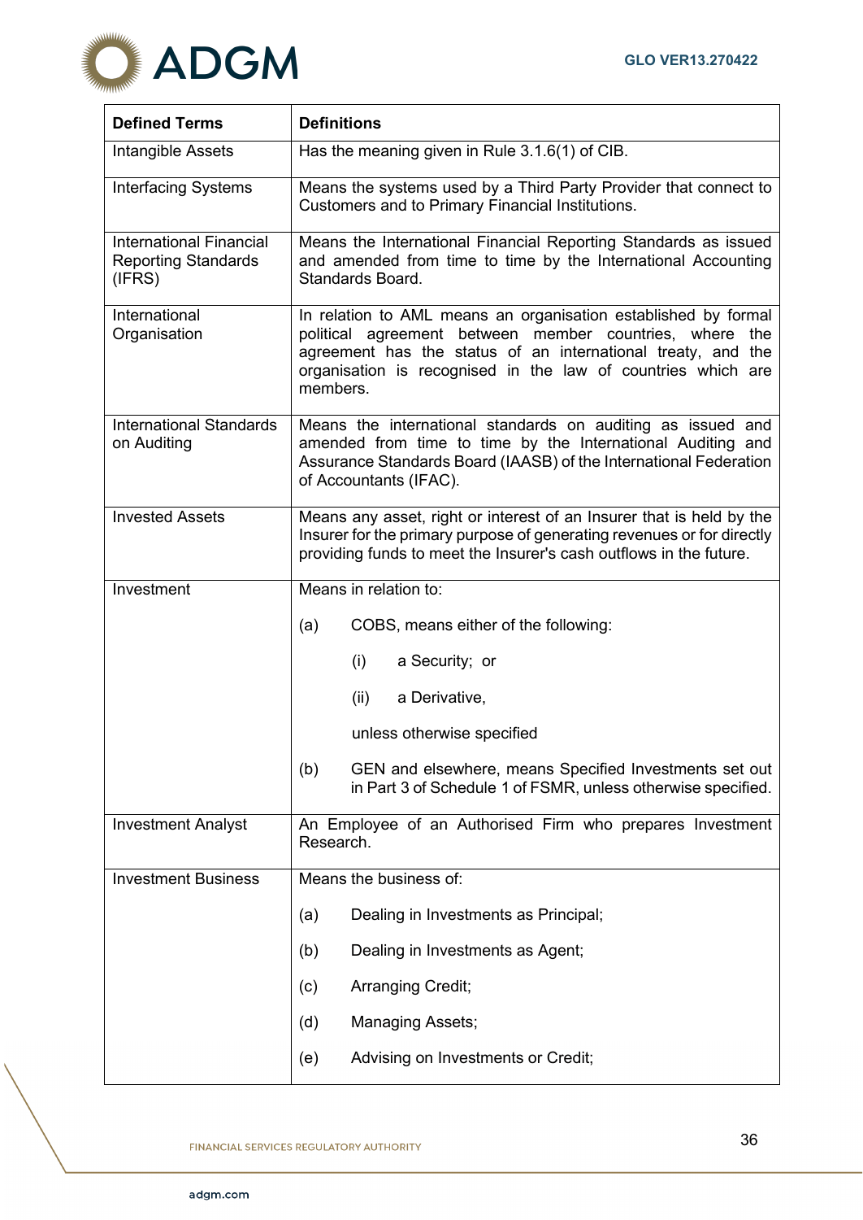| Defined Terms | Definitions |
|---|---|
| Intangible Assets | Has the meaning given in Rule 3.1.6(1) of CIB. |
| Interfacing Systems | Means the systems used by a Third Party Provider that connect to Customers and to Primary Financial Institutions. |
| International Financial Reporting Standards (IFRS) | Means the International Financial Reporting Standards as issued and amended from time to time by the International Accounting Standards Board. |
| International Organisation | In relation to AML means an organisation established by formal political agreement between member countries, where the agreement has the status of an international treaty, and the organisation is recognised in the law of countries which are members. |
| International Standards on Auditing | Means the international standards on auditing as issued and amended from time to time by the International Auditing and Assurance Standards Board (IAASB) of the International Federation of Accountants (IFAC). |
| Invested Assets | Means any asset, right or interest of an Insurer that is held by the Insurer for the primary purpose of generating revenues or for directly providing funds to meet the Insurer's cash outflows in the future. |
| Investment | Means in relation to:<br><br>(a) COBS, means either of the following:<br><br>(i) a Security; or<br><br>(ii) a Derivative,<br><br>unless otherwise specified<br><br>(b) GEN and elsewhere, means Specified Investments set out in Part 3 of Schedule 1 of FSMR, unless otherwise specified. |
| Investment Analyst | An Employee of an Authorised Firm who prepares Investment Research. |
| Investment Business | Means the business of:<br><br>(a) Dealing in Investments as Principal;<br><br>(b) Dealing in Investments as Agent;<br><br>(c) Arranging Credit;<br><br>(d) Managing Assets;<br><br>(e) Advising on Investments or Credit; |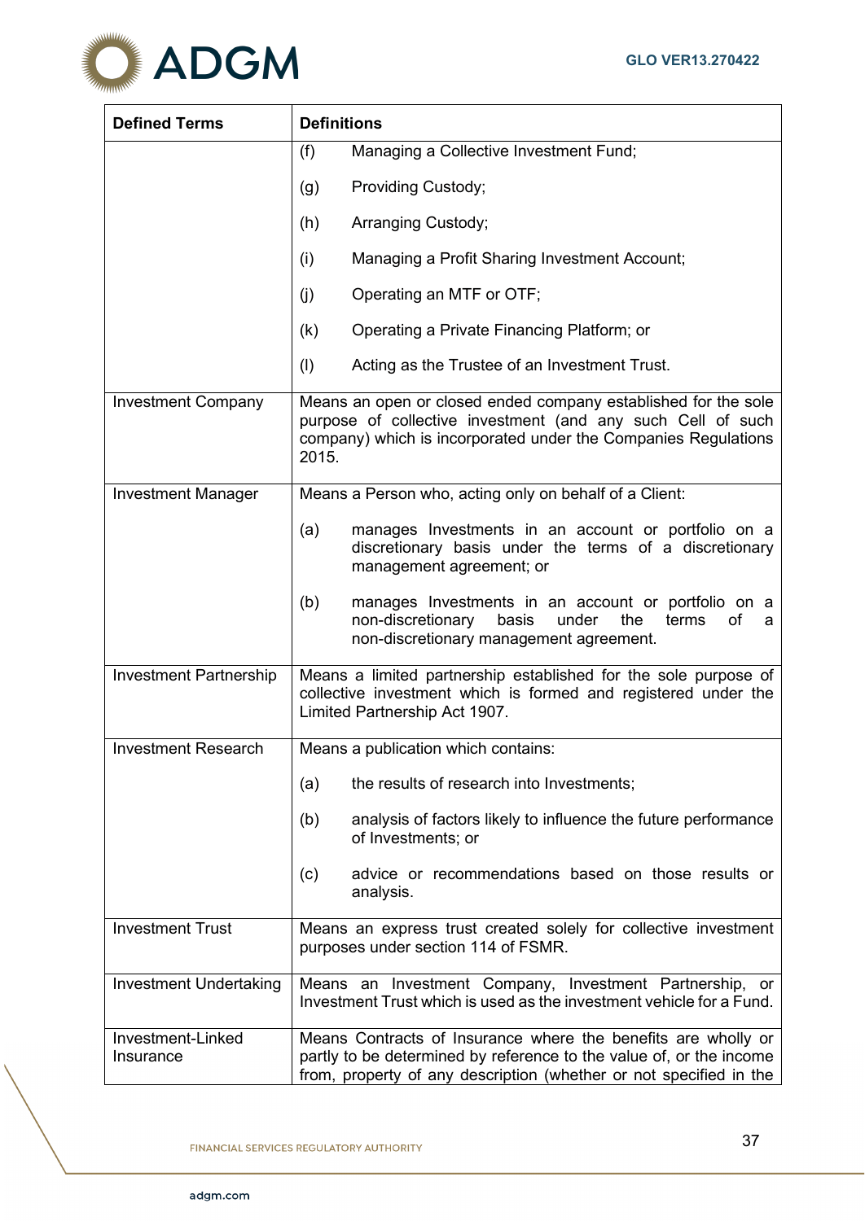| Defined Terms | Definitions |
|---|---|
| | (f) Managing a Collective Investment Fund;<br><br>(g) Providing Custody;<br><br>(h) Arranging Custody;<br><br>(i) Managing a Profit Sharing Investment Account;<br><br>(j) Operating an MTF or OTF;<br><br>(k) Operating a Private Financing Platform; or<br><br>(l) Acting as the Trustee of an Investment Trust. |
| Investment Company | Means an open or closed ended company established for the sole purpose of collective investment (and any such Cell of such company) which is incorporated under the Companies Regulations 2015. |
| Investment Manager | Means a Person who, acting only on behalf of a Client:<br><br>(a) manages Investments in an account or portfolio on a discretionary basis under the terms of a discretionary management agreement; or<br><br>(b) manages Investments in an account or portfolio on a non-discretionary basis under the terms of a non-discretionary management agreement. |
| Investment Partnership | Means a limited partnership established for the sole purpose of collective investment which is formed and registered under the Limited Partnership Act 1907. |
| Investment Research | Means a publication which contains:<br><br>(a) the results of research into Investments;<br><br>(b) analysis of factors likely to influence the future performance of Investments; or<br><br>(c) advice or recommendations based on those results or analysis. |
| Investment Trust | Means an express trust created solely for collective investment purposes under section 114 of FSMR. |
| Investment Undertaking | Means an Investment Company, Investment Partnership, or Investment Trust which is used as the investment vehicle for a Fund. |
| Investment-Linked Insurance | Means Contracts of Insurance where the benefits are wholly or partly to be determined by reference to the value of, or the income from, property of any description (whether or not specified in the |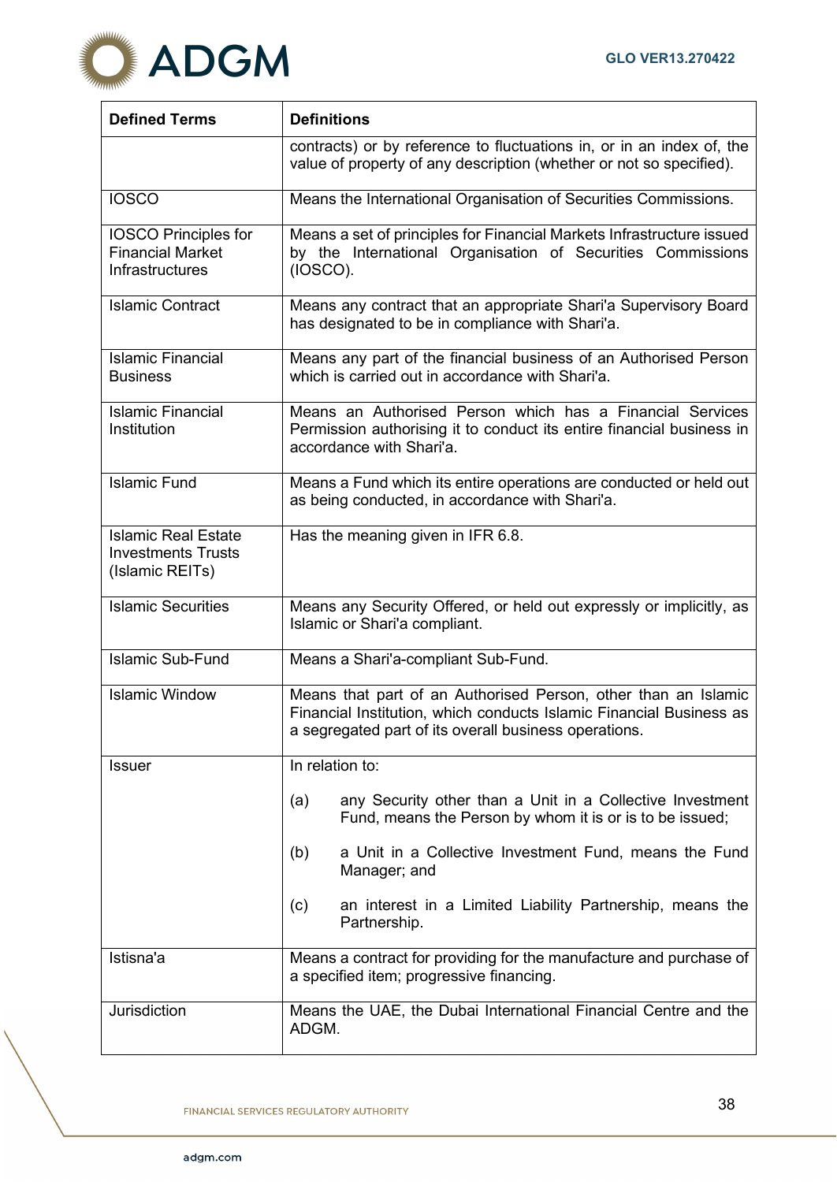| Defined Terms | Definitions |
|---|---|
| | contracts) or by reference to fluctuations in, or in an index of, the value of property of any description (whether or not so specified). |
| IOSCO | Means the International Organisation of Securities Commissions. |
| IOSCO Principles for Financial Market Infrastructures | Means a set of principles for Financial Markets Infrastructure issued by the International Organisation of Securities Commissions (IOSCO). |
| Islamic Contract | Means any contract that an appropriate Shari'a Supervisory Board has designated to be in compliance with Shari'a. |
| Islamic Financial Business | Means any part of the financial business of an Authorised Person which is carried out in accordance with Shari'a. |
| Islamic Financial Institution | Means an Authorised Person which has a Financial Services Permission authorising it to conduct its entire financial business in accordance with Shari'a. |
| Islamic Fund | Means a Fund which its entire operations are conducted or held out as being conducted, in accordance with Shari'a. |
| Islamic Real Estate Investments Trusts (Islamic REITs) | Has the meaning given in IFR 6.8. |
| Islamic Securities | Means any Security Offered, or held out expressly or implicitly, as Islamic or Shari'a compliant. |
| Islamic Sub-Fund | Means a Shari'a-compliant Sub-Fund. |
| Islamic Window | Means that part of an Authorised Person, other than an Islamic Financial Institution, which conducts Islamic Financial Business as a segregated part of its overall business operations. |
| Issuer | In relation to:<br><br>(a) any Security other than a Unit in a Collective Investment Fund, means the Person by whom it is or is to be issued;<br><br>(b) a Unit in a Collective Investment Fund, means the Fund Manager; and<br><br>(c) an interest in a Limited Liability Partnership, means the Partnership. |
| Istisna'a | Means a contract for providing for the manufacture and purchase of a specified item; progressive financing. |
| Jurisdiction | Means the UAE, the Dubai International Financial Centre and the ADGM. |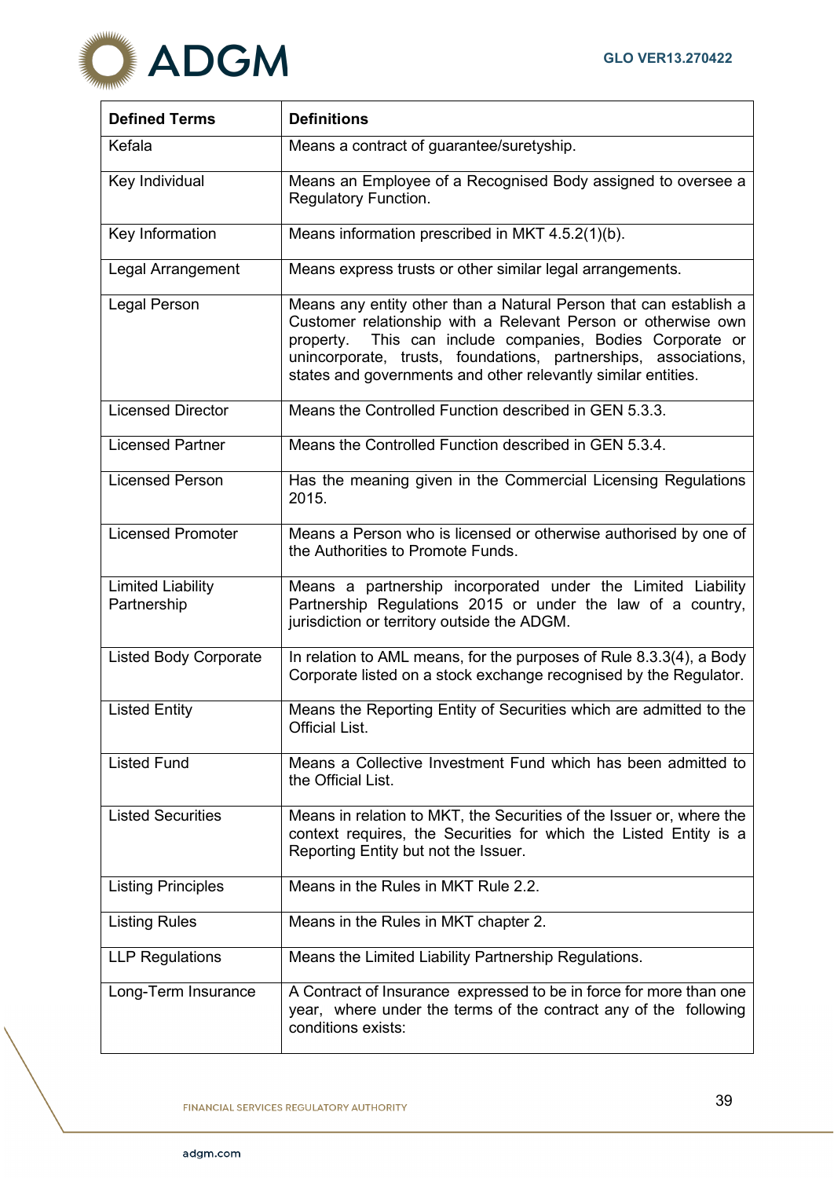| Defined Terms | Definitions |
|---|---|
| Kefala | Means a contract of guarantee/suretyship. |
| Key Individual | Means an Employee of a Recognised Body assigned to oversee a Regulatory Function. |
| Key Information | Means information prescribed in MKT 4.5.2(1)(b). |
| Legal Arrangement | Means express trusts or other similar legal arrangements. |
| Legal Person | Means any entity other than a Natural Person that can establish a Customer relationship with a Relevant Person or otherwise own property. This can include companies, Bodies Corporate or unincorporate, trusts, foundations, partnerships, associations, states and governments and other relevantly similar entities. |
| Licensed Director | Means the Controlled Function described in GEN 5.3.3. |
| Licensed Partner | Means the Controlled Function described in GEN 5.3.4. |
| Licensed Person | Has the meaning given in the Commercial Licensing Regulations 2015. |
| Licensed Promoter | Means a Person who is licensed or otherwise authorised by one of the Authorities to Promote Funds. |
| Limited Liability Partnership | Means a partnership incorporated under the Limited Liability Partnership Regulations 2015 or under the law of a country, jurisdiction or territory outside the ADGM. |
| Listed Body Corporate | In relation to AML means, for the purposes of Rule 8.3.3(4), a Body Corporate listed on a stock exchange recognised by the Regulator. |
| Listed Entity | Means the Reporting Entity of Securities which are admitted to the Official List. |
| Listed Fund | Means a Collective Investment Fund which has been admitted to the Official List. |
| Listed Securities | Means in relation to MKT, the Securities of the Issuer or, where the context requires, the Securities for which the Listed Entity is a Reporting Entity but not the Issuer. |
| Listing Principles | Means in the Rules in MKT Rule 2.2. |
| Listing Rules | Means in the Rules in MKT chapter 2. |
| LLP Regulations | Means the Limited Liability Partnership Regulations. |
| Long-Term Insurance | A Contract of Insurance expressed to be in force for more than one year, where under the terms of the contract any of the following conditions exists: |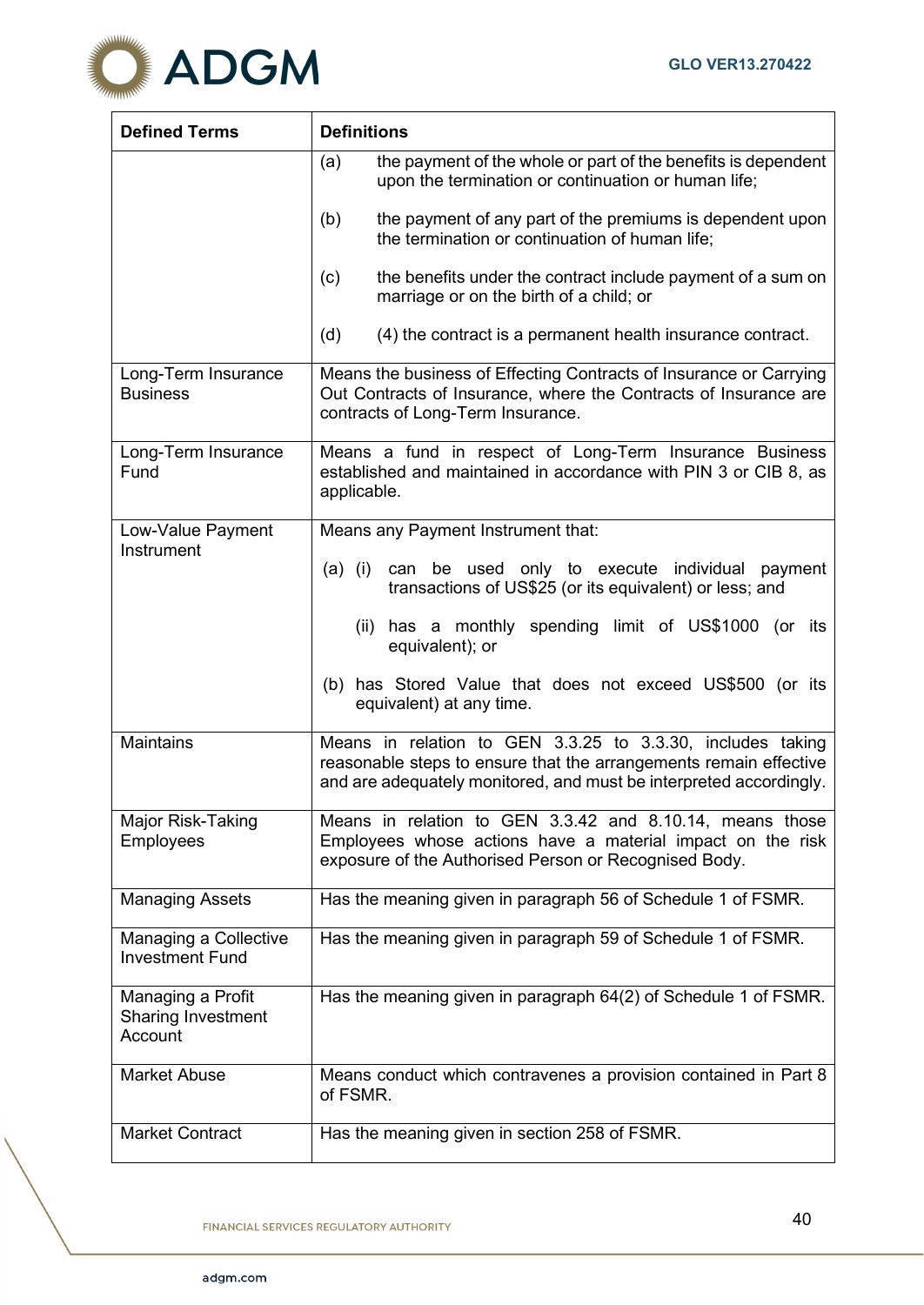| Defined Terms | Definitions |
|---|---|
| | (a) the payment of the whole or part of the benefits is dependent upon the termination or continuation or human life;<br><br>(b) the payment of any part of the premiums is dependent upon the termination or continuation of human life;<br><br>(c) the benefits under the contract include payment of a sum on marriage or on the birth of a child; or<br><br>(d) (4) the contract is a permanent health insurance contract. |
| Long-Term Insurance Business | Means the business of Effecting Contracts of Insurance or Carrying Out Contracts of Insurance, where the Contracts of Insurance are contracts of Long-Term Insurance. |
| Long-Term Insurance Fund | Means a fund in respect of Long-Term Insurance Business established and maintained in accordance with PIN 3 or CIB 8, as applicable. |
| Low-Value Payment Instrument | Means any Payment Instrument that:<br><br>(a) (i) can be used only to execute individual payment transactions of US$25 (or its equivalent) or less; and<br><br>(ii) has a monthly spending limit of US$1000 (or its equivalent); or<br><br>(b) has Stored Value that does not exceed US$500 (or its equivalent) at any time. |
| Maintains | Means in relation to GEN 3.3.25 to 3.3.30, includes taking reasonable steps to ensure that the arrangements remain effective and are adequately monitored, and must be interpreted accordingly. |
| Major Risk-Taking Employees | Means in relation to GEN 3.3.42 and 8.10.14, means those Employees whose actions have a material impact on the risk exposure of the Authorised Person or Recognised Body. |
| Managing Assets | Has the meaning given in paragraph 56 of Schedule 1 of FSMR. |
| Managing a Collective Investment Fund | Has the meaning given in paragraph 59 of Schedule 1 of FSMR. |
| Managing a Profit Sharing Investment Account | Has the meaning given in paragraph 64(2) of Schedule 1 of FSMR. |
| Market Abuse | Means conduct which contravenes a provision contained in Part 8 of FSMR. |
| Market Contract | Has the meaning given in section 258 of FSMR. |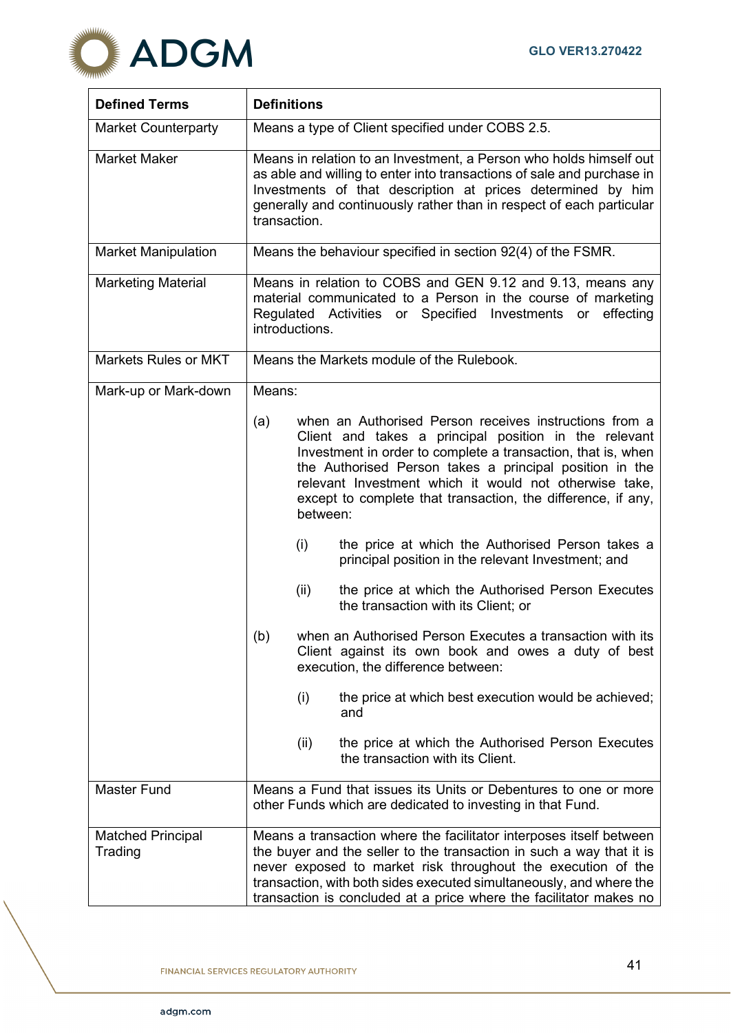| Defined Terms | Definitions |
|---|---|
| Market Counterparty | Means a type of Client specified under COBS 2.5. |
| Market Maker | Means in relation to an Investment, a Person who holds himself out as able and willing to enter into transactions of sale and purchase in Investments of that description at prices determined by him generally and continuously rather than in respect of each particular transaction. |
| Market Manipulation | Means the behaviour specified in section 92(4) of the FSMR. |
| Marketing Material | Means in relation to COBS and GEN 9.12 and 9.13, means any material communicated to a Person in the course of marketing Regulated Activities or Specified Investments or effecting introductions. |
| Markets Rules or MKT | Means the Markets module of the Rulebook. |
| Mark-up or Mark-down | Means:<br><br>(a) when an Authorised Person receives instructions from a Client and takes a principal position in the relevant Investment in order to complete a transaction, that is, when the Authorised Person takes a principal position in the relevant Investment which it would not otherwise take, except to complete that transaction, the difference, if any, between:<br><br>(i) the price at which the Authorised Person takes a principal position in the relevant Investment; and<br><br>(ii) the price at which the Authorised Person Executes the transaction with its Client; or<br><br>(b) when an Authorised Person Executes a transaction with its Client against its own book and owes a duty of best execution, the difference between:<br><br>(i) the price at which best execution would be achieved; and<br><br>(ii) the price at which the Authorised Person Executes the transaction with its Client. |
| Master Fund | Means a Fund that issues its Units or Debentures to one or more other Funds which are dedicated to investing in that Fund. |
| Matched Principal Trading | Means a transaction where the facilitator interposes itself between the buyer and the seller to the transaction in such a way that it is never exposed to market risk throughout the execution of the transaction, with both sides executed simultaneously, and where the transaction is concluded at a price where the facilitator makes no |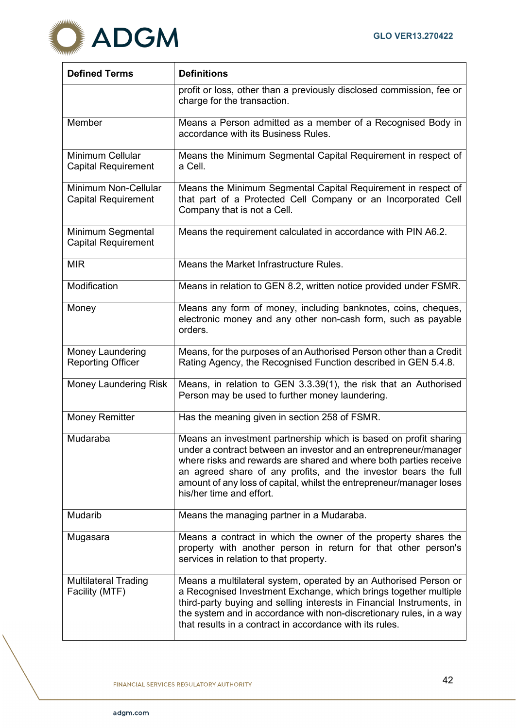| Defined Terms | Definitions |
|---|---|
| | profit or loss, other than a previously disclosed commission, fee or charge for the transaction. |
| Member | Means a Person admitted as a member of a Recognised Body in accordance with its Business Rules. |
| Minimum Cellular Capital Requirement | Means the Minimum Segmental Capital Requirement in respect of a Cell. |
| Minimum Non-Cellular Capital Requirement | Means the Minimum Segmental Capital Requirement in respect of that part of a Protected Cell Company or an Incorporated Cell Company that is not a Cell. |
| Minimum Segmental Capital Requirement | Means the requirement calculated in accordance with PIN A6.2. |
| MIR | Means the Market Infrastructure Rules. |
| Modification | Means in relation to GEN 8.2, written notice provided under FSMR. |
| Money | Means any form of money, including banknotes, coins, cheques, electronic money and any other non-cash form, such as payable orders. |
| Money Laundering Reporting Officer | Means, for the purposes of an Authorised Person other than a Credit Rating Agency, the Recognised Function described in GEN 5.4.8. |
| Money Laundering Risk | Means, in relation to GEN 3.3.39(1), the risk that an Authorised Person may be used to further money laundering. |
| Money Remitter | Has the meaning given in section 258 of FSMR. |
| Mudaraba | Means an investment partnership which is based on profit sharing under a contract between an investor and an entrepreneur/manager where risks and rewards are shared and where both parties receive an agreed share of any profits, and the investor bears the full amount of any loss of capital, whilst the entrepreneur/manager loses his/her time and effort. |
| Mudarib | Means the managing partner in a Mudaraba. |
| Mugasara | Means a contract in which the owner of the property shares the property with another person in return for that other person's services in relation to that property. |
| Multilateral Trading Facility (MTF) | Means a multilateral system, operated by an Authorised Person or a Recognised Investment Exchange, which brings together multiple third-party buying and selling interests in Financial Instruments, in the system and in accordance with non-discretionary rules, in a way that results in a contract in accordance with its rules. |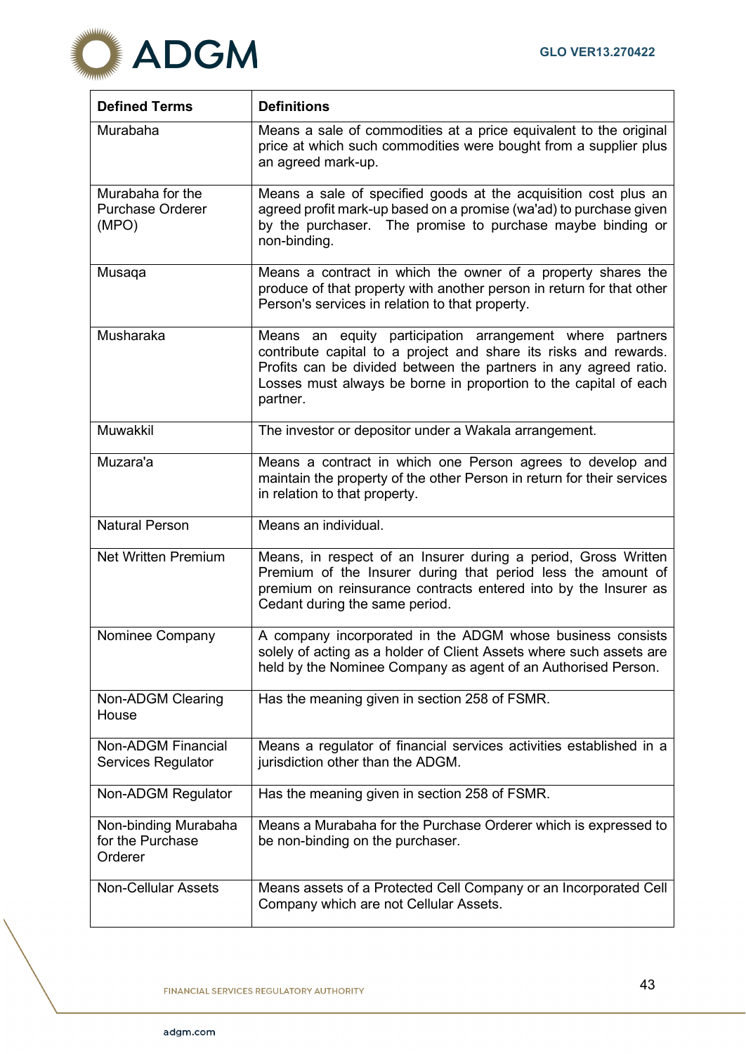| Defined Terms | Definitions |
|---|---|
| Murabaha | Means a sale of commodities at a price equivalent to the original price at which such commodities were bought from a supplier plus an agreed mark-up. |
| Murabaha for the Purchase Orderer (MPO) | Means a sale of specified goods at the acquisition cost plus an agreed profit mark-up based on a promise (wa'ad) to purchase given by the purchaser. The promise to purchase maybe binding or non-binding. |
| Musaqa | Means a contract in which the owner of a property shares the produce of that property with another person in return for that other Person's services in relation to that property. |
| Musharaka | Means an equity participation arrangement where partners contribute capital to a project and share its risks and rewards. Profits can be divided between the partners in any agreed ratio. Losses must always be borne in proportion to the capital of each partner. |
| Muwakkil | The investor or depositor under a Wakala arrangement. |
| Muzara'a | Means a contract in which one Person agrees to develop and maintain the property of the other Person in return for their services in relation to that property. |
| Natural Person | Means an individual. |
| Net Written Premium | Means, in respect of an Insurer during a period, Gross Written Premium of the Insurer during that period less the amount of premium on reinsurance contracts entered into by the Insurer as Cedant during the same period. |
| Nominee Company | A company incorporated in the ADGM whose business consists solely of acting as a holder of Client Assets where such assets are held by the Nominee Company as agent of an Authorised Person. |
| Non-ADGM Clearing House | Has the meaning given in section 258 of FSMR. |
| Non-ADGM Financial Services Regulator | Means a regulator of financial services activities established in a jurisdiction other than the ADGM. |
| Non-ADGM Regulator | Has the meaning given in section 258 of FSMR. |
| Non-binding Murabaha for the Purchase Orderer | Means a Murabaha for the Purchase Orderer which is expressed to be non-binding on the purchaser. |
| Non-Cellular Assets | Means assets of a Protected Cell Company or an Incorporated Cell Company which are not Cellular Assets. |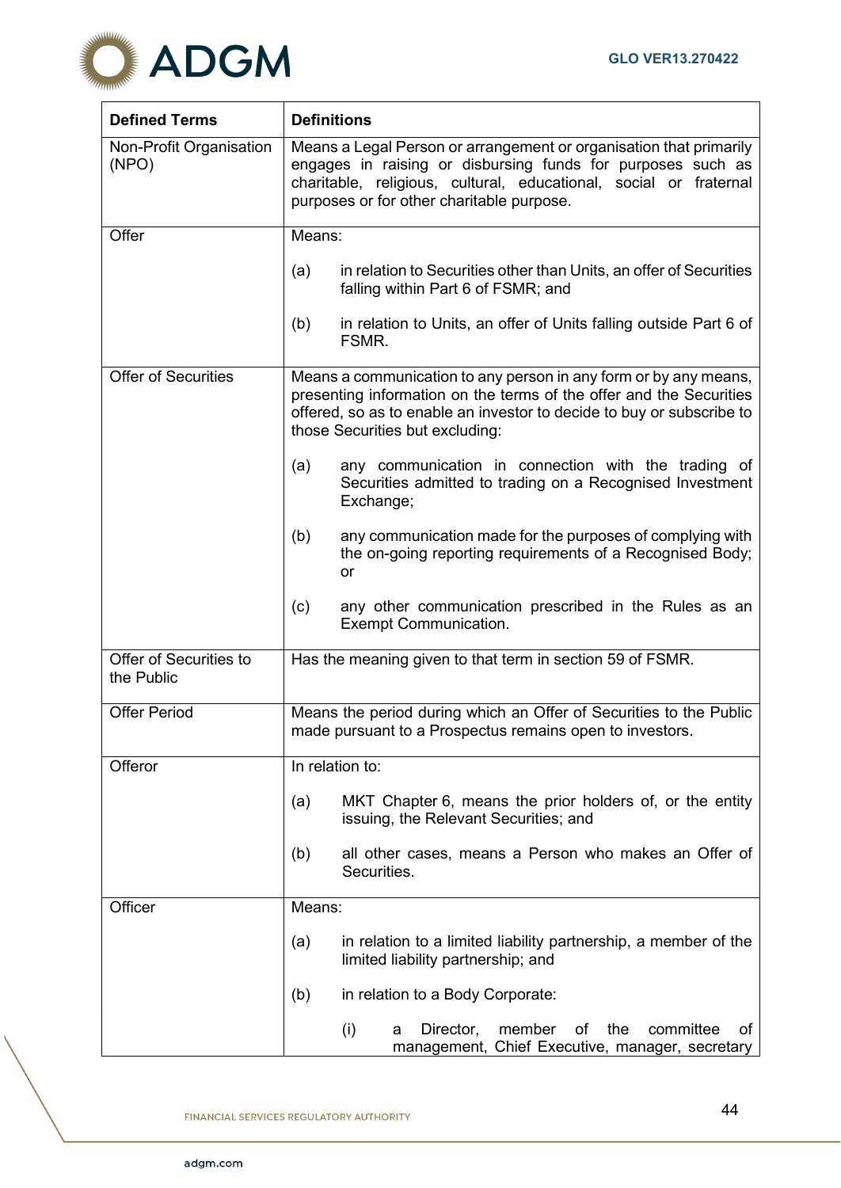| Defined Terms | Definitions |
|---|---|
| Non-Profit Organisation (NPO) | Means a Legal Person or arrangement or organisation that primarily engages in raising or disbursing funds for purposes such as charitable, religious, cultural, educational, social or fraternal purposes or for other charitable purpose. |
| Offer | Means:<br><br>(a) in relation to Securities other than Units, an offer of Securities falling within Part 6 of FSMR; and<br><br>(b) in relation to Units, an offer of Units falling outside Part 6 of FSMR. |
| Offer of Securities | Means a communication to any person in any form or by any means, presenting information on the terms of the offer and the Securities offered, so as to enable an investor to decide to buy or subscribe to those Securities but excluding:<br><br>(a) any communication in connection with the trading of Securities admitted to trading on a Recognised Investment Exchange;<br><br>(b) any communication made for the purposes of complying with the on-going reporting requirements of a Recognised Body; or<br><br>(c) any other communication prescribed in the Rules as an Exempt Communication. |
| Offer of Securities to the Public | Has the meaning given to that term in section 59 of FSMR. |
| Offer Period | Means the period during which an Offer of Securities to the Public made pursuant to a Prospectus remains open to investors. |
| Offeror | In relation to:<br><br>(a) MKT Chapter 6, means the prior holders of, or the entity issuing, the Relevant Securities; and<br><br>(b) all other cases, means a Person who makes an Offer of Securities. |
| Officer | Means:<br><br>(a) in relation to a limited liability partnership, a member of the limited liability partnership; and<br><br>(b) in relation to a Body Corporate:<br><br>(i) a Director, member of the committee of management, Chief Executive, manager, secretary |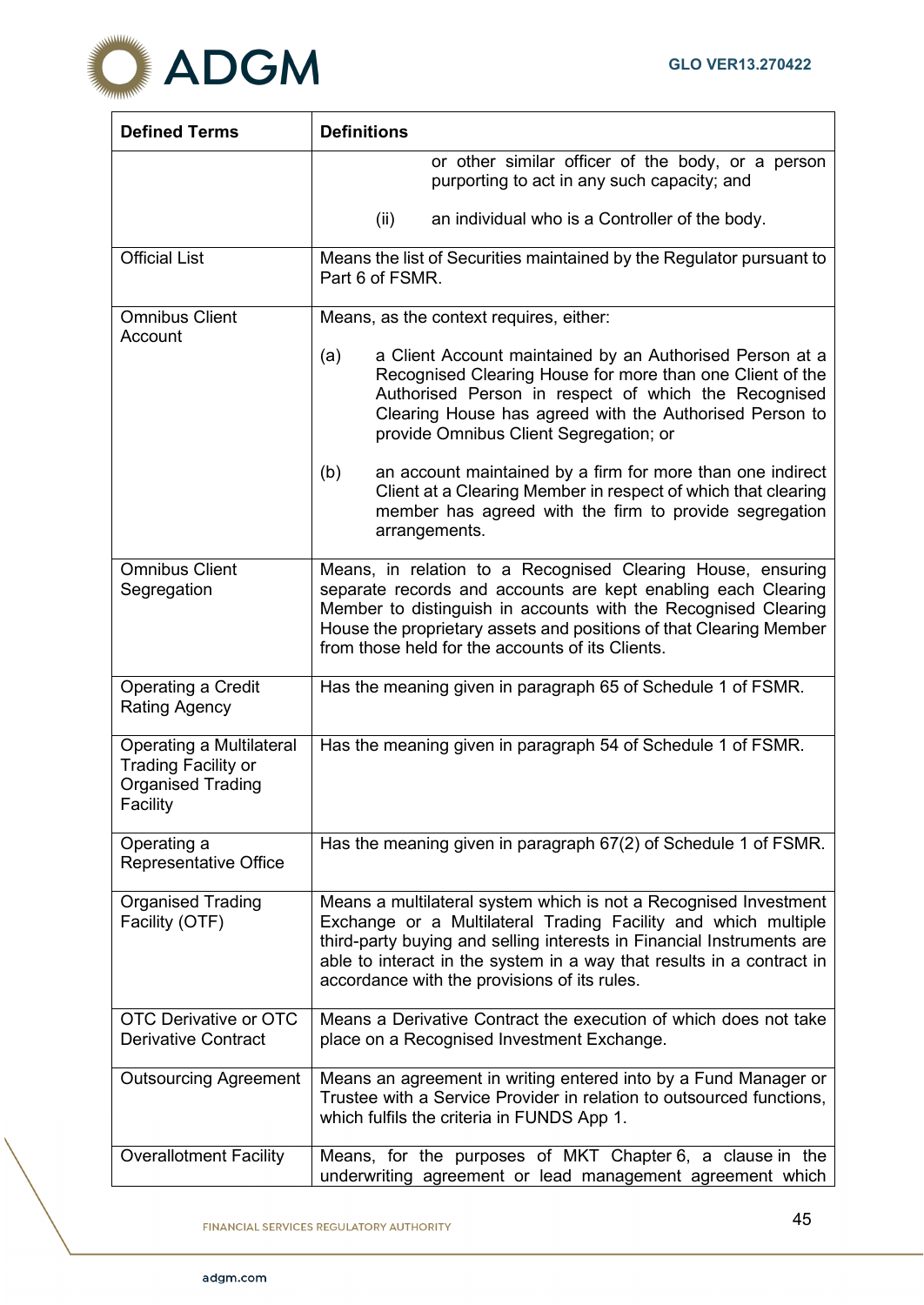| Defined Terms | Definitions |
|---|---|
| | or other similar officer of the body, or a person purporting to act in any such capacity; and<br><br>(ii) an individual who is a Controller of the body. |
| Official List | Means the list of Securities maintained by the Regulator pursuant to Part 6 of FSMR. |
| Omnibus Client Account | Means, as the context requires, either:<br><br>(a) a Client Account maintained by an Authorised Person at a Recognised Clearing House for more than one Client of the Authorised Person in respect of which the Recognised Clearing House has agreed with the Authorised Person to provide Omnibus Client Segregation; or<br><br>(b) an account maintained by a firm for more than one indirect Client at a Clearing Member in respect of which that clearing member has agreed with the firm to provide segregation arrangements. |
| Omnibus Client Segregation | Means, in relation to a Recognised Clearing House, ensuring separate records and accounts are kept enabling each Clearing Member to distinguish in accounts with the Recognised Clearing House the proprietary assets and positions of that Clearing Member from those held for the accounts of its Clients. |
| Operating a Credit Rating Agency | Has the meaning given in paragraph 65 of Schedule 1 of FSMR. |
| Operating a Multilateral Trading Facility or Organised Trading Facility | Has the meaning given in paragraph 54 of Schedule 1 of FSMR. |
| Operating a Representative Office | Has the meaning given in paragraph 67(2) of Schedule 1 of FSMR. |
| Organised Trading Facility (OTF) | Means a multilateral system which is not a Recognised Investment Exchange or a Multilateral Trading Facility and which multiple third-party buying and selling interests in Financial Instruments are able to interact in the system in a way that results in a contract in accordance with the provisions of its rules. |
| OTC Derivative or OTC Derivative Contract | Means a Derivative Contract the execution of which does not take place on a Recognised Investment Exchange. |
| Outsourcing Agreement | Means an agreement in writing entered into by a Fund Manager or Trustee with a Service Provider in relation to outsourced functions, which fulfils the criteria in FUNDS App 1. |
| Overallotment Facility | Means, for the purposes of MKT Chapter 6, a clause in the underwriting agreement or lead management agreement which |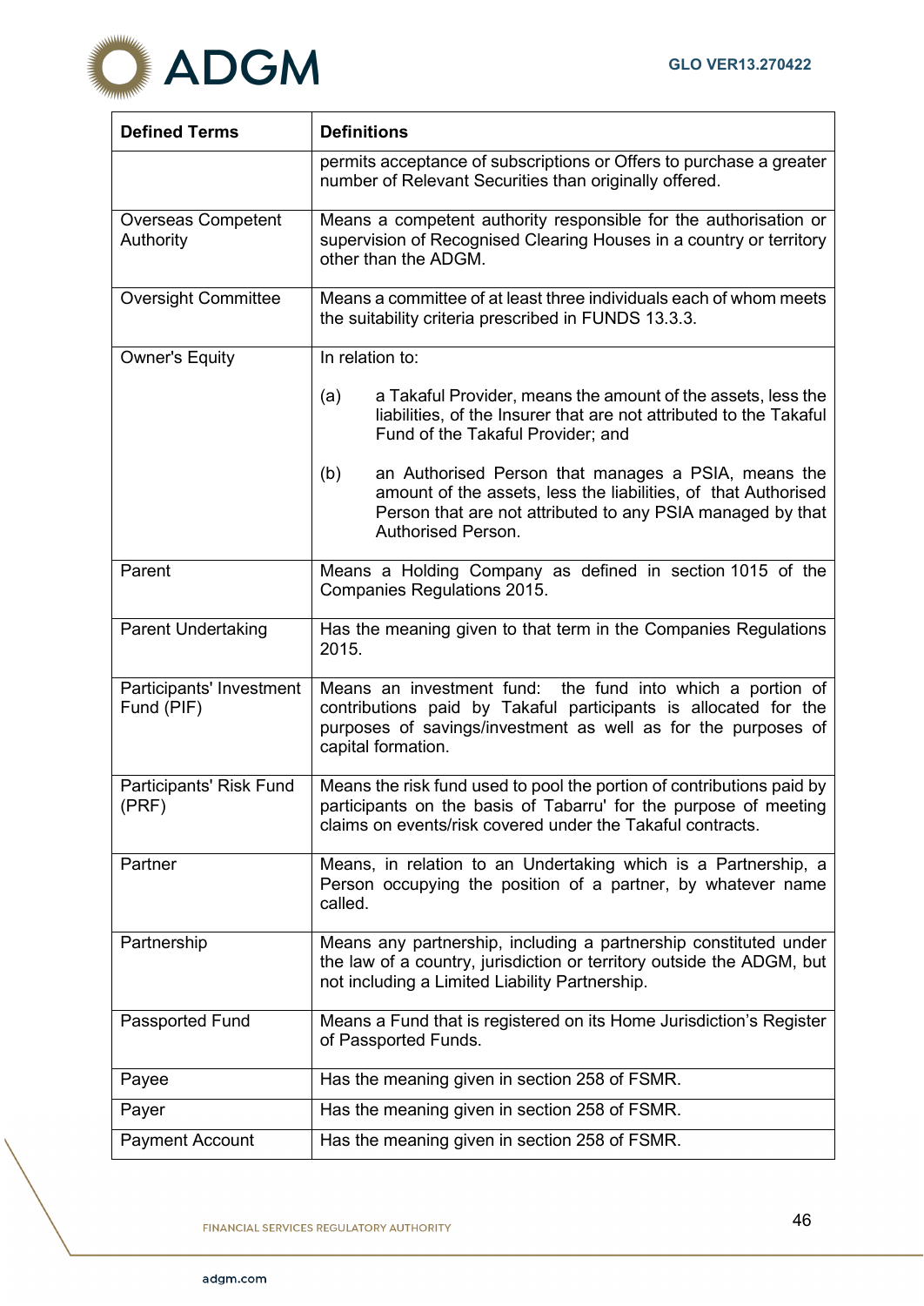| Defined Terms | Definitions |
|---|---|
| | permits acceptance of subscriptions or Offers to purchase a greater number of Relevant Securities than originally offered. |
| Overseas Competent Authority | Means a competent authority responsible for the authorisation or supervision of Recognised Clearing Houses in a country or territory other than the ADGM. |
| Oversight Committee | Means a committee of at least three individuals each of whom meets the suitability criteria prescribed in FUNDS 13.3.3. |
| Owner's Equity | In relation to:<br><br>(a) a Takaful Provider, means the amount of the assets, less the liabilities, of the Insurer that are not attributed to the Takaful Fund of the Takaful Provider; and<br><br>(b) an Authorised Person that manages a PSIA, means the amount of the assets, less the liabilities, of that Authorised Person that are not attributed to any PSIA managed by that Authorised Person. |
| Parent | Means a Holding Company as defined in section 1015 of the Companies Regulations 2015. |
| Parent Undertaking | Has the meaning given to that term in the Companies Regulations 2015. |
| Participants' Investment Fund (PIF) | Means an investment fund: the fund into which a portion of contributions paid by Takaful participants is allocated for the purposes of savings/investment as well as for the purposes of capital formation. |
| Participants' Risk Fund (PRF) | Means the risk fund used to pool the portion of contributions paid by participants on the basis of Tabarru' for the purpose of meeting claims on events/risk covered under the Takaful contracts. |
| Partner | Means, in relation to an Undertaking which is a Partnership, a Person occupying the position of a partner, by whatever name called. |
| Partnership | Means any partnership, including a partnership constituted under the law of a country, jurisdiction or territory outside the ADGM, but not including a Limited Liability Partnership. |
| Passported Fund | Means a Fund that is registered on its Home Jurisdiction's Register of Passported Funds. |
| Payee | Has the meaning given in section 258 of FSMR. |
| Payer | Has the meaning given in section 258 of FSMR. |
| Payment Account | Has the meaning given in section 258 of FSMR. |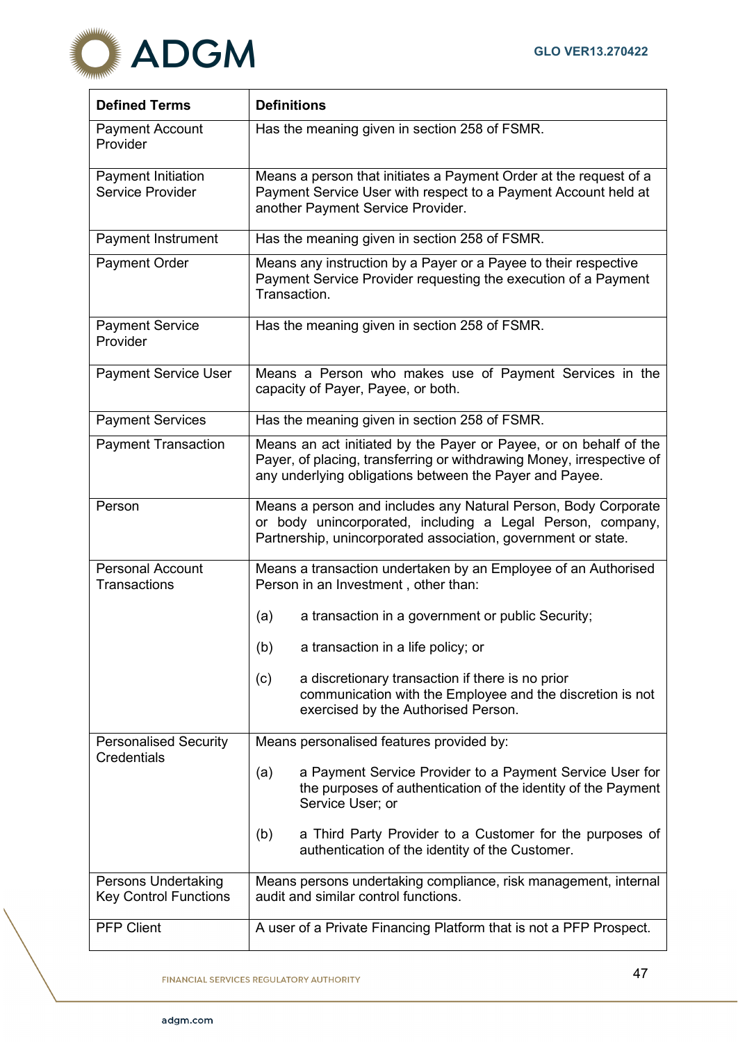| Defined Terms | Definitions |
|---|---|
| Payment Account Provider | Has the meaning given in section 258 of FSMR. |
| Payment Initiation Service Provider | Means a person that initiates a Payment Order at the request of a Payment Service User with respect to a Payment Account held at another Payment Service Provider. |
| Payment Instrument | Has the meaning given in section 258 of FSMR. |
| Payment Order | Means any instruction by a Payer or a Payee to their respective Payment Service Provider requesting the execution of a Payment Transaction. |
| Payment Service Provider | Has the meaning given in section 258 of FSMR. |
| Payment Service User | Means a Person who makes use of Payment Services in the capacity of Payer, Payee, or both. |
| Payment Services | Has the meaning given in section 258 of FSMR. |
| Payment Transaction | Means an act initiated by the Payer or Payee, or on behalf of the Payer, of placing, transferring or withdrawing Money, irrespective of any underlying obligations between the Payer and Payee. |
| Person | Means a person and includes any Natural Person, Body Corporate or body unincorporated, including a Legal Person, company, Partnership, unincorporated association, government or state. |
| Personal Account Transactions | Means a transaction undertaken by an Employee of an Authorised Person in an Investment , other than:<br><br>(a) a transaction in a government or public Security;<br><br>(b) a transaction in a life policy; or<br><br>(c) a discretionary transaction if there is no prior communication with the Employee and the discretion is not exercised by the Authorised Person. |
| Personalised Security Credentials | Means personalised features provided by:<br><br>(a) a Payment Service Provider to a Payment Service User for the purposes of authentication of the identity of the Payment Service User; or<br><br>(b) a Third Party Provider to a Customer for the purposes of authentication of the identity of the Customer. |
| Persons Undertaking Key Control Functions | Means persons undertaking compliance, risk management, internal audit and similar control functions. |
| PFP Client | A user of a Private Financing Platform that is not a PFP Prospect. |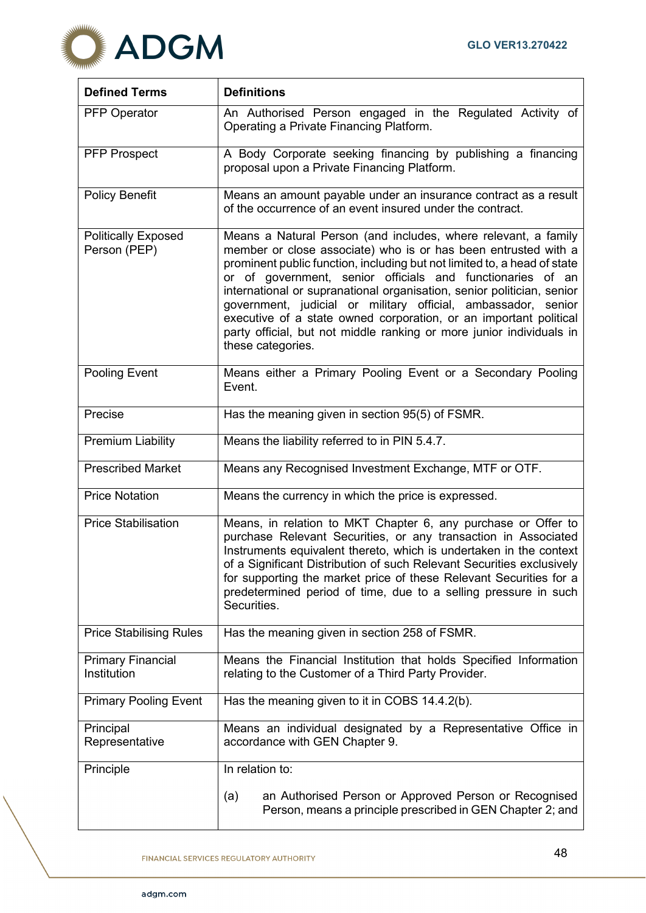| Defined Terms | Definitions |
|---|---|
| PFP Operator | An Authorised Person engaged in the Regulated Activity of Operating a Private Financing Platform. |
| PFP Prospect | A Body Corporate seeking financing by publishing a financing proposal upon a Private Financing Platform. |
| Policy Benefit | Means an amount payable under an insurance contract as a result of the occurrence of an event insured under the contract. |
| Politically Exposed Person (PEP) | Means a Natural Person (and includes, where relevant, a family member or close associate) who is or has been entrusted with a prominent public function, including but not limited to, a head of state or of government, senior officials and functionaries of an international or supranational organisation, senior politician, senior government, judicial or military official, ambassador, senior executive of a state owned corporation, or an important political party official, but not middle ranking or more junior individuals in these categories. |
| Pooling Event | Means either a Primary Pooling Event or a Secondary Pooling Event. |
| Precise | Has the meaning given in section 95(5) of FSMR. |
| Premium Liability | Means the liability referred to in PIN 5.4.7. |
| Prescribed Market | Means any Recognised Investment Exchange, MTF or OTF. |
| Price Notation | Means the currency in which the price is expressed. |
| Price Stabilisation | Means, in relation to MKT Chapter 6, any purchase or Offer to purchase Relevant Securities, or any transaction in Associated Instruments equivalent thereto, which is undertaken in the context of a Significant Distribution of such Relevant Securities exclusively for supporting the market price of these Relevant Securities for a predetermined period of time, due to a selling pressure in such Securities. |
| Price Stabilising Rules | Has the meaning given in section 258 of FSMR. |
| Primary Financial Institution | Means the Financial Institution that holds Specified Information relating to the Customer of a Third Party Provider. |
| Primary Pooling Event | Has the meaning given to it in COBS 14.4.2(b). |
| Principal Representative | Means an individual designated by a Representative Office in accordance with GEN Chapter 9. |
| Principle | In relation to:<br><br>(a) an Authorised Person or Approved Person or Recognised Person, means a principle prescribed in GEN Chapter 2; and |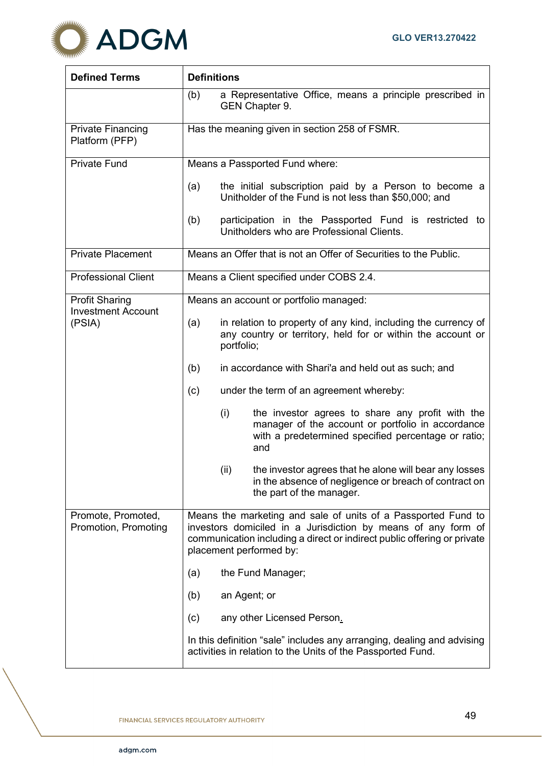| Defined Terms | Definitions |
|---|---|
| | (b) a Representative Office, means a principle prescribed in GEN Chapter 9. |
| Private Financing Platform (PFP) | Has the meaning given in section 258 of FSMR. |
| Private Fund | Means a Passported Fund where:<br><br>(a) the initial subscription paid by a Person to become a Unitholder of the Fund is not less than $50,000; and<br><br>(b) participation in the Passported Fund is restricted to Unitholders who are Professional Clients. |
| Private Placement | Means an Offer that is not an Offer of Securities to the Public. |
| Professional Client | Means a Client specified under COBS 2.4. |
| Profit Sharing Investment Account (PSIA) | Means an account or portfolio managed:<br><br>(a) in relation to property of any kind, including the currency of any country or territory, held for or within the account or portfolio;<br><br>(b) in accordance with Shari'a and held out as such; and<br><br>(c) under the term of an agreement whereby:<br><br>(i) the investor agrees to share any profit with the manager of the account or portfolio in accordance with a predetermined specified percentage or ratio; and<br><br>(ii) the investor agrees that he alone will bear any losses in the absence of negligence or breach of contract on the part of the manager. |
| Promote, Promoted, Promotion, Promoting | Means the marketing and sale of units of a Passported Fund to investors domiciled in a Jurisdiction by means of any form of communication including a direct or indirect public offering or private placement performed by:<br><br>(a) the Fund Manager;<br><br>(b) an Agent; or<br><br>(c) any other Licensed Person.<br><br>In this definition “sale” includes any arranging, dealing and advising activities in relation to the Units of the Passported Fund. |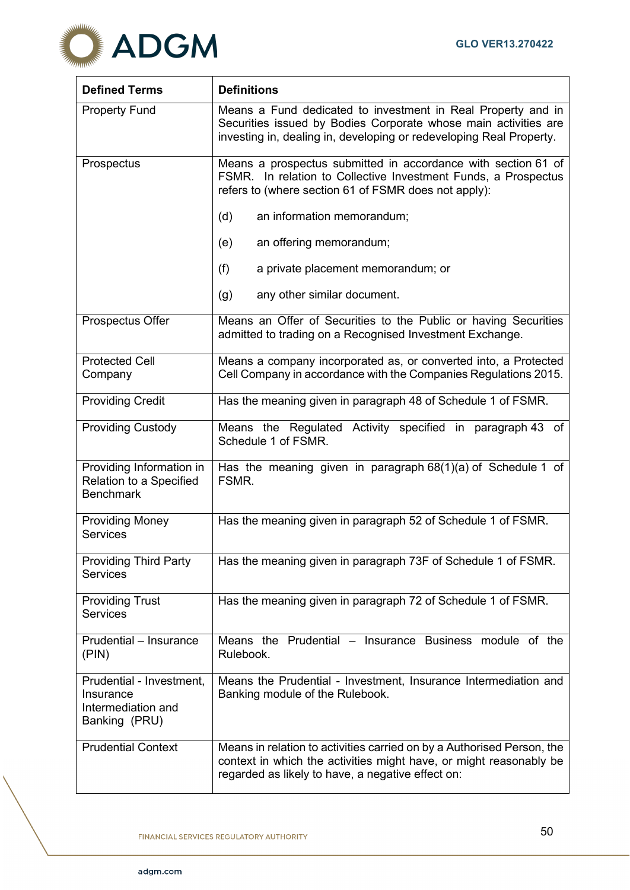| Defined Terms | Definitions |
|---|---|
| Property Fund | Means a Fund dedicated to investment in Real Property and in Securities issued by Bodies Corporate whose main activities are investing in, dealing in, developing or redeveloping Real Property. |
| Prospectus | Means a prospectus submitted in accordance with section 61 of FSMR. In relation to Collective Investment Funds, a Prospectus refers to (where section 61 of FSMR does not apply):<br><br>(d) an information memorandum;<br><br>(e) an offering memorandum;<br><br>(f) a private placement memorandum; or<br><br>(g) any other similar document. |
| Prospectus Offer | Means an Offer of Securities to the Public or having Securities admitted to trading on a Recognised Investment Exchange. |
| Protected Cell Company | Means a company incorporated as, or converted into, a Protected Cell Company in accordance with the Companies Regulations 2015. |
| Providing Credit | Has the meaning given in paragraph 48 of Schedule 1 of FSMR. |
| Providing Custody | Means the Regulated Activity specified in paragraph 43 of Schedule 1 of FSMR. |
| Providing Information in Relation to a Specified Benchmark | Has the meaning given in paragraph 68(1)(a) of Schedule 1 of FSMR. |
| Providing Money Services | Has the meaning given in paragraph 52 of Schedule 1 of FSMR. |
| Providing Third Party Services | Has the meaning given in paragraph 73F of Schedule 1 of FSMR. |
| Providing Trust Services | Has the meaning given in paragraph 72 of Schedule 1 of FSMR. |
| Prudential – Insurance (PIN) | Means the Prudential – Insurance Business module of the Rulebook. |
| Prudential - Investment, Insurance Intermediation and Banking (PRU) | Means the Prudential - Investment, Insurance Intermediation and Banking module of the Rulebook. |
| Prudential Context | Means in relation to activities carried on by a Authorised Person, the context in which the activities might have, or might reasonably be regarded as likely to have, a negative effect on: |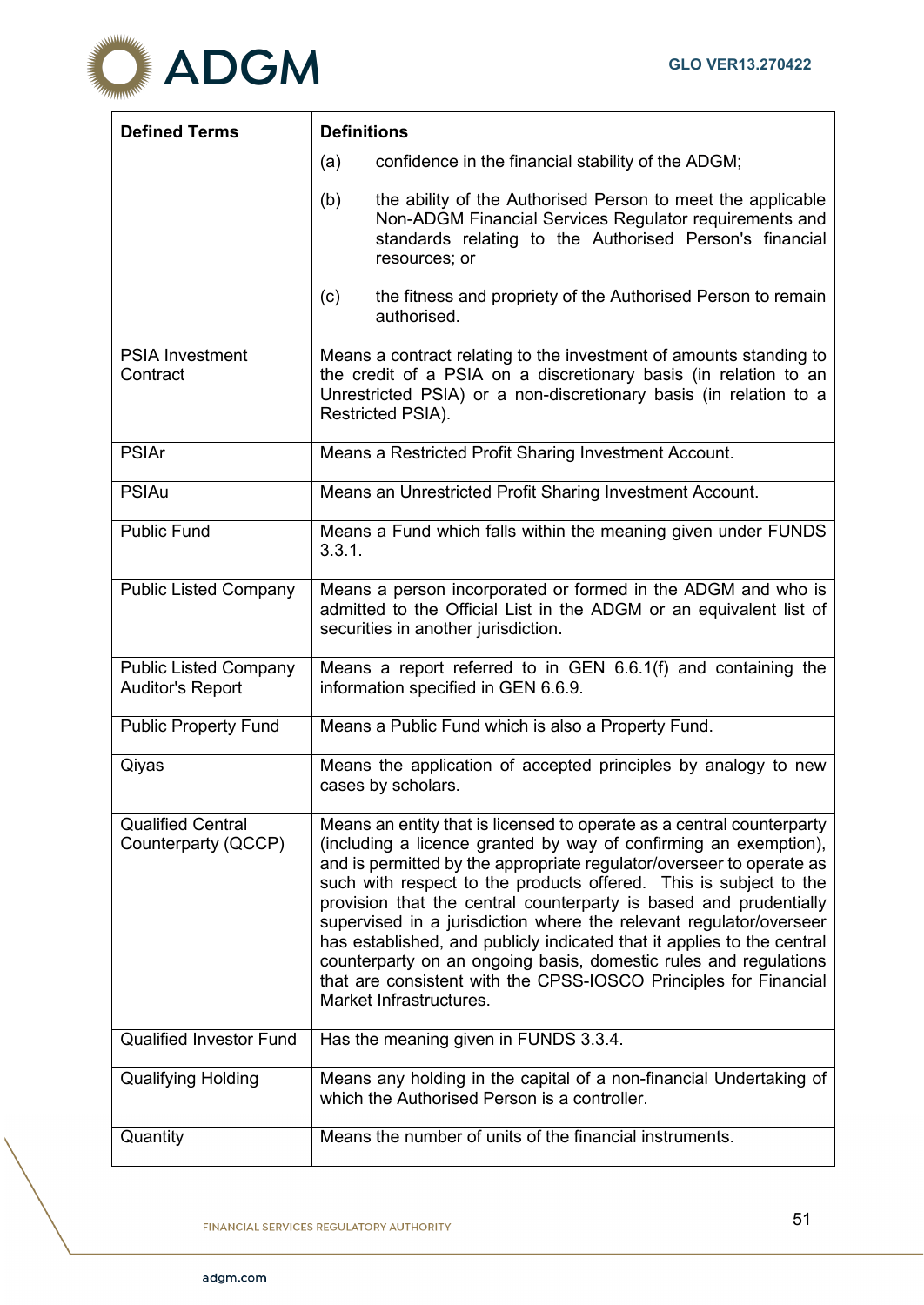| Defined Terms | Definitions |
|---|---|
| | (a) confidence in the financial stability of the ADGM;<br><br>(b) the ability of the Authorised Person to meet the applicable Non-ADGM Financial Services Regulator requirements and standards relating to the Authorised Person's financial resources; or<br><br>(c) the fitness and propriety of the Authorised Person to remain authorised. |
| PSIA Investment Contract | Means a contract relating to the investment of amounts standing to the credit of a PSIA on a discretionary basis (in relation to an Unrestricted PSIA) or a non-discretionary basis (in relation to a Restricted PSIA). |
| PSIAr | Means a Restricted Profit Sharing Investment Account. |
| PSIAu | Means an Unrestricted Profit Sharing Investment Account. |
| Public Fund | Means a Fund which falls within the meaning given under FUNDS 3.3.1. |
| Public Listed Company | Means a person incorporated or formed in the ADGM and who is admitted to the Official List in the ADGM or an equivalent list of securities in another jurisdiction. |
| Public Listed Company Auditor's Report | Means a report referred to in GEN 6.6.1(f) and containing the information specified in GEN 6.6.9. |
| Public Property Fund | Means a Public Fund which is also a Property Fund. |
| Qiyas | Means the application of accepted principles by analogy to new cases by scholars. |
| Qualified Central Counterparty (QCCP) | Means an entity that is licensed to operate as a central counterparty (including a licence granted by way of confirming an exemption), and is permitted by the appropriate regulator/overseer to operate as such with respect to the products offered. This is subject to the provision that the central counterparty is based and prudentially supervised in a jurisdiction where the relevant regulator/overseer has established, and publicly indicated that it applies to the central counterparty on an ongoing basis, domestic rules and regulations that are consistent with the CPSS-IOSCO Principles for Financial Market Infrastructures. |
| Qualified Investor Fund | Has the meaning given in FUNDS 3.3.4. |
| Qualifying Holding | Means any holding in the capital of a non-financial Undertaking of which the Authorised Person is a controller. |
| Quantity | Means the number of units of the financial instruments. |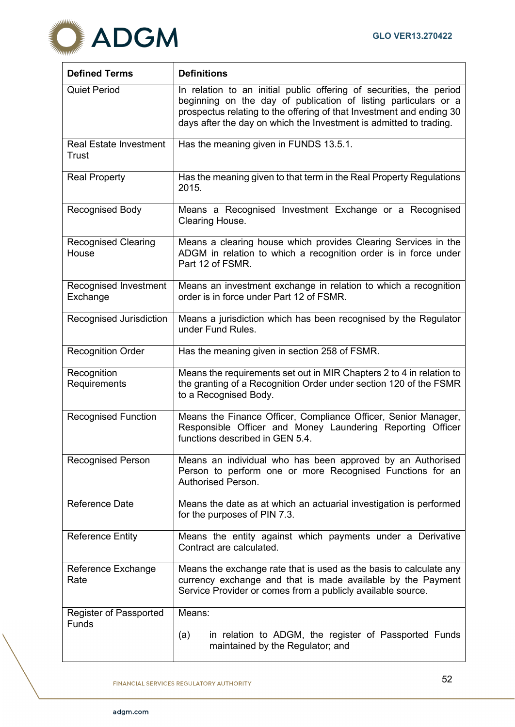| Defined Terms | Definitions |
|---|---|
| Quiet Period | In relation to an initial public offering of securities, the period beginning on the day of publication of listing particulars or a prospectus relating to the offering of that Investment and ending 30 days after the day on which the Investment is admitted to trading. |
| Real Estate Investment Trust | Has the meaning given in FUNDS 13.5.1. |
| Real Property | Has the meaning given to that term in the Real Property Regulations 2015. |
| Recognised Body | Means a Recognised Investment Exchange or a Recognised Clearing House. |
| Recognised Clearing House | Means a clearing house which provides Clearing Services in the ADGM in relation to which a recognition order is in force under Part 12 of FSMR. |
| Recognised Investment Exchange | Means an investment exchange in relation to which a recognition order is in force under Part 12 of FSMR. |
| Recognised Jurisdiction | Means a jurisdiction which has been recognised by the Regulator under Fund Rules. |
| Recognition Order | Has the meaning given in section 258 of FSMR. |
| Recognition Requirements | Means the requirements set out in MIR Chapters 2 to 4 in relation to the granting of a Recognition Order under section 120 of the FSMR to a Recognised Body. |
| Recognised Function | Means the Finance Officer, Compliance Officer, Senior Manager, Responsible Officer and Money Laundering Reporting Officer functions described in GEN 5.4. |
| Recognised Person | Means an individual who has been approved by an Authorised Person to perform one or more Recognised Functions for an Authorised Person. |
| Reference Date | Means the date as at which an actuarial investigation is performed for the purposes of PIN 7.3. |
| Reference Entity | Means the entity against which payments under a Derivative Contract are calculated. |
| Reference Exchange Rate | Means the exchange rate that is used as the basis to calculate any currency exchange and that is made available by the Payment Service Provider or comes from a publicly available source. |
| Register of Passported Funds | Means:<br><br>(a) in relation to ADGM, the register of Passported Funds maintained by the Regulator; and |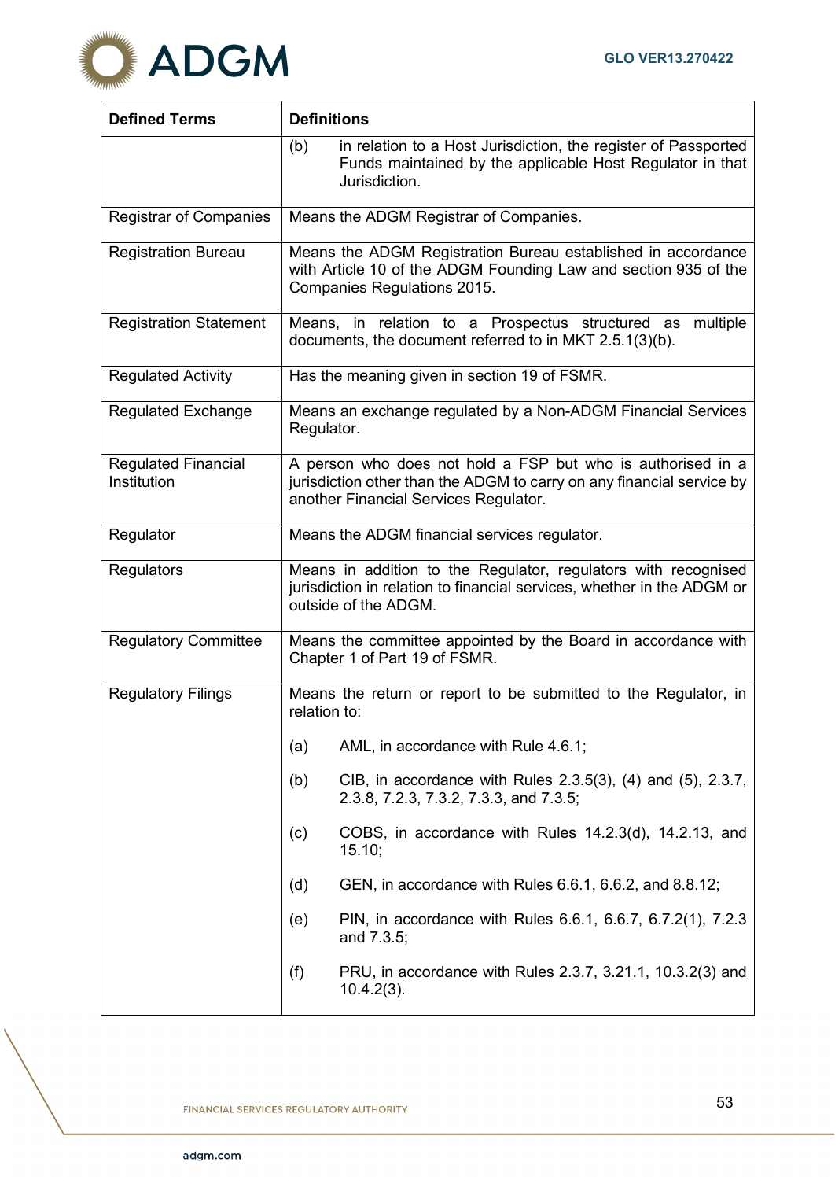| Defined Terms | Definitions |
|---|---|
| | (b) in relation to a Host Jurisdiction, the register of Passported Funds maintained by the applicable Host Regulator in that Jurisdiction. |
| Registrar of Companies | Means the ADGM Registrar of Companies. |
| Registration Bureau | Means the ADGM Registration Bureau established in accordance with Article 10 of the ADGM Founding Law and section 935 of the Companies Regulations 2015. |
| Registration Statement | Means, in relation to a Prospectus structured as multiple documents, the document referred to in MKT 2.5.1(3)(b). |
| Regulated Activity | Has the meaning given in section 19 of FSMR. |
| Regulated Exchange | Means an exchange regulated by a Non-ADGM Financial Services Regulator. |
| Regulated Financial Institution | A person who does not hold a FSP but who is authorised in a jurisdiction other than the ADGM to carry on any financial service by another Financial Services Regulator. |
| Regulator | Means the ADGM financial services regulator. |
| Regulators | Means in addition to the Regulator, regulators with recognised jurisdiction in relation to financial services, whether in the ADGM or outside of the ADGM. |
| Regulatory Committee | Means the committee appointed by the Board in accordance with Chapter 1 of Part 19 of FSMR. |
| Regulatory Filings | Means the return or report to be submitted to the Regulator, in relation to:<br><br>(a) AML, in accordance with Rule 4.6.1;<br><br>(b) CIB, in accordance with Rules 2.3.5(3), (4) and (5), 2.3.7, 2.3.8, 7.2.3, 7.3.2, 7.3.3, and 7.3.5;<br><br>(c) COBS, in accordance with Rules 14.2.3(d), 14.2.13, and 15.10;<br><br>(d) GEN, in accordance with Rules 6.6.1, 6.6.2, and 8.8.12;<br><br>(e) PIN, in accordance with Rules 6.6.1, 6.6.7, 6.7.2(1), 7.2.3 and 7.3.5;<br><br>(f) PRU, in accordance with Rules 2.3.7, 3.21.1, 10.3.2(3) and 10.4.2(3). |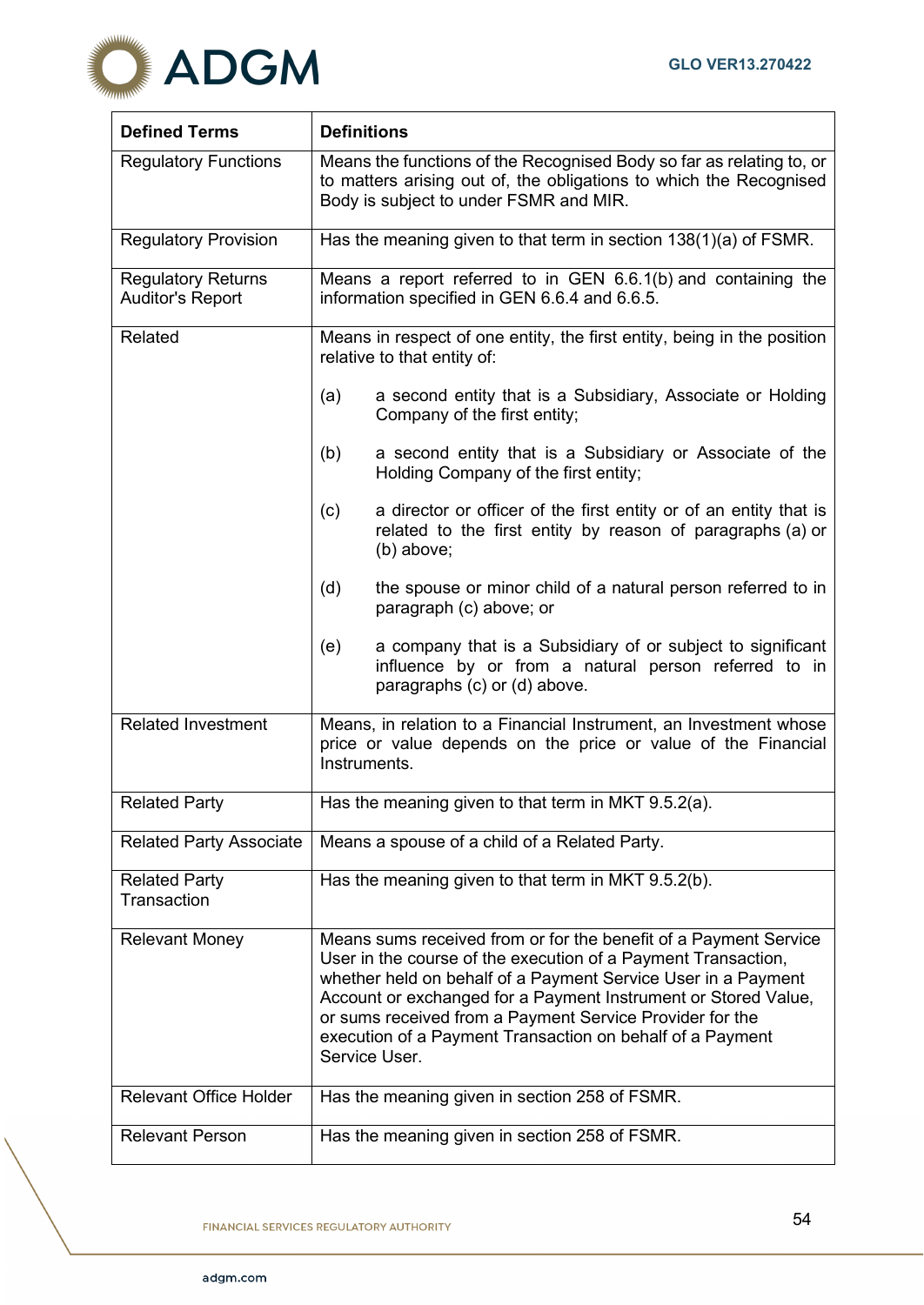| Defined Terms | Definitions |
|---|---|
| Regulatory Functions | Means the functions of the Recognised Body so far as relating to, or to matters arising out of, the obligations to which the Recognised Body is subject to under FSMR and MIR. |
| Regulatory Provision | Has the meaning given to that term in section 138(1)(a) of FSMR. |
| Regulatory Returns Auditor's Report | Means a report referred to in GEN 6.6.1(b) and containing the information specified in GEN 6.6.4 and 6.6.5. |
| Related | Means in respect of one entity, the first entity, being in the position relative to that entity of:<br><br>(a) a second entity that is a Subsidiary, Associate or Holding Company of the first entity;<br><br>(b) a second entity that is a Subsidiary or Associate of the Holding Company of the first entity;<br><br>(c) a director or officer of the first entity or of an entity that is related to the first entity by reason of paragraphs (a) or (b) above;<br><br>(d) the spouse or minor child of a natural person referred to in paragraph (c) above; or<br><br>(e) a company that is a Subsidiary of or subject to significant influence by or from a natural person referred to in paragraphs (c) or (d) above. |
| Related Investment | Means, in relation to a Financial Instrument, an Investment whose price or value depends on the price or value of the Financial Instruments. |
| Related Party | Has the meaning given to that term in MKT 9.5.2(a). |
| Related Party Associate | Means a spouse of a child of a Related Party. |
| Related Party Transaction | Has the meaning given to that term in MKT 9.5.2(b). |
| Relevant Money | Means sums received from or for the benefit of a Payment Service User in the course of the execution of a Payment Transaction, whether held on behalf of a Payment Service User in a Payment Account or exchanged for a Payment Instrument or Stored Value, or sums received from a Payment Service Provider for the execution of a Payment Transaction on behalf of a Payment Service User. |
| Relevant Office Holder | Has the meaning given in section 258 of FSMR. |
| Relevant Person | Has the meaning given in section 258 of FSMR. |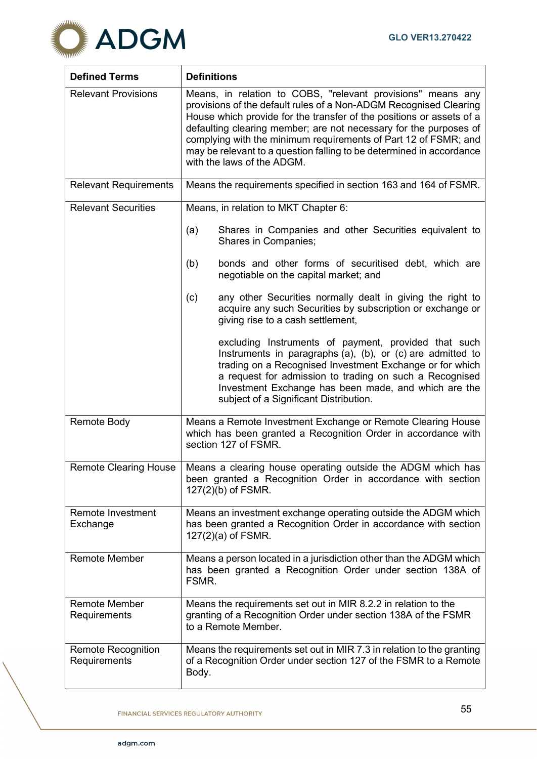| Defined Terms | Definitions |
|---|---|
| Relevant Provisions | Means, in relation to COBS, "relevant provisions" means any provisions of the default rules of a Non-ADGM Recognised Clearing House which provide for the transfer of the positions or assets of a defaulting clearing member; are not necessary for the purposes of complying with the minimum requirements of Part 12 of FSMR; and may be relevant to a question falling to be determined in accordance with the laws of the ADGM. |
| Relevant Requirements | Means the requirements specified in section 163 and 164 of FSMR. |
| Relevant Securities | Means, in relation to MKT Chapter 6:<br><br>(a) Shares in Companies and other Securities equivalent to Shares in Companies;<br><br>(b) bonds and other forms of securitised debt, which are negotiable on the capital market; and<br><br>(c) any other Securities normally dealt in giving the right to acquire any such Securities by subscription or exchange or giving rise to a cash settlement,<br><br>excluding Instruments of payment, provided that such Instruments in paragraphs (a), (b), or (c) are admitted to trading on a Recognised Investment Exchange or for which a request for admission to trading on such a Recognised Investment Exchange has been made, and which are the subject of a Significant Distribution. |
| Remote Body | Means a Remote Investment Exchange or Remote Clearing House which has been granted a Recognition Order in accordance with section 127 of FSMR. |
| Remote Clearing House | Means a clearing house operating outside the ADGM which has been granted a Recognition Order in accordance with section 127(2)(b) of FSMR. |
| Remote Investment Exchange | Means an investment exchange operating outside the ADGM which has been granted a Recognition Order in accordance with section 127(2)(a) of FSMR. |
| Remote Member | Means a person located in a jurisdiction other than the ADGM which has been granted a Recognition Order under section 138A of FSMR. |
| Remote Member Requirements | Means the requirements set out in MIR 8.2.2 in relation to the granting of a Recognition Order under section 138A of the FSMR to a Remote Member. |
| Remote Recognition Requirements | Means the requirements set out in MIR 7.3 in relation to the granting of a Recognition Order under section 127 of the FSMR to a Remote Body. |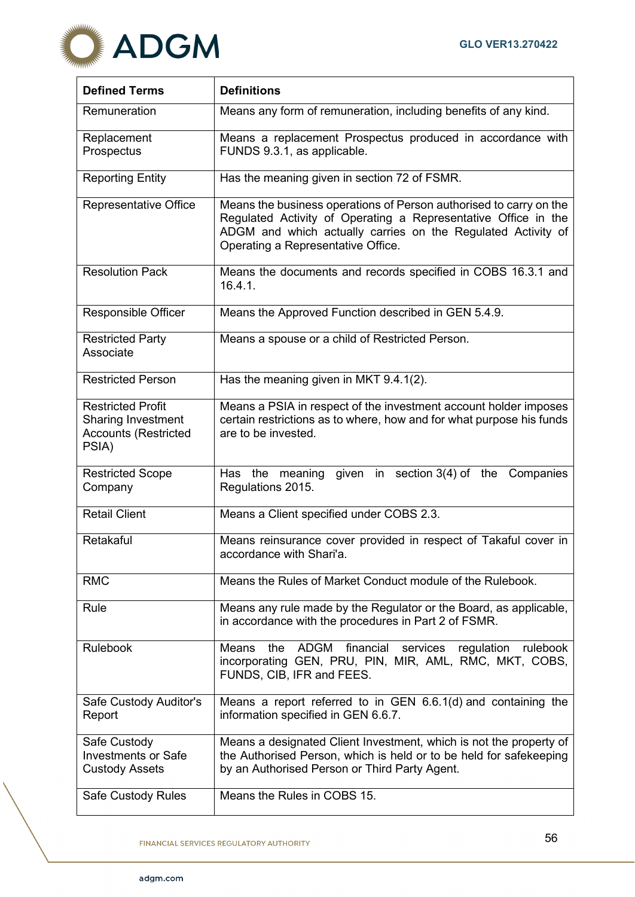| Defined Terms | Definitions |
|---|---|
| Remuneration | Means any form of remuneration, including benefits of any kind. |
| Replacement Prospectus | Means a replacement Prospectus produced in accordance with FUNDS 9.3.1, as applicable. |
| Reporting Entity | Has the meaning given in section 72 of FSMR. |
| Representative Office | Means the business operations of Person authorised to carry on the Regulated Activity of Operating a Representative Office in the ADGM and which actually carries on the Regulated Activity of Operating a Representative Office. |
| Resolution Pack | Means the documents and records specified in COBS 16.3.1 and 16.4.1. |
| Responsible Officer | Means the Approved Function described in GEN 5.4.9. |
| Restricted Party Associate | Means a spouse or a child of Restricted Person. |
| Restricted Person | Has the meaning given in MKT 9.4.1(2). |
| Restricted Profit Sharing Investment Accounts (Restricted PSIA) | Means a PSIA in respect of the investment account holder imposes certain restrictions as to where, how and for what purpose his funds are to be invested. |
| Restricted Scope Company | Has the meaning given in section 3(4) of the Companies Regulations 2015. |
| Retail Client | Means a Client specified under COBS 2.3. |
| Retakaful | Means reinsurance cover provided in respect of Takaful cover in accordance with Shari'a. |
| RMC | Means the Rules of Market Conduct module of the Rulebook. |
| Rule | Means any rule made by the Regulator or the Board, as applicable, in accordance with the procedures in Part 2 of FSMR. |
| Rulebook | Means the ADGM financial services regulation rulebook incorporating GEN, PRU, PIN, MIR, AML, RMC, MKT, COBS, FUNDS, CIB, IFR and FEES. |
| Safe Custody Auditor's Report | Means a report referred to in GEN 6.6.1(d) and containing the information specified in GEN 6.6.7. |
| Safe Custody Investments or Safe Custody Assets | Means a designated Client Investment, which is not the property of the Authorised Person, which is held or to be held for safekeeping by an Authorised Person or Third Party Agent. |
| Safe Custody Rules | Means the Rules in COBS 15. |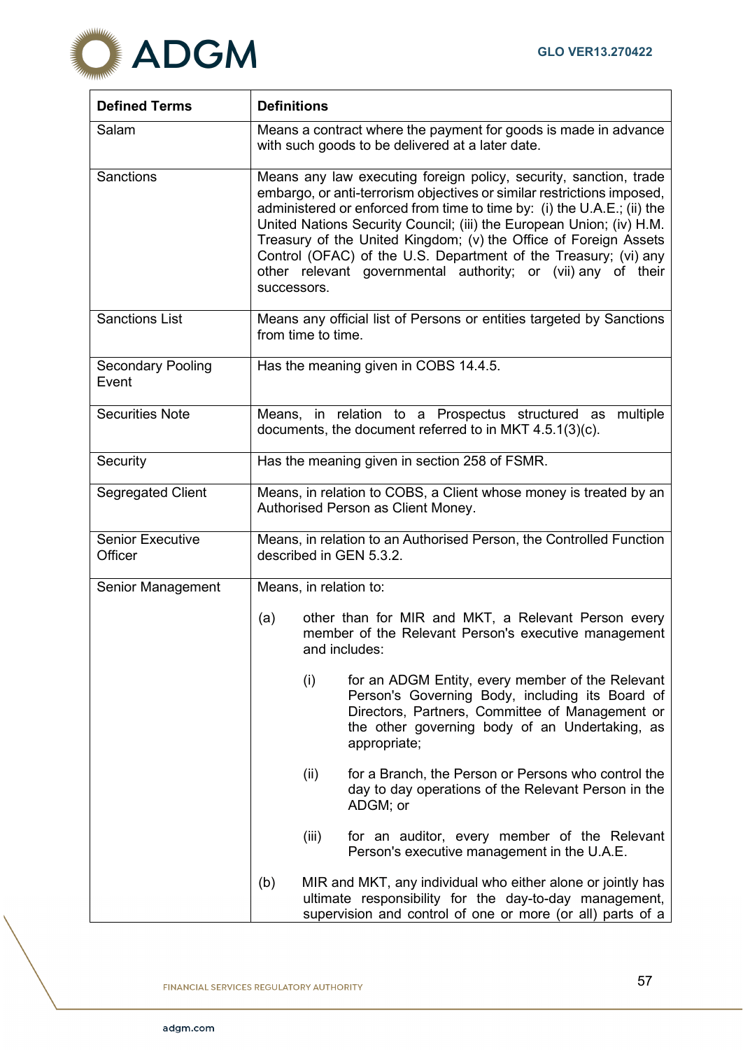| Defined Terms | Definitions |
|---|---|
| Salam | Means a contract where the payment for goods is made in advance with such goods to be delivered at a later date. |
| Sanctions | Means any law executing foreign policy, security, sanction, trade embargo, or anti-terrorism objectives or similar restrictions imposed, administered or enforced from time to time by: (i) the U.A.E.; (ii) the United Nations Security Council; (iii) the European Union; (iv) H.M. Treasury of the United Kingdom; (v) the Office of Foreign Assets Control (OFAC) of the U.S. Department of the Treasury; (vi) any other relevant governmental authority; or (vii) any of their successors. |
| Sanctions List | Means any official list of Persons or entities targeted by Sanctions from time to time. |
| Secondary Pooling Event | Has the meaning given in COBS 14.4.5. |
| Securities Note | Means, in relation to a Prospectus structured as multiple documents, the document referred to in MKT 4.5.1(3)(c). |
| Security | Has the meaning given in section 258 of FSMR. |
| Segregated Client | Means, in relation to COBS, a Client whose money is treated by an Authorised Person as Client Money. |
| Senior Executive Officer | Means, in relation to an Authorised Person, the Controlled Function described in GEN 5.3.2. |
| Senior Management | Means, in relation to:<br><br>(a) other than for MIR and MKT, a Relevant Person every member of the Relevant Person's executive management and includes:<br><br>(i) for an ADGM Entity, every member of the Relevant Person's Governing Body, including its Board of Directors, Partners, Committee of Management or the other governing body of an Undertaking, as appropriate;<br><br>(ii) for a Branch, the Person or Persons who control the day to day operations of the Relevant Person in the ADGM; or<br><br>(iii) for an auditor, every member of the Relevant Person's executive management in the U.A.E.<br><br>(b) MIR and MKT, any individual who either alone or jointly has ultimate responsibility for the day-to-day management, supervision and control of one or more (or all) parts of a |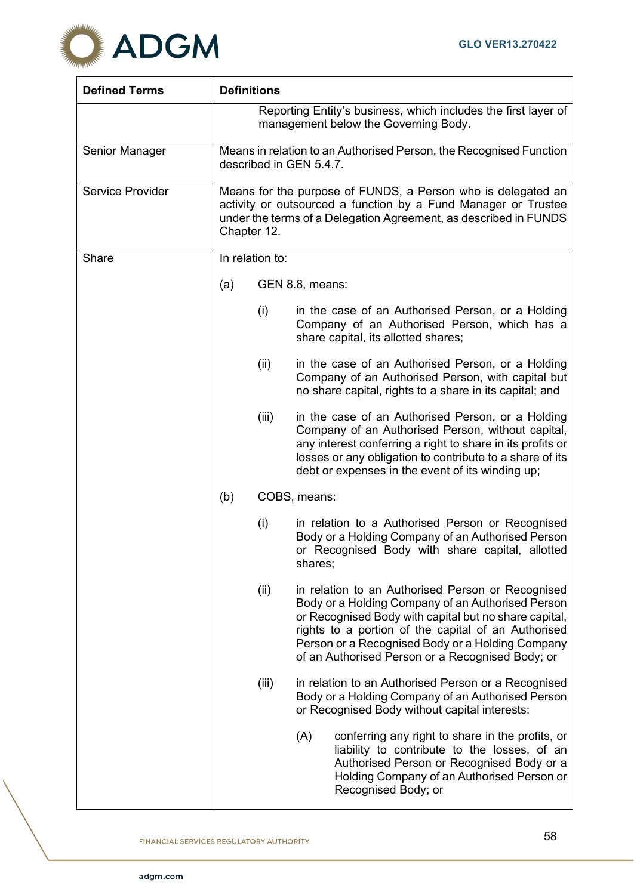| Defined Terms | Definitions |
|---|---|
| | Reporting Entity's business, which includes the first layer of management below the Governing Body. |
| Senior Manager | Means in relation to an Authorised Person, the Recognised Function described in GEN 5.4.7. |
| Service Provider | Means for the purpose of FUNDS, a Person who is delegated an activity or outsourced a function by a Fund Manager or Trustee under the terms of a Delegation Agreement, as described in FUNDS Chapter 12. |
| Share | In relation to:<br><br>(a) GEN 8.8, means:<br><br>(i) in the case of an Authorised Person, or a Holding Company of an Authorised Person, which has a share capital, its allotted shares;<br><br>(ii) in the case of an Authorised Person, or a Holding Company of an Authorised Person, with capital but no share capital, rights to a share in its capital; and<br><br>(iii) in the case of an Authorised Person, or a Holding Company of an Authorised Person, without capital, any interest conferring a right to share in its profits or losses or any obligation to contribute to a share of its debt or expenses in the event of its winding up;<br><br>(b) COBS, means:<br><br>(i) in relation to a Authorised Person or Recognised Body or a Holding Company of an Authorised Person or Recognised Body with share capital, allotted shares;<br><br>(ii) in relation to an Authorised Person or Recognised Body or a Holding Company of an Authorised Person or Recognised Body with capital but no share capital, rights to a portion of the capital of an Authorised Person or a Recognised Body or a Holding Company of an Authorised Person or a Recognised Body; or<br><br>(iii) in relation to an Authorised Person or a Recognised Body or a Holding Company of an Authorised Person or Recognised Body without capital interests:<br><br>(A) conferring any right to share in the profits, or liability to contribute to the losses, of an Authorised Person or Recognised Body or a Holding Company of an Authorised Person or Recognised Body; or |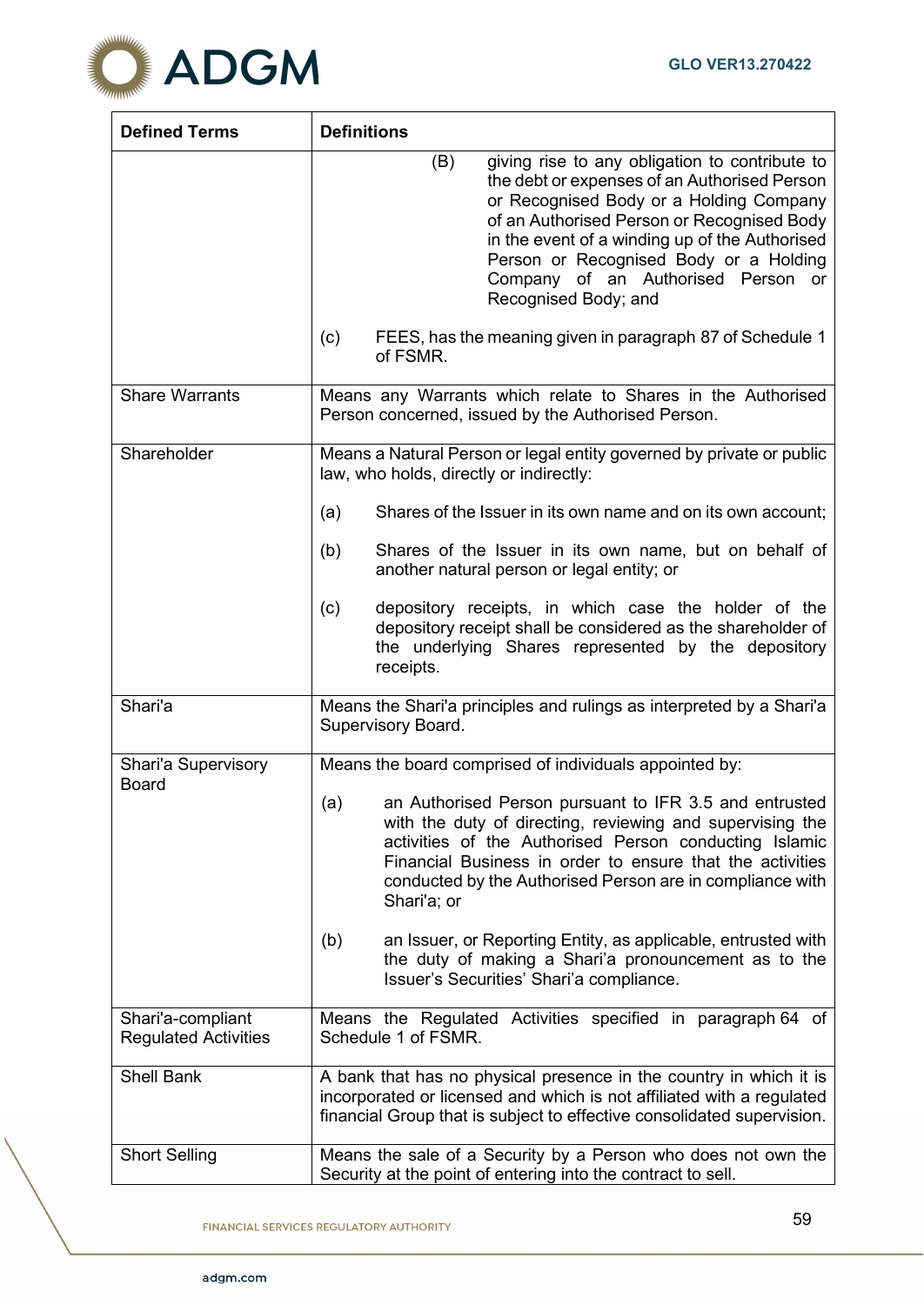| Defined Terms | Definitions |
|---|---|
| | (B) giving rise to any obligation to contribute to the debt or expenses of an Authorised Person or Recognised Body or a Holding Company of an Authorised Person or Recognised Body in the event of a winding up of the Authorised Person or Recognised Body or a Holding Company of an Authorised Person or Recognised Body; and<br><br>(c) FEES, has the meaning given in paragraph 87 of Schedule 1 of FSMR. |
| Share Warrants | Means any Warrants which relate to Shares in the Authorised Person concerned, issued by the Authorised Person. |
| Shareholder | Means a Natural Person or legal entity governed by private or public law, who holds, directly or indirectly:<br><br>(a) Shares of the Issuer in its own name and on its own account;<br><br>(b) Shares of the Issuer in its own name, but on behalf of another natural person or legal entity; or<br><br>(c) depository receipts, in which case the holder of the depository receipt shall be considered as the shareholder of the underlying Shares represented by the depository receipts. |
| Shari'a | Means the Shari'a principles and rulings as interpreted by a Shari'a Supervisory Board. |
| Shari'a Supervisory Board | Means the board comprised of individuals appointed by:<br><br>(a) an Authorised Person pursuant to IFR 3.5 and entrusted with the duty of directing, reviewing and supervising the activities of the Authorised Person conducting Islamic Financial Business in order to ensure that the activities conducted by the Authorised Person are in compliance with Shari'a; or<br><br>(b) an Issuer, or Reporting Entity, as applicable, entrusted with the duty of making a Shari'a pronouncement as to the Issuer's Securities' Shari'a compliance. |
| Shari'a-compliant Regulated Activities | Means the Regulated Activities specified in paragraph 64 of Schedule 1 of FSMR. |
| Shell Bank | A bank that has no physical presence in the country in which it is incorporated or licensed and which is not affiliated with a regulated financial Group that is subject to effective consolidated supervision. |
| Short Selling | Means the sale of a Security by a Person who does not own the Security at the point of entering into the contract to sell. |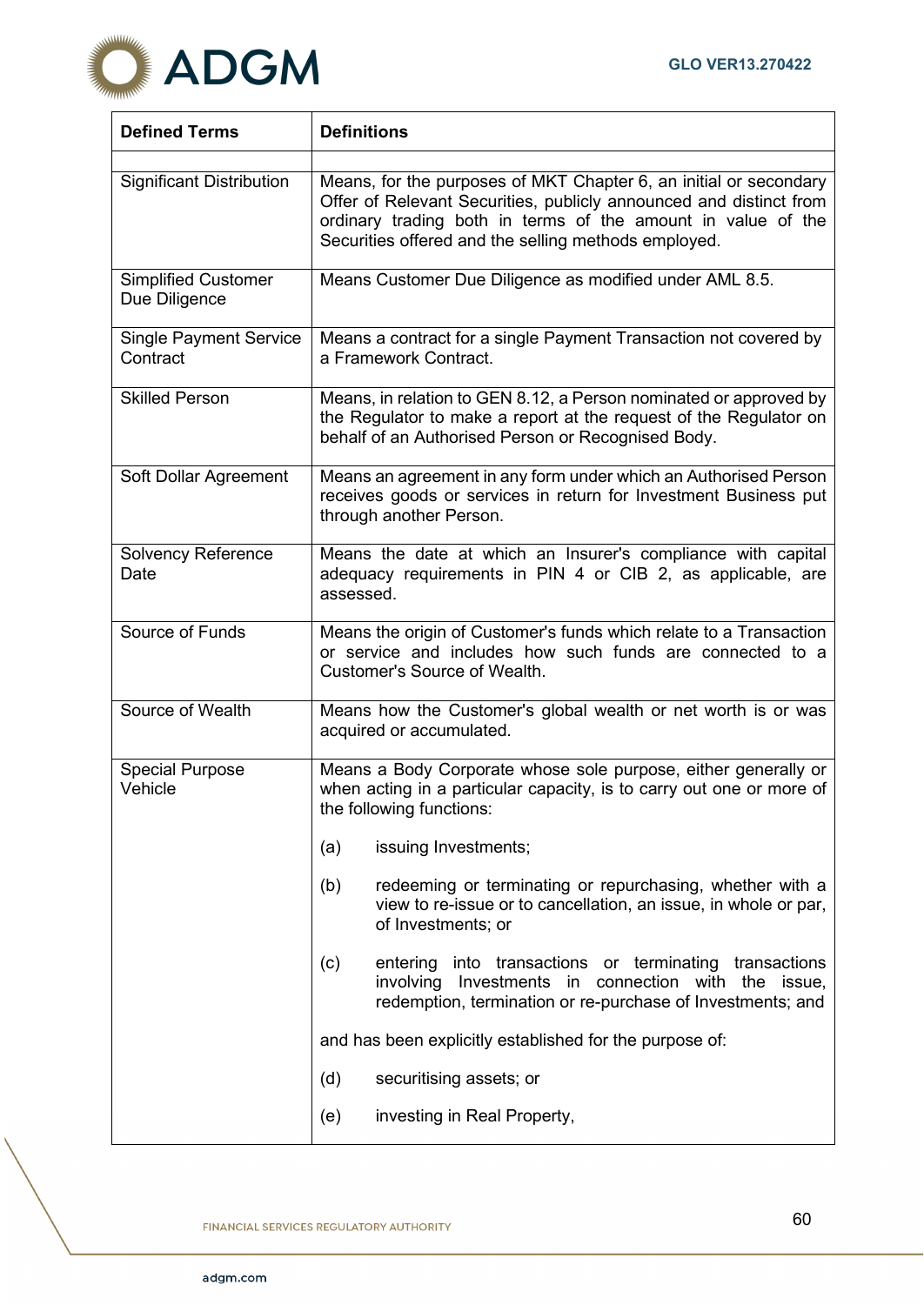| Defined Terms | Definitions |
|---|---|
| | |
| Significant Distribution | Means, for the purposes of MKT Chapter 6, an initial or secondary Offer of Relevant Securities, publicly announced and distinct from ordinary trading both in terms of the amount in value of the Securities offered and the selling methods employed. |
| Simplified Customer Due Diligence | Means Customer Due Diligence as modified under AML 8.5. |
| Single Payment Service Contract | Means a contract for a single Payment Transaction not covered by a Framework Contract. |
| Skilled Person | Means, in relation to GEN 8.12, a Person nominated or approved by the Regulator to make a report at the request of the Regulator on behalf of an Authorised Person or Recognised Body. |
| Soft Dollar Agreement | Means an agreement in any form under which an Authorised Person receives goods or services in return for Investment Business put through another Person. |
| Solvency Reference Date | Means the date at which an Insurer's compliance with capital adequacy requirements in PIN 4 or CIB 2, as applicable, are assessed. |
| Source of Funds | Means the origin of Customer's funds which relate to a Transaction or service and includes how such funds are connected to a Customer's Source of Wealth. |
| Source of Wealth | Means how the Customer's global wealth or net worth is or was acquired or accumulated. |
| Special Purpose Vehicle | Means a Body Corporate whose sole purpose, either generally or when acting in a particular capacity, is to carry out one or more of the following functions:<br><br>(a) issuing Investments;<br><br>(b) redeeming or terminating or repurchasing, whether with a view to re-issue or to cancellation, an issue, in whole or par, of Investments; or<br><br>(c) entering into transactions or terminating transactions involving Investments in connection with the issue, redemption, termination or re-purchase of Investments; and<br><br>and has been explicitly established for the purpose of:<br><br>(d) securitising assets; or<br><br>(e) investing in Real Property, |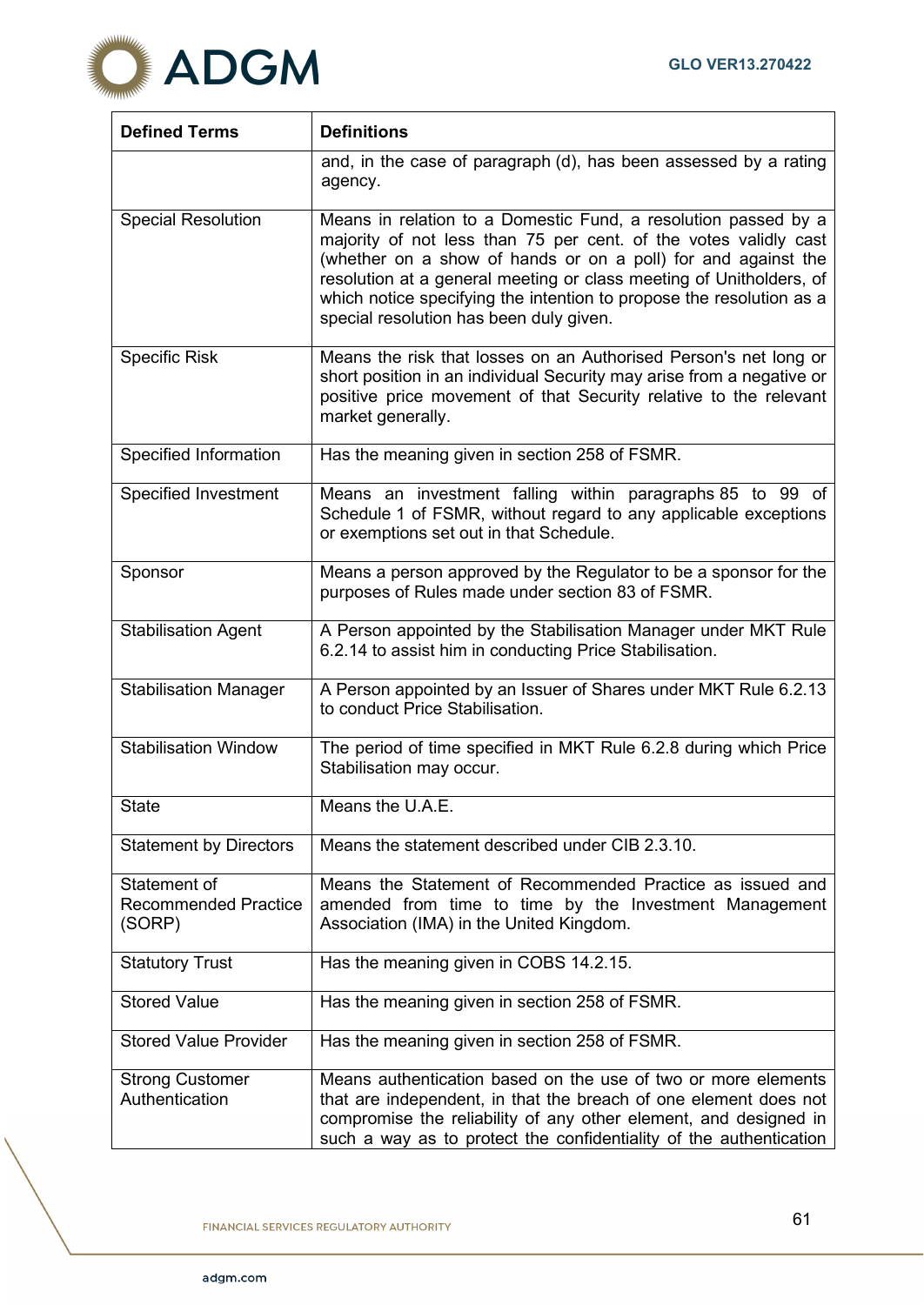| Defined Terms | Definitions |
| --- | --- |
| | and, in the case of paragraph (d), has been assessed by a rating agency. |
| Special Resolution | Means in relation to a Domestic Fund, a resolution passed by a majority of not less than 75 per cent. of the votes validly cast (whether on a show of hands or on a poll) for and against the resolution at a general meeting or class meeting of Unitholders, of which notice specifying the intention to propose the resolution as a special resolution has been duly given. |
| Specific Risk | Means the risk that losses on an Authorised Person's net long or short position in an individual Security may arise from a negative or positive price movement of that Security relative to the relevant market generally. |
| Specified Information | Has the meaning given in section 258 of FSMR. |
| Specified Investment | Means an investment falling within paragraphs 85 to 99 of Schedule 1 of FSMR, without regard to any applicable exceptions or exemptions set out in that Schedule. |
| Sponsor | Means a person approved by the Regulator to be a sponsor for the purposes of Rules made under section 83 of FSMR. |
| Stabilisation Agent | A Person appointed by the Stabilisation Manager under MKT Rule 6.2.14 to assist him in conducting Price Stabilisation. |
| Stabilisation Manager | A Person appointed by an Issuer of Shares under MKT Rule 6.2.13 to conduct Price Stabilisation. |
| Stabilisation Window | The period of time specified in MKT Rule 6.2.8 during which Price Stabilisation may occur. |
| State | Means the U.A.E. |
| Statement by Directors | Means the statement described under CIB 2.3.10. |
| Statement of Recommended Practice (SORP) | Means the Statement of Recommended Practice as issued and amended from time to time by the Investment Management Association (IMA) in the United Kingdom. |
| Statutory Trust | Has the meaning given in COBS 14.2.15. |
| Stored Value | Has the meaning given in section 258 of FSMR. |
| Stored Value Provider | Has the meaning given in section 258 of FSMR. |
| Strong Customer Authentication | Means authentication based on the use of two or more elements that are independent, in that the breach of one element does not compromise the reliability of any other element, and designed in such a way as to protect the confidentiality of the authentication |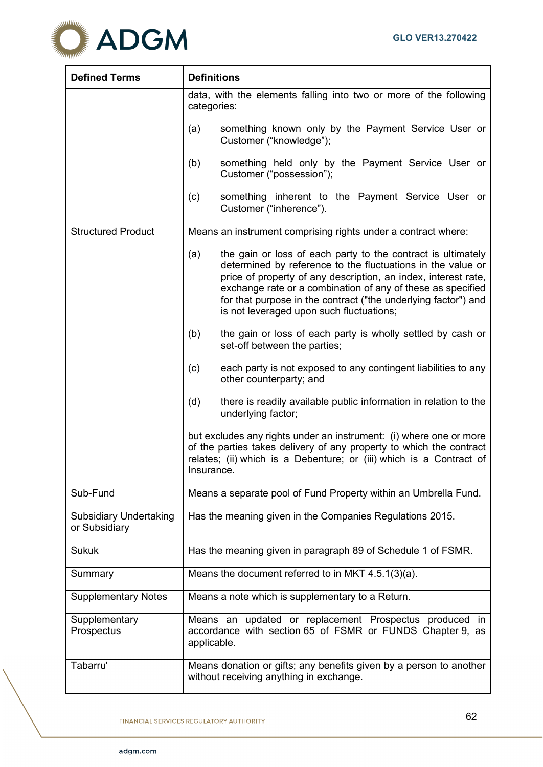| Defined Terms | Definitions |
|---|---|
| | data, with the elements falling into two or more of the following categories:<br><br>(a) something known only by the Payment Service User or Customer ("knowledge");<br><br>(b) something held only by the Payment Service User or Customer ("possession");<br><br>(c) something inherent to the Payment Service User or Customer ("inherence"). |
| Structured Product | Means an instrument comprising rights under a contract where:<br><br>(a) the gain or loss of each party to the contract is ultimately determined by reference to the fluctuations in the value or price of property of any description, an index, interest rate, exchange rate or a combination of any of these as specified for that purpose in the contract ("the underlying factor") and is not leveraged upon such fluctuations;<br><br>(b) the gain or loss of each party is wholly settled by cash or set-off between the parties;<br><br>(c) each party is not exposed to any contingent liabilities to any other counterparty; and<br><br>(d) there is readily available public information in relation to the underlying factor;<br><br>but excludes any rights under an instrument: (i) where one or more of the parties takes delivery of any property to which the contract relates; (ii) which is a Debenture; or (iii) which is a Contract of Insurance. |
| Sub-Fund | Means a separate pool of Fund Property within an Umbrella Fund. |
| Subsidiary Undertaking or Subsidiary | Has the meaning given in the Companies Regulations 2015. |
| Sukuk | Has the meaning given in paragraph 89 of Schedule 1 of FSMR. |
| Summary | Means the document referred to in MKT 4.5.1(3)(a). |
| Supplementary Notes | Means a note which is supplementary to a Return. |
| Supplementary Prospectus | Means an updated or replacement Prospectus produced in accordance with section 65 of FSMR or FUNDS Chapter 9, as applicable. |
| Tabarru' | Means donation or gifts; any benefits given by a person to another without receiving anything in exchange. |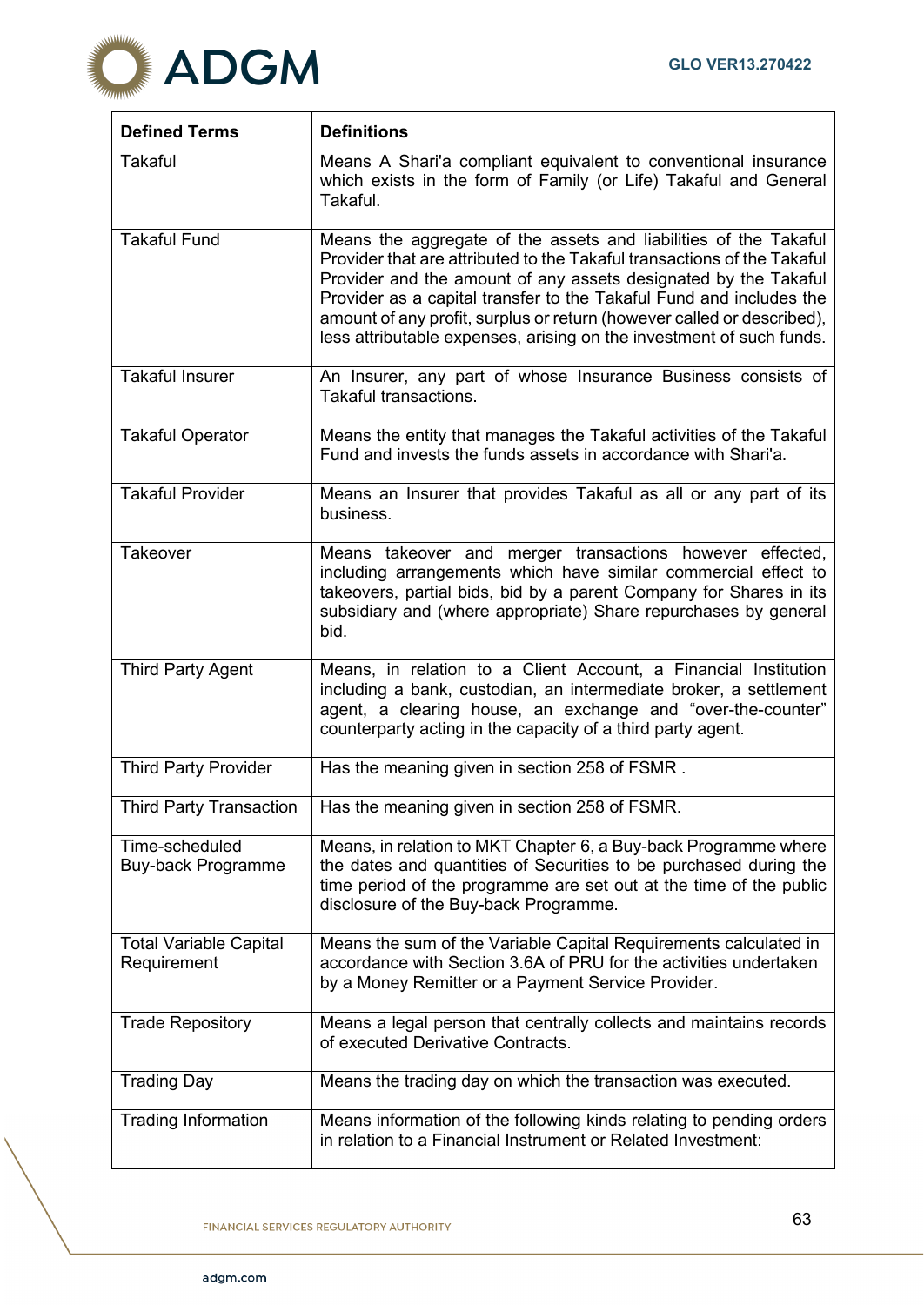| Defined Terms | Definitions |
|---|---|
| Takaful | Means A Shari'a compliant equivalent to conventional insurance which exists in the form of Family (or Life) Takaful and General Takaful. |
| Takaful Fund | Means the aggregate of the assets and liabilities of the Takaful Provider that are attributed to the Takaful transactions of the Takaful Provider and the amount of any assets designated by the Takaful Provider as a capital transfer to the Takaful Fund and includes the amount of any profit, surplus or return (however called or described), less attributable expenses, arising on the investment of such funds. |
| Takaful Insurer | An Insurer, any part of whose Insurance Business consists of Takaful transactions. |
| Takaful Operator | Means the entity that manages the Takaful activities of the Takaful Fund and invests the funds assets in accordance with Shari'a. |
| Takaful Provider | Means an Insurer that provides Takaful as all or any part of its business. |
| Takeover | Means takeover and merger transactions however effected, including arrangements which have similar commercial effect to takeovers, partial bids, bid by a parent Company for Shares in its subsidiary and (where appropriate) Share repurchases by general bid. |
| Third Party Agent | Means, in relation to a Client Account, a Financial Institution including a bank, custodian, an intermediate broker, a settlement agent, a clearing house, an exchange and "over-the-counter" counterparty acting in the capacity of a third party agent. |
| Third Party Provider | Has the meaning given in section 258 of FSMR . |
| Third Party Transaction | Has the meaning given in section 258 of FSMR. |
| Time-scheduled Buy-back Programme | Means, in relation to MKT Chapter 6, a Buy-back Programme where the dates and quantities of Securities to be purchased during the time period of the programme are set out at the time of the public disclosure of the Buy-back Programme. |
| Total Variable Capital Requirement | Means the sum of the Variable Capital Requirements calculated in accordance with Section 3.6A of PRU for the activities undertaken by a Money Remitter or a Payment Service Provider. |
| Trade Repository | Means a legal person that centrally collects and maintains records of executed Derivative Contracts. |
| Trading Day | Means the trading day on which the transaction was executed. |
| Trading Information | Means information of the following kinds relating to pending orders in relation to a Financial Instrument or Related Investment: |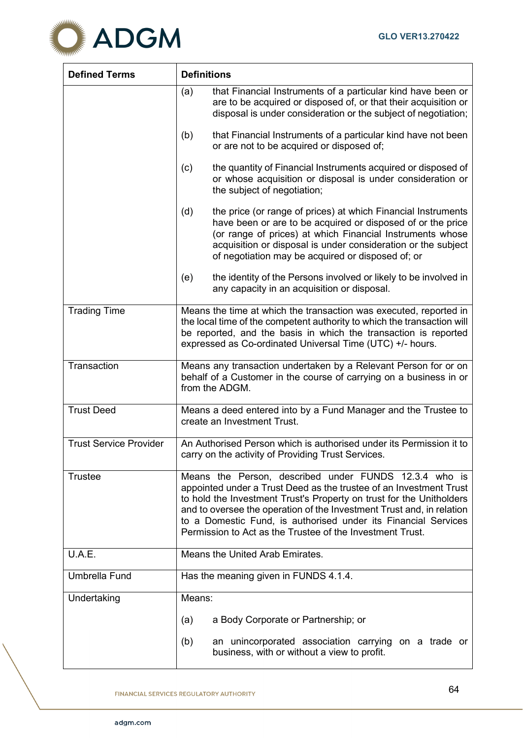| Defined Terms | Definitions |
|---|---|
| | (a) that Financial Instruments of a particular kind have been or are to be acquired or disposed of, or that their acquisition or disposal is under consideration or the subject of negotiation;<br><br>(b) that Financial Instruments of a particular kind have not been or are not to be acquired or disposed of;<br><br>(c) the quantity of Financial Instruments acquired or disposed of or whose acquisition or disposal is under consideration or the subject of negotiation;<br><br>(d) the price (or range of prices) at which Financial Instruments have been or are to be acquired or disposed of or the price (or range of prices) at which Financial Instruments whose acquisition or disposal is under consideration or the subject of negotiation may be acquired or disposed of; or<br><br>(e) the identity of the Persons involved or likely to be involved in any capacity in an acquisition or disposal. |
| Trading Time | Means the time at which the transaction was executed, reported in the local time of the competent authority to which the transaction will be reported, and the basis in which the transaction is reported expressed as Co-ordinated Universal Time (UTC) +/- hours. |
| Transaction | Means any transaction undertaken by a Relevant Person for or on behalf of a Customer in the course of carrying on a business in or from the ADGM. |
| Trust Deed | Means a deed entered into by a Fund Manager and the Trustee to create an Investment Trust. |
| Trust Service Provider | An Authorised Person which is authorised under its Permission it to carry on the activity of Providing Trust Services. |
| Trustee | Means the Person, described under FUNDS 12.3.4 who is appointed under a Trust Deed as the trustee of an Investment Trust to hold the Investment Trust's Property on trust for the Unitholders and to oversee the operation of the Investment Trust and, in relation to a Domestic Fund, is authorised under its Financial Services Permission to Act as the Trustee of the Investment Trust. |
| U.A.E. | Means the United Arab Emirates. |
| Umbrella Fund | Has the meaning given in FUNDS 4.1.4. |
| Undertaking | Means:<br><br>(a) a Body Corporate or Partnership; or<br><br>(b) an unincorporated association carrying on a trade or business, with or without a view to profit. |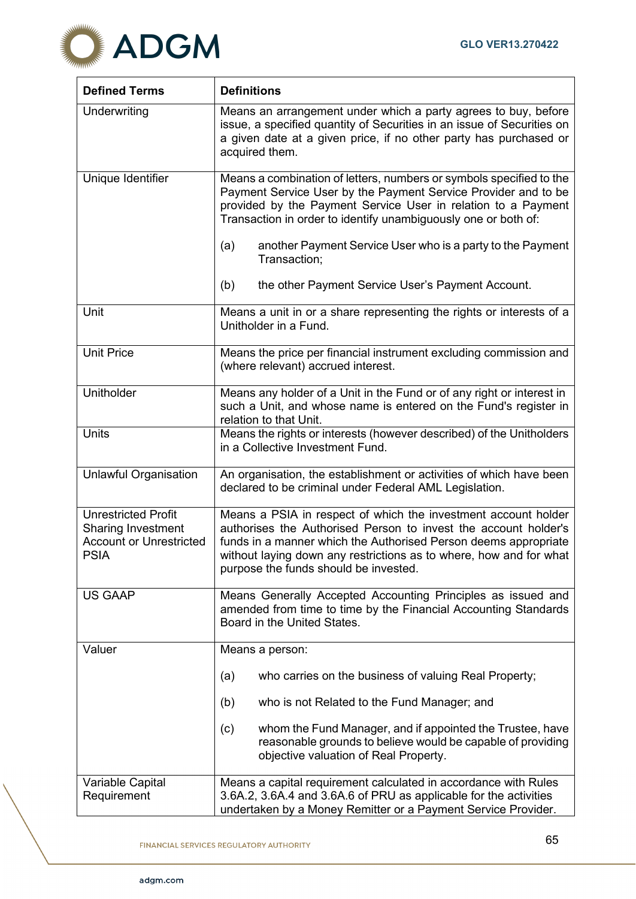| Defined Terms | Definitions |
|---|---|
| Underwriting | Means an arrangement under which a party agrees to buy, before issue, a specified quantity of Securities in an issue of Securities on a given date at a given price, if no other party has purchased or acquired them. |
| Unique Identifier | Means a combination of letters, numbers or symbols specified to the Payment Service User by the Payment Service Provider and to be provided by the Payment Service User in relation to a Payment Transaction in order to identify unambiguously one or both of:<br><br>(a) another Payment Service User who is a party to the Payment Transaction;<br><br>(b) the other Payment Service User's Payment Account. |
| Unit | Means a unit in or a share representing the rights or interests of a Unitholder in a Fund. |
| Unit Price | Means the price per financial instrument excluding commission and (where relevant) accrued interest. |
| Unitholder | Means any holder of a Unit in the Fund or of any right or interest in such a Unit, and whose name is entered on the Fund's register in relation to that Unit. |
| Units | Means the rights or interests (however described) of the Unitholders in a Collective Investment Fund. |
| Unlawful Organisation | An organisation, the establishment or activities of which have been declared to be criminal under Federal AML Legislation. |
| Unrestricted Profit Sharing Investment Account or Unrestricted PSIA | Means a PSIA in respect of which the investment account holder authorises the Authorised Person to invest the account holder's funds in a manner which the Authorised Person deems appropriate without laying down any restrictions as to where, how and for what purpose the funds should be invested. |
| US GAAP | Means Generally Accepted Accounting Principles as issued and amended from time to time by the Financial Accounting Standards Board in the United States. |
| Valuer | Means a person:<br><br>(a) who carries on the business of valuing Real Property;<br><br>(b) who is not Related to the Fund Manager; and<br><br>(c) whom the Fund Manager, and if appointed the Trustee, have reasonable grounds to believe would be capable of providing objective valuation of Real Property. |
| Variable Capital Requirement | Means a capital requirement calculated in accordance with Rules 3.6A.2, 3.6A.4 and 3.6A.6 of PRU as applicable for the activities undertaken by a Money Remitter or a Payment Service Provider. |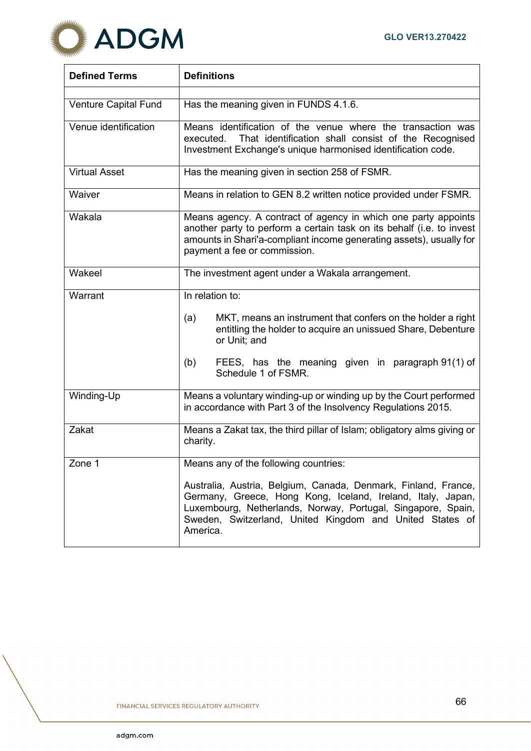| Defined Terms | Definitions |
|---|---|
| | |
| Venture Capital Fund | Has the meaning given in FUNDS 4.1.6. |
| Venue identification | Means identification of the venue where the transaction was executed. That identification shall consist of the Recognised Investment Exchange's unique harmonised identification code. |
| Virtual Asset | Has the meaning given in section 258 of FSMR. |
| Waiver | Means in relation to GEN 8.2 written notice provided under FSMR. |
| Wakala | Means agency. A contract of agency in which one party appoints another party to perform a certain task on its behalf (i.e. to invest amounts in Shari'a-compliant income generating assets), usually for payment a fee or commission. |
| Wakeel | The investment agent under a Wakala arrangement. |
| Warrant | In relation to:<br><br>(a) MKT, means an instrument that confers on the holder a right entitling the holder to acquire an unissued Share, Debenture or Unit; and<br><br>(b) FEES, has the meaning given in paragraph 91(1) of Schedule 1 of FSMR. |
| Winding-Up | Means a voluntary winding-up or winding up by the Court performed in accordance with Part 3 of the Insolvency Regulations 2015. |
| Zakat | Means a Zakat tax, the third pillar of Islam; obligatory alms giving or charity. |
| Zone 1 | Means any of the following countries:<br><br>Australia, Austria, Belgium, Canada, Denmark, Finland, France, Germany, Greece, Hong Kong, Iceland, Ireland, Italy, Japan, Luxembourg, Netherlands, Norway, Portugal, Singapore, Spain, Sweden, Switzerland, United Kingdom and United States of America. |